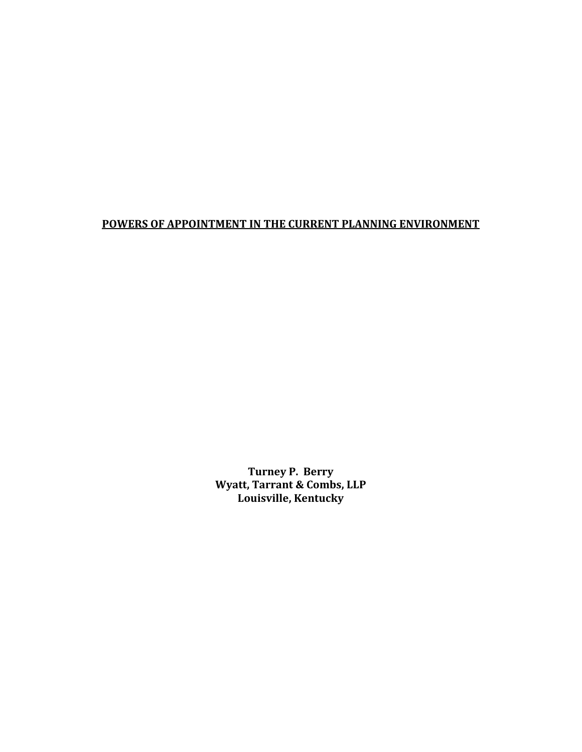# **POWERS OF APPOINTMENT IN THE CURRENT PLANNING ENVIRONMENT**

**Turney P. Berry**
**Wyatt, Tarrant & Combs, LLP**
**Louisville, Kentucky**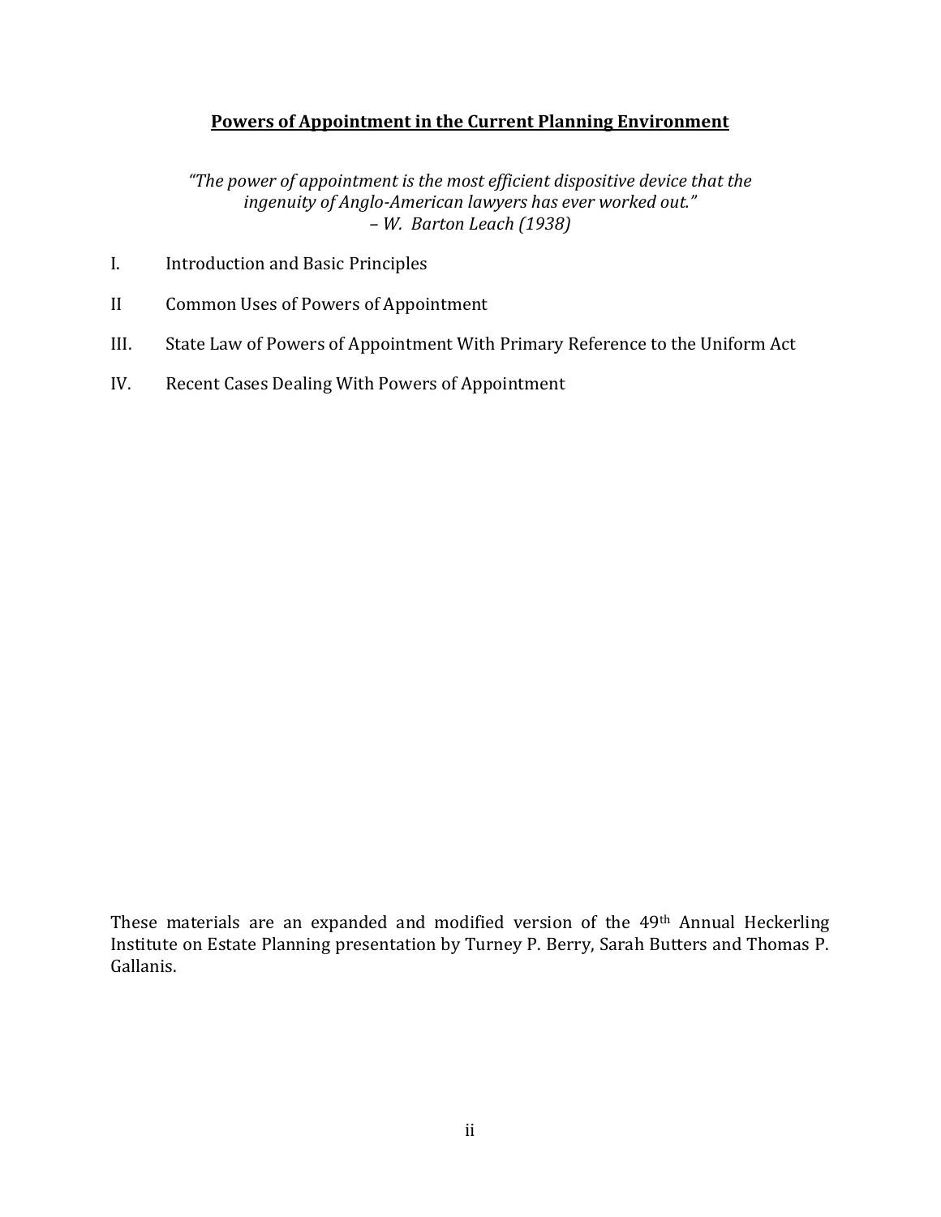# **Powers of Appointment in the Current Planning Environment**

*"The power of appointment is the most efficient dispositive device that the ingenuity of Anglo-American lawyers has ever worked out."*
*– W. Barton Leach (1938)*

I. Introduction and Basic Principles

II Common Uses of Powers of Appointment

III. State Law of Powers of Appointment With Primary Reference to the Uniform Act

IV. Recent Cases Dealing With Powers of Appointment

These materials are an expanded and modified version of the 49th Annual Heckerling Institute on Estate Planning presentation by Turney P. Berry, Sarah Butters and Thomas P. Gallanis.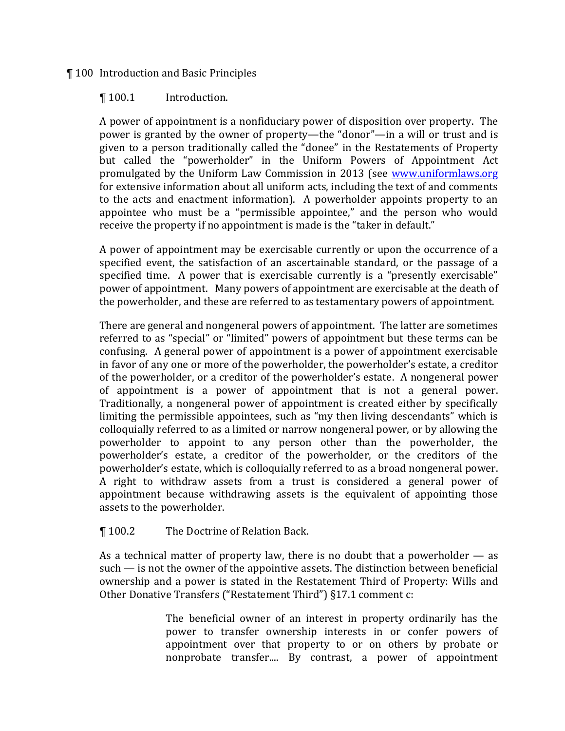## ¶ 100 Introduction and Basic Principles

### ¶ 100.1 Introduction.

A power of appointment is a nonfiduciary power of disposition over property. The power is granted by the owner of property—the "donor"—in a will or trust and is given to a person traditionally called the "donee" in the Restatements of Property but called the "powerholder" in the Uniform Powers of Appointment Act promulgated by the Uniform Law Commission in 2013 (see [www.uniformlaws.org](http://www.uniformlaws.org) for extensive information about all uniform acts, including the text of and comments to the acts and enactment information). A powerholder appoints property to an appointee who must be a "permissible appointee," and the person who would receive the property if no appointment is made is the "taker in default."

A power of appointment may be exercisable currently or upon the occurrence of a specified event, the satisfaction of an ascertainable standard, or the passage of a specified time. A power that is exercisable currently is a "presently exercisable" power of appointment. Many powers of appointment are exercisable at the death of the powerholder, and these are referred to as testamentary powers of appointment.

There are general and nongeneral powers of appointment. The latter are sometimes referred to as "special" or "limited" powers of appointment but these terms can be confusing. A general power of appointment is a power of appointment exercisable in favor of any one or more of the powerholder, the powerholder's estate, a creditor of the powerholder, or a creditor of the powerholder's estate. A nongeneral power of appointment is a power of appointment that is not a general power. Traditionally, a nongeneral power of appointment is created either by specifically limiting the permissible appointees, such as "my then living descendants" which is colloquially referred to as a limited or narrow nongeneral power, or by allowing the powerholder to appoint to any person other than the powerholder, the powerholder's estate, a creditor of the powerholder, or the creditors of the powerholder's estate, which is colloquially referred to as a broad nongeneral power. A right to withdraw assets from a trust is considered a general power of appointment because withdrawing assets is the equivalent of appointing those assets to the powerholder.

### ¶ 100.2 The Doctrine of Relation Back.

As a technical matter of property law, there is no doubt that a powerholder — as such — is not the owner of the appointive assets. The distinction between beneficial ownership and a power is stated in the Restatement Third of Property: Wills and Other Donative Transfers ("Restatement Third") §17.1 comment c:

> The beneficial owner of an interest in property ordinarily has the power to transfer ownership interests in or confer powers of appointment over that property to or on others by probate or nonprobate transfer.... By contrast, a power of appointment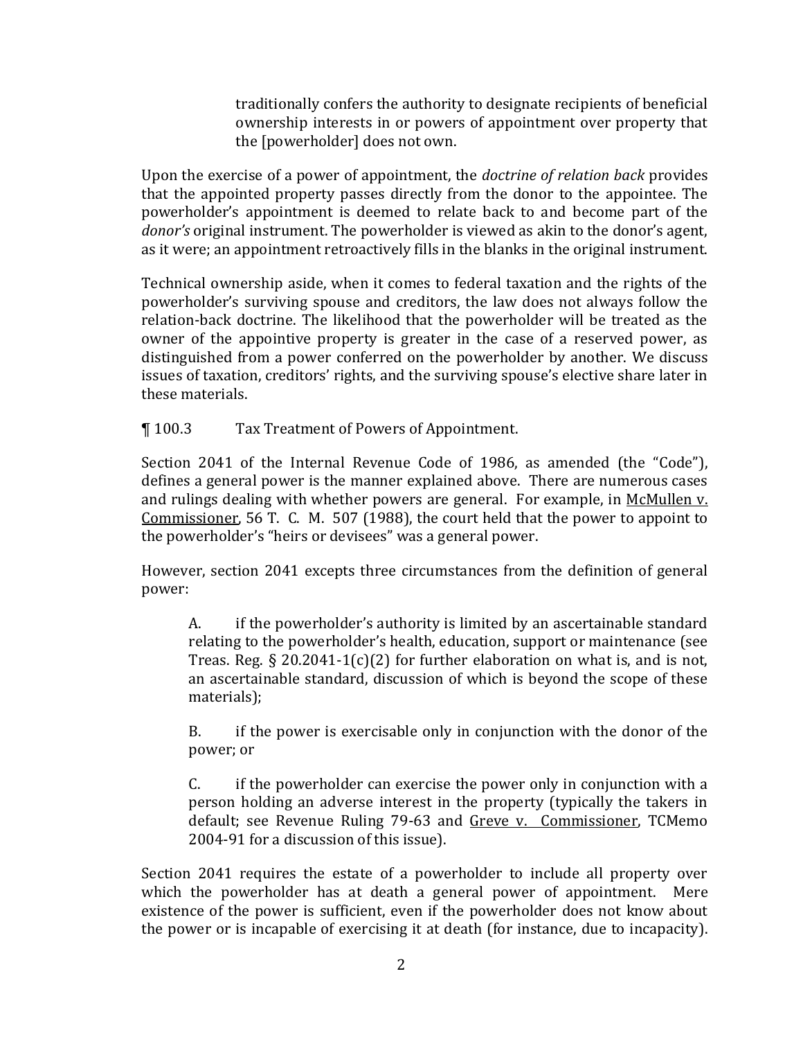> traditionally confers the authority to designate recipients of beneficial ownership interests in or powers of appointment over property that the [powerholder] does not own.

Upon the exercise of a power of appointment, the *doctrine of relation back* provides that the appointed property passes directly from the donor to the appointee. The powerholder's appointment is deemed to relate back to and become part of the *donor's* original instrument. The powerholder is viewed as akin to the donor's agent, as it were; an appointment retroactively fills in the blanks in the original instrument.

Technical ownership aside, when it comes to federal taxation and the rights of the powerholder's surviving spouse and creditors, the law does not always follow the relation-back doctrine. The likelihood that the powerholder will be treated as the owner of the appointive property is greater in the case of a reserved power, as distinguished from a power conferred on the powerholder by another. We discuss issues of taxation, creditors' rights, and the surviving spouse's elective share later in these materials.

¶ 100.3 Tax Treatment of Powers of Appointment.

Section 2041 of the Internal Revenue Code of 1986, as amended (the "Code"), defines a general power is the manner explained above. There are numerous cases and rulings dealing with whether powers are general. For example, in McMullen v. Commissioner, 56 T. C. M. 507 (1988), the court held that the power to appoint to the powerholder's "heirs or devisees" was a general power.

However, section 2041 excepts three circumstances from the definition of general power:

A. if the powerholder's authority is limited by an ascertainable standard relating to the powerholder's health, education, support or maintenance (see Treas. Reg. § 20.2041-1(c)(2) for further elaboration on what is, and is not, an ascertainable standard, discussion of which is beyond the scope of these materials);

B. if the power is exercisable only in conjunction with the donor of the power; or

C. if the powerholder can exercise the power only in conjunction with a person holding an adverse interest in the property (typically the takers in default; see Revenue Ruling 79-63 and Greve v. Commissioner, TCMemo 2004-91 for a discussion of this issue).

Section 2041 requires the estate of a powerholder to include all property over which the powerholder has at death a general power of appointment. Mere existence of the power is sufficient, even if the powerholder does not know about the power or is incapable of exercising it at death (for instance, due to incapacity).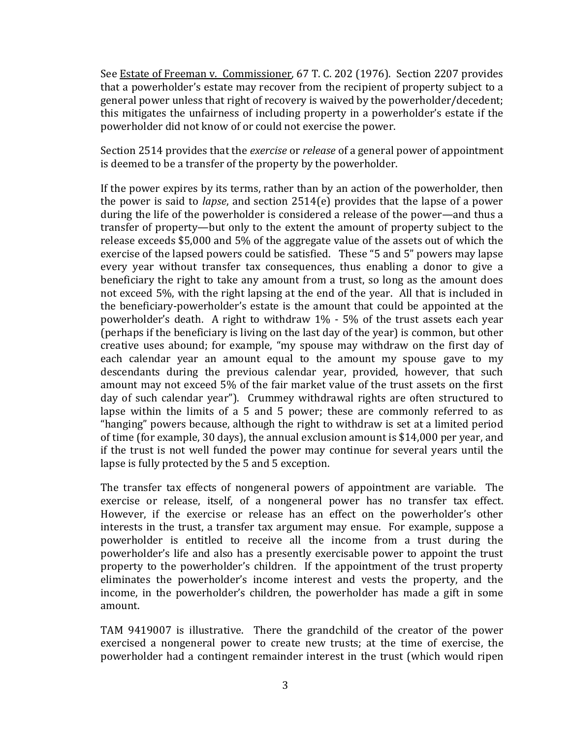See Estate of Freeman v. Commissioner, 67 T. C. 202 (1976). Section 2207 provides that a powerholder's estate may recover from the recipient of property subject to a general power unless that right of recovery is waived by the powerholder/decedent; this mitigates the unfairness of including property in a powerholder's estate if the powerholder did not know of or could not exercise the power.

Section 2514 provides that the *exercise* or *release* of a general power of appointment is deemed to be a transfer of the property by the powerholder.

If the power expires by its terms, rather than by an action of the powerholder, then the power is said to *lapse*, and section 2514(e) provides that the lapse of a power during the life of the powerholder is considered a release of the power—and thus a transfer of property—but only to the extent the amount of property subject to the release exceeds $5,000 and 5% of the aggregate value of the assets out of which the exercise of the lapsed powers could be satisfied. These "5 and 5" powers may lapse every year without transfer tax consequences, thus enabling a donor to give a beneficiary the right to take any amount from a trust, so long as the amount does not exceed 5%, with the right lapsing at the end of the year. All that is included in the beneficiary-powerholder's estate is the amount that could be appointed at the powerholder's death. A right to withdraw 1% - 5% of the trust assets each year (perhaps if the beneficiary is living on the last day of the year) is common, but other creative uses abound; for example, "my spouse may withdraw on the first day of each calendar year an amount equal to the amount my spouse gave to my descendants during the previous calendar year, provided, however, that such amount may not exceed 5% of the fair market value of the trust assets on the first day of such calendar year"). Crummey withdrawal rights are often structured to lapse within the limits of a 5 and 5 power; these are commonly referred to as "hanging" powers because, although the right to withdraw is set at a limited period of time (for example, 30 days), the annual exclusion amount is $14,000 per year, and if the trust is not well funded the power may continue for several years until the lapse is fully protected by the 5 and 5 exception.

The transfer tax effects of nongeneral powers of appointment are variable. The exercise or release, itself, of a nongeneral power has no transfer tax effect. However, if the exercise or release has an effect on the powerholder's other interests in the trust, a transfer tax argument may ensue. For example, suppose a powerholder is entitled to receive all the income from a trust during the powerholder's life and also has a presently exercisable power to appoint the trust property to the powerholder's children. If the appointment of the trust property eliminates the powerholder's income interest and vests the property, and the income, in the powerholder's children, the powerholder has made a gift in some amount.

TAM 9419007 is illustrative. There the grandchild of the creator of the power exercised a nongeneral power to create new trusts; at the time of exercise, the powerholder had a contingent remainder interest in the trust (which would ripen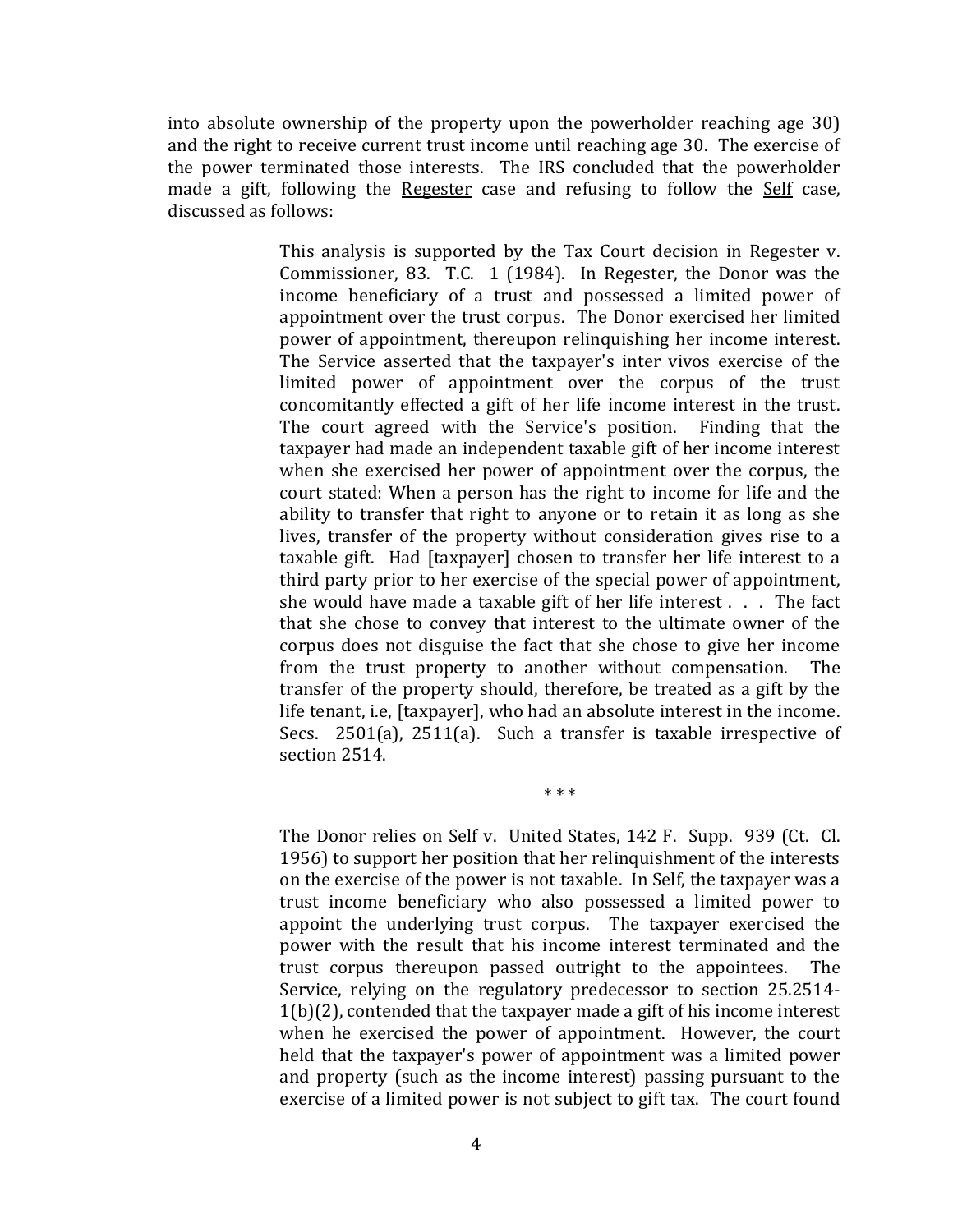into absolute ownership of the property upon the powerholder reaching age 30) and the right to receive current trust income until reaching age 30. The exercise of the power terminated those interests. The IRS concluded that the powerholder made a gift, following the Regester case and refusing to follow the Self case, discussed as follows:

> This analysis is supported by the Tax Court decision in Regester v. Commissioner, 83. T.C. 1 (1984). In Regester, the Donor was the income beneficiary of a trust and possessed a limited power of appointment over the trust corpus. The Donor exercised her limited power of appointment, thereupon relinquishing her income interest. The Service asserted that the taxpayer's inter vivos exercise of the limited power of appointment over the corpus of the trust concomitantly effected a gift of her life income interest in the trust. The court agreed with the Service's position. Finding that the taxpayer had made an independent taxable gift of her income interest when she exercised her power of appointment over the corpus, the court stated: When a person has the right to income for life and the ability to transfer that right to anyone or to retain it as long as she lives, transfer of the property without consideration gives rise to a taxable gift. Had [taxpayer] chosen to transfer her life interest to a third party prior to her exercise of the special power of appointment, she would have made a taxable gift of her life interest . . . The fact that she chose to convey that interest to the ultimate owner of the corpus does not disguise the fact that she chose to give her income from the trust property to another without compensation. The transfer of the property should, therefore, be treated as a gift by the life tenant, i.e, [taxpayer], who had an absolute interest in the income. Secs. 2501(a), 2511(a). Such a transfer is taxable irrespective of section 2514.
>
> \* \* \*
>
> The Donor relies on Self v. United States, 142 F. Supp. 939 (Ct. Cl. 1956) to support her position that her relinquishment of the interests on the exercise of the power is not taxable. In Self, the taxpayer was a trust income beneficiary who also possessed a limited power to appoint the underlying trust corpus. The taxpayer exercised the power with the result that his income interest terminated and the trust corpus thereupon passed outright to the appointees. The Service, relying on the regulatory predecessor to section 25.2514-1(b)(2), contended that the taxpayer made a gift of his income interest when he exercised the power of appointment. However, the court held that the taxpayer's power of appointment was a limited power and property (such as the income interest) passing pursuant to the exercise of a limited power is not subject to gift tax. The court found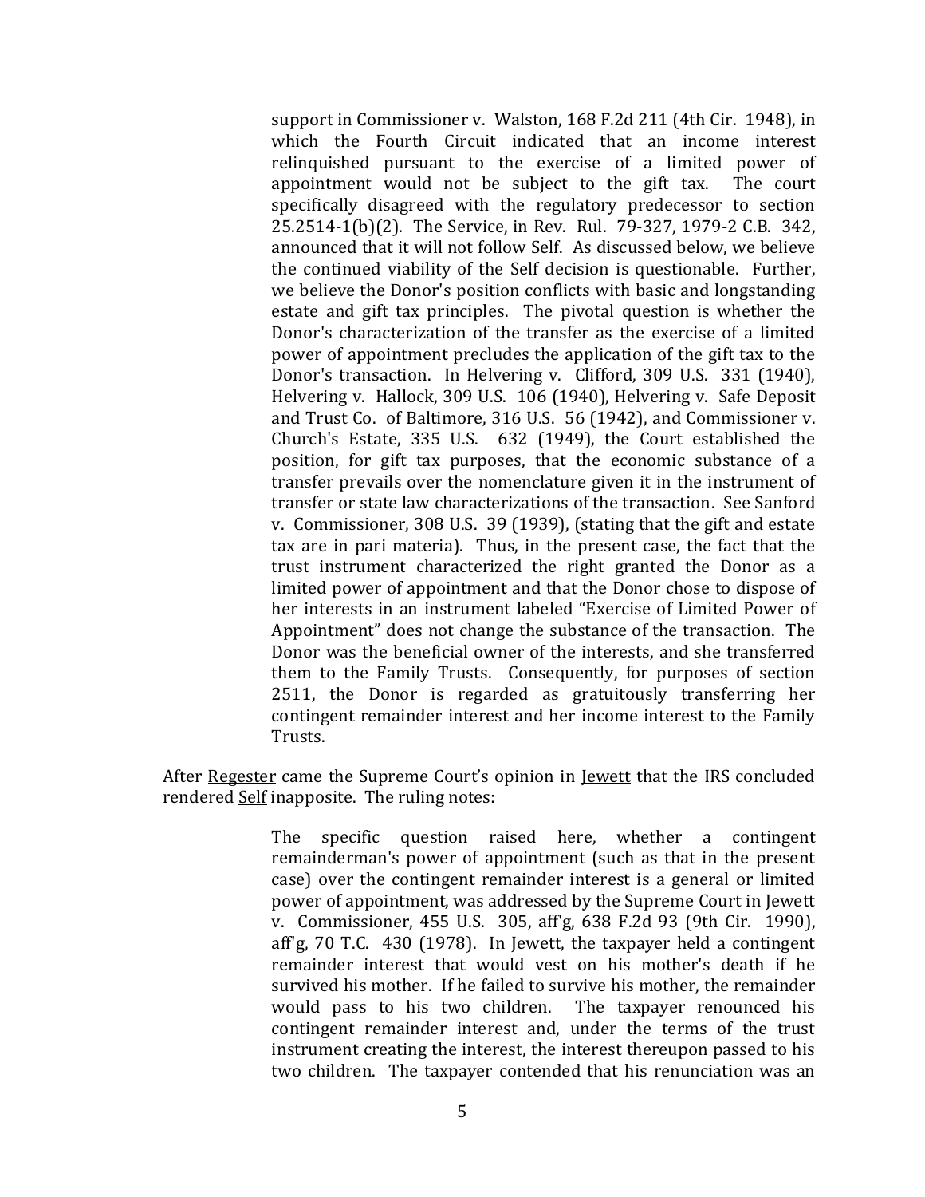> support in Commissioner v. Walston, 168 F.2d 211 (4th Cir. 1948), in which the Fourth Circuit indicated that an income interest relinquished pursuant to the exercise of a limited power of appointment would not be subject to the gift tax. The court specifically disagreed with the regulatory predecessor to section 25.2514-1(b)(2). The Service, in Rev. Rul. 79-327, 1979-2 C.B. 342, announced that it will not follow Self. As discussed below, we believe the continued viability of the Self decision is questionable. Further, we believe the Donor's position conflicts with basic and longstanding estate and gift tax principles. The pivotal question is whether the Donor's characterization of the transfer as the exercise of a limited power of appointment precludes the application of the gift tax to the Donor's transaction. In Helvering v. Clifford, 309 U.S. 331 (1940), Helvering v. Hallock, 309 U.S. 106 (1940), Helvering v. Safe Deposit and Trust Co. of Baltimore, 316 U.S. 56 (1942), and Commissioner v. Church's Estate, 335 U.S. 632 (1949), the Court established the position, for gift tax purposes, that the economic substance of a transfer prevails over the nomenclature given it in the instrument of transfer or state law characterizations of the transaction. See Sanford v. Commissioner, 308 U.S. 39 (1939), (stating that the gift and estate tax are in pari materia). Thus, in the present case, the fact that the trust instrument characterized the right granted the Donor as a limited power of appointment and that the Donor chose to dispose of her interests in an instrument labeled "Exercise of Limited Power of Appointment" does not change the substance of the transaction. The Donor was the beneficial owner of the interests, and she transferred them to the Family Trusts. Consequently, for purposes of section 2511, the Donor is regarded as gratuitously transferring her contingent remainder interest and her income interest to the Family Trusts.

After <u>Regester</u> came the Supreme Court's opinion in <u>Jewett</u> that the IRS concluded rendered <u>Self</u> inapposite. The ruling notes:

> The specific question raised here, whether a contingent remainderman's power of appointment (such as that in the present case) over the contingent remainder interest is a general or limited power of appointment, was addressed by the Supreme Court in Jewett v. Commissioner, 455 U.S. 305, aff'g, 638 F.2d 93 (9th Cir. 1990), aff'g, 70 T.C. 430 (1978). In Jewett, the taxpayer held a contingent remainder interest that would vest on his mother's death if he survived his mother. If he failed to survive his mother, the remainder would pass to his two children. The taxpayer renounced his contingent remainder interest and, under the terms of the trust instrument creating the interest, the interest thereupon passed to his two children. The taxpayer contended that his renunciation was an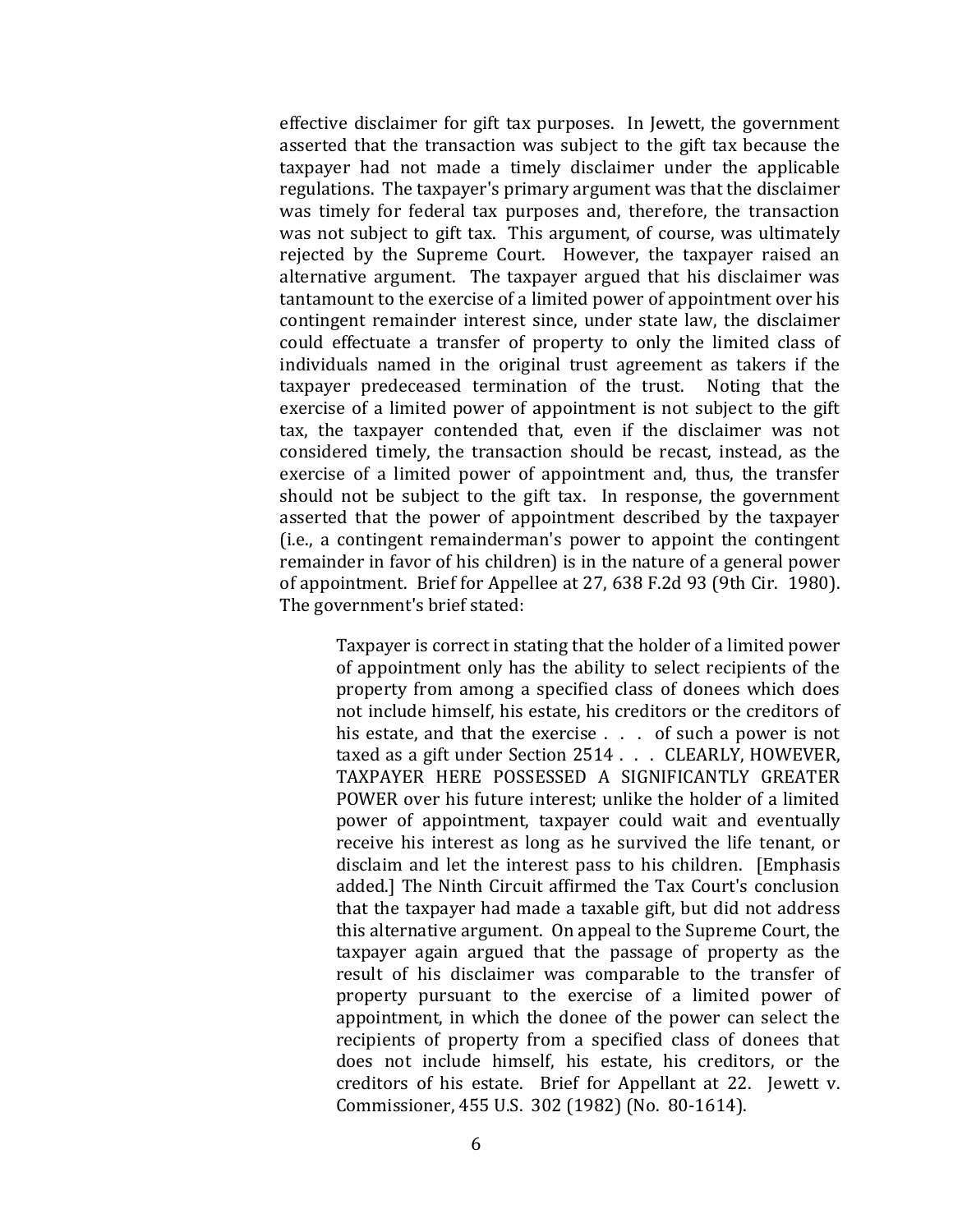effective disclaimer for gift tax purposes. In Jewett, the government asserted that the transaction was subject to the gift tax because the taxpayer had not made a timely disclaimer under the applicable regulations. The taxpayer's primary argument was that the disclaimer was timely for federal tax purposes and, therefore, the transaction was not subject to gift tax. This argument, of course, was ultimately rejected by the Supreme Court. However, the taxpayer raised an alternative argument. The taxpayer argued that his disclaimer was tantamount to the exercise of a limited power of appointment over his contingent remainder interest since, under state law, the disclaimer could effectuate a transfer of property to only the limited class of individuals named in the original trust agreement as takers if the taxpayer predeceased termination of the trust. Noting that the exercise of a limited power of appointment is not subject to the gift tax, the taxpayer contended that, even if the disclaimer was not considered timely, the transaction should be recast, instead, as the exercise of a limited power of appointment and, thus, the transfer should not be subject to the gift tax. In response, the government asserted that the power of appointment described by the taxpayer (i.e., a contingent remainderman's power to appoint the contingent remainder in favor of his children) is in the nature of a general power of appointment. Brief for Appellee at 27, 638 F.2d 93 (9th Cir. 1980). The government's brief stated:

> Taxpayer is correct in stating that the holder of a limited power of appointment only has the ability to select recipients of the property from among a specified class of donees which does not include himself, his estate, his creditors or the creditors of his estate, and that the exercise . . . of such a power is not taxed as a gift under Section 2514 . . . CLEARLY, HOWEVER, TAXPAYER HERE POSSESSED A SIGNIFICANTLY GREATER POWER over his future interest; unlike the holder of a limited power of appointment, taxpayer could wait and eventually receive his interest as long as he survived the life tenant, or disclaim and let the interest pass to his children. [Emphasis added.] The Ninth Circuit affirmed the Tax Court's conclusion that the taxpayer had made a taxable gift, but did not address this alternative argument. On appeal to the Supreme Court, the taxpayer again argued that the passage of property as the result of his disclaimer was comparable to the transfer of property pursuant to the exercise of a limited power of appointment, in which the donee of the power can select the recipients of property from a specified class of donees that does not include himself, his estate, his creditors, or the creditors of his estate. Brief for Appellant at 22. Jewett v. Commissioner, 455 U.S. 302 (1982) (No. 80-1614).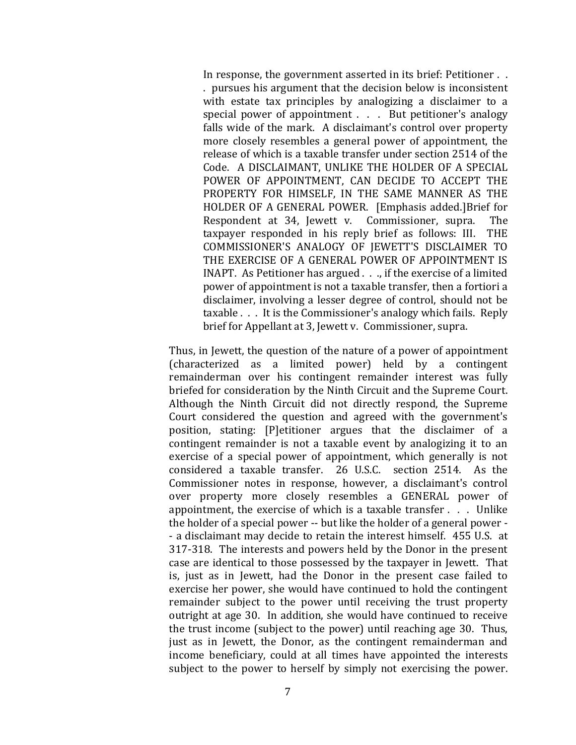> In response, the government asserted in its brief: Petitioner . . . pursues his argument that the decision below is inconsistent with estate tax principles by analogizing a disclaimer to a special power of appointment . . . But petitioner's analogy falls wide of the mark. A disclaimant's control over property more closely resembles a general power of appointment, the release of which is a taxable transfer under section 2514 of the Code. A DISCLAIMANT, UNLIKE THE HOLDER OF A SPECIAL POWER OF APPOINTMENT, CAN DECIDE TO ACCEPT THE PROPERTY FOR HIMSELF, IN THE SAME MANNER AS THE HOLDER OF A GENERAL POWER. [Emphasis added.]Brief for Respondent at 34, Jewett v. Commissioner, supra. The taxpayer responded in his reply brief as follows: III. THE COMMISSIONER'S ANALOGY OF JEWETT'S DISCLAIMER TO THE EXERCISE OF A GENERAL POWER OF APPOINTMENT IS INAPT. As Petitioner has argued . . ., if the exercise of a limited power of appointment is not a taxable transfer, then a fortiori a disclaimer, involving a lesser degree of control, should not be taxable . . . It is the Commissioner's analogy which fails. Reply brief for Appellant at 3, Jewett v. Commissioner, supra.

Thus, in Jewett, the question of the nature of a power of appointment (characterized as a limited power) held by a contingent remainderman over his contingent remainder interest was fully briefed for consideration by the Ninth Circuit and the Supreme Court. Although the Ninth Circuit did not directly respond, the Supreme Court considered the question and agreed with the government's position, stating: [P]etitioner argues that the disclaimer of a contingent remainder is not a taxable event by analogizing it to an exercise of a special power of appointment, which generally is not considered a taxable transfer. 26 U.S.C. section 2514. As the Commissioner notes in response, however, a disclaimant's control over property more closely resembles a GENERAL power of appointment, the exercise of which is a taxable transfer . . . Unlike the holder of a special power -- but like the holder of a general power -- a disclaimant may decide to retain the interest himself. 455 U.S. at 317-318. The interests and powers held by the Donor in the present case are identical to those possessed by the taxpayer in Jewett. That is, just as in Jewett, had the Donor in the present case failed to exercise her power, she would have continued to hold the contingent remainder subject to the power until receiving the trust property outright at age 30. In addition, she would have continued to receive the trust income (subject to the power) until reaching age 30. Thus, just as in Jewett, the Donor, as the contingent remainderman and income beneficiary, could at all times have appointed the interests subject to the power to herself by simply not exercising the power.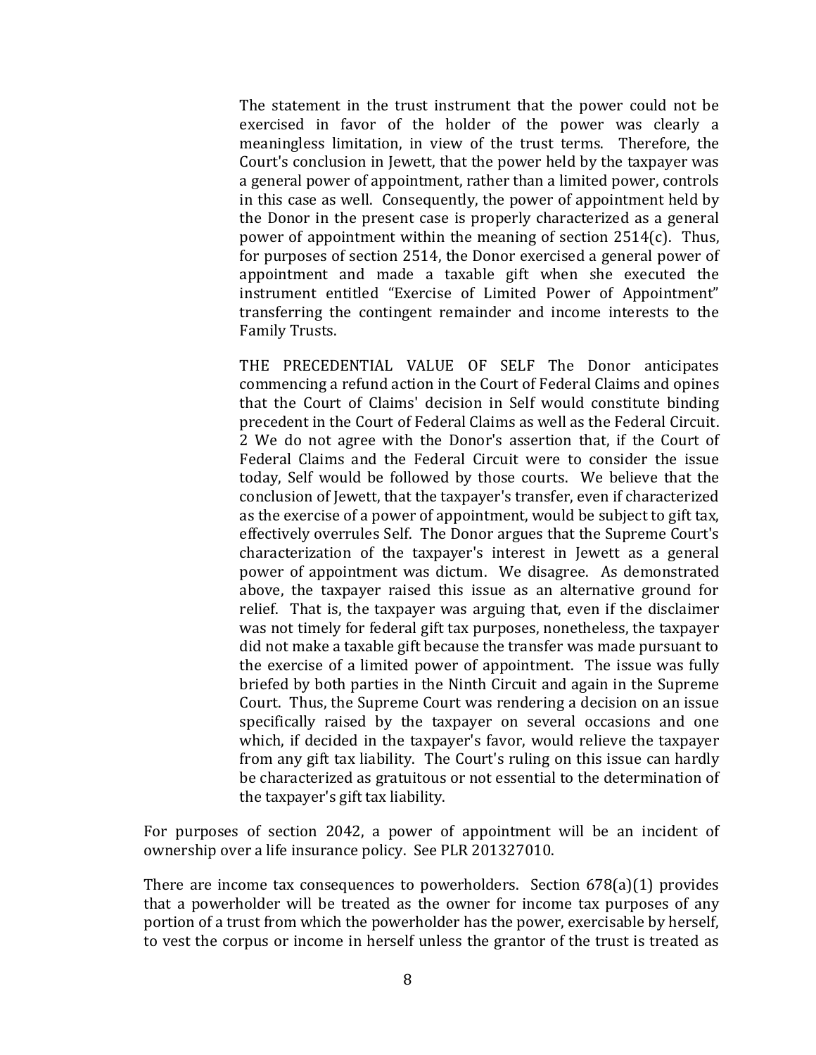> The statement in the trust instrument that the power could not be exercised in favor of the holder of the power was clearly a meaningless limitation, in view of the trust terms. Therefore, the Court's conclusion in Jewett, that the power held by the taxpayer was a general power of appointment, rather than a limited power, controls in this case as well. Consequently, the power of appointment held by the Donor in the present case is properly characterized as a general power of appointment within the meaning of section 2514(c). Thus, for purposes of section 2514, the Donor exercised a general power of appointment and made a taxable gift when she executed the instrument entitled "Exercise of Limited Power of Appointment" transferring the contingent remainder and income interests to the Family Trusts.
>
> THE PRECEDENTIAL VALUE OF SELF The Donor anticipates commencing a refund action in the Court of Federal Claims and opines that the Court of Claims' decision in Self would constitute binding precedent in the Court of Federal Claims as well as the Federal Circuit. 2 We do not agree with the Donor's assertion that, if the Court of Federal Claims and the Federal Circuit were to consider the issue today, Self would be followed by those courts. We believe that the conclusion of Jewett, that the taxpayer's transfer, even if characterized as the exercise of a power of appointment, would be subject to gift tax, effectively overrules Self. The Donor argues that the Supreme Court's characterization of the taxpayer's interest in Jewett as a general power of appointment was dictum. We disagree. As demonstrated above, the taxpayer raised this issue as an alternative ground for relief. That is, the taxpayer was arguing that, even if the disclaimer was not timely for federal gift tax purposes, nonetheless, the taxpayer did not make a taxable gift because the transfer was made pursuant to the exercise of a limited power of appointment. The issue was fully briefed by both parties in the Ninth Circuit and again in the Supreme Court. Thus, the Supreme Court was rendering a decision on an issue specifically raised by the taxpayer on several occasions and one which, if decided in the taxpayer's favor, would relieve the taxpayer from any gift tax liability. The Court's ruling on this issue can hardly be characterized as gratuitous or not essential to the determination of the taxpayer's gift tax liability.

For purposes of section 2042, a power of appointment will be an incident of ownership over a life insurance policy. See PLR 201327010.

There are income tax consequences to powerholders. Section 678(a)(1) provides that a powerholder will be treated as the owner for income tax purposes of any portion of a trust from which the powerholder has the power, exercisable by herself, to vest the corpus or income in herself unless the grantor of the trust is treated as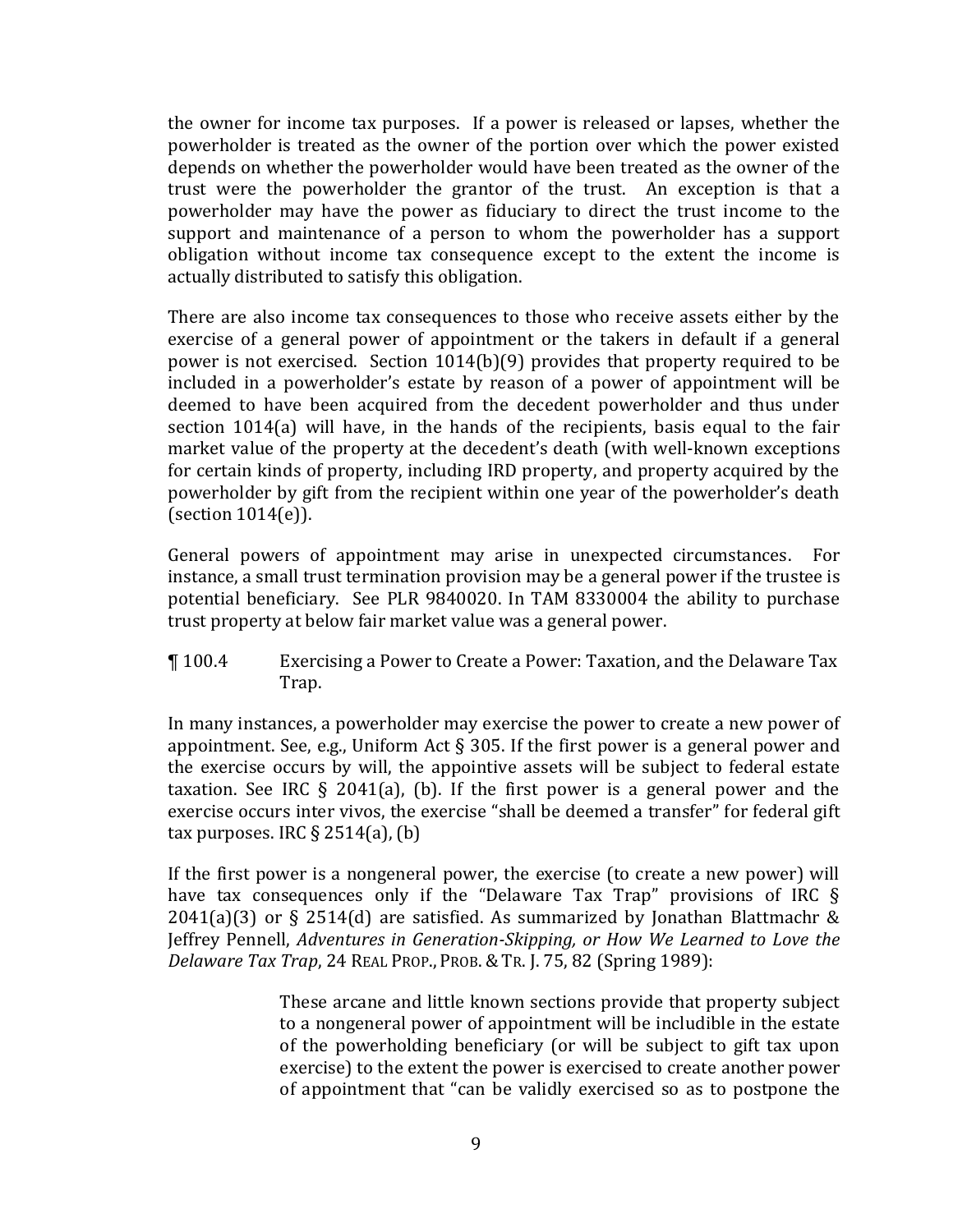the owner for income tax purposes. If a power is released or lapses, whether the powerholder is treated as the owner of the portion over which the power existed depends on whether the powerholder would have been treated as the owner of the trust were the powerholder the grantor of the trust. An exception is that a powerholder may have the power as fiduciary to direct the trust income to the support and maintenance of a person to whom the powerholder has a support obligation without income tax consequence except to the extent the income is actually distributed to satisfy this obligation.

There are also income tax consequences to those who receive assets either by the exercise of a general power of appointment or the takers in default if a general power is not exercised. Section 1014(b)(9) provides that property required to be included in a powerholder's estate by reason of a power of appointment will be deemed to have been acquired from the decedent powerholder and thus under section 1014(a) will have, in the hands of the recipients, basis equal to the fair market value of the property at the decedent's death (with well-known exceptions for certain kinds of property, including IRD property, and property acquired by the powerholder by gift from the recipient within one year of the powerholder's death (section 1014(e)).

General powers of appointment may arise in unexpected circumstances. For instance, a small trust termination provision may be a general power if the trustee is potential beneficiary. See PLR 9840020. In TAM 8330004 the ability to purchase trust property at below fair market value was a general power.

## ¶ 100.4 Exercising a Power to Create a Power: Taxation, and the Delaware Tax Trap.

In many instances, a powerholder may exercise the power to create a new power of appointment. See, e.g., Uniform Act § 305. If the first power is a general power and the exercise occurs by will, the appointive assets will be subject to federal estate taxation. See IRC § 2041(a), (b). If the first power is a general power and the exercise occurs inter vivos, the exercise "shall be deemed a transfer" for federal gift tax purposes. IRC § 2514(a), (b)

If the first power is a nongeneral power, the exercise (to create a new power) will have tax consequences only if the "Delaware Tax Trap" provisions of IRC § 2041(a)(3) or § 2514(d) are satisfied. As summarized by Jonathan Blattmachr & Jeffrey Pennell, *Adventures in Generation-Skipping, or How We Learned to Love the Delaware Tax Trap*, 24 REAL PROP., PROB. & TR. J. 75, 82 (Spring 1989):

> These arcane and little known sections provide that property subject to a nongeneral power of appointment will be includible in the estate of the powerholding beneficiary (or will be subject to gift tax upon exercise) to the extent the power is exercised to create another power of appointment that "can be validly exercised so as to postpone the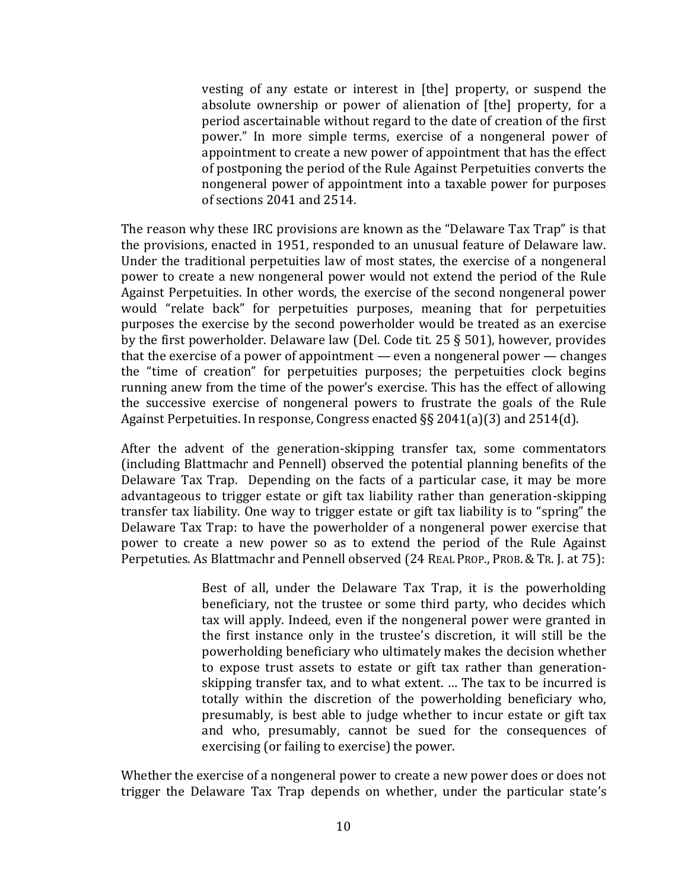> vesting of any estate or interest in [the] property, or suspend the absolute ownership or power of alienation of [the] property, for a period ascertainable without regard to the date of creation of the first power." In more simple terms, exercise of a nongeneral power of appointment to create a new power of appointment that has the effect of postponing the period of the Rule Against Perpetuities converts the nongeneral power of appointment into a taxable power for purposes of sections 2041 and 2514.

The reason why these IRC provisions are known as the "Delaware Tax Trap" is that the provisions, enacted in 1951, responded to an unusual feature of Delaware law. Under the traditional perpetuities law of most states, the exercise of a nongeneral power to create a new nongeneral power would not extend the period of the Rule Against Perpetuities. In other words, the exercise of the second nongeneral power would "relate back" for perpetuities purposes, meaning that for perpetuities purposes the exercise by the second powerholder would be treated as an exercise by the first powerholder. Delaware law (Del. Code tit. 25 § 501), however, provides that the exercise of a power of appointment — even a nongeneral power — changes the "time of creation" for perpetuities purposes; the perpetuities clock begins running anew from the time of the power's exercise. This has the effect of allowing the successive exercise of nongeneral powers to frustrate the goals of the Rule Against Perpetuities. In response, Congress enacted §§ 2041(a)(3) and 2514(d).

After the advent of the generation-skipping transfer tax, some commentators (including Blattmachr and Pennell) observed the potential planning benefits of the Delaware Tax Trap. Depending on the facts of a particular case, it may be more advantageous to trigger estate or gift tax liability rather than generation-skipping transfer tax liability. One way to trigger estate or gift tax liability is to "spring" the Delaware Tax Trap: to have the powerholder of a nongeneral power exercise that power to create a new power so as to extend the period of the Rule Against Perpetuities. As Blattmachr and Pennell observed (24 REAL PROP., PROB. & TR. J. at 75):

> Best of all, under the Delaware Tax Trap, it is the powerholding beneficiary, not the trustee or some third party, who decides which tax will apply. Indeed, even if the nongeneral power were granted in the first instance only in the trustee's discretion, it will still be the powerholding beneficiary who ultimately makes the decision whether to expose trust assets to estate or gift tax rather than generation-skipping transfer tax, and to what extent. … The tax to be incurred is totally within the discretion of the powerholding beneficiary who, presumably, is best able to judge whether to incur estate or gift tax and who, presumably, cannot be sued for the consequences of exercising (or failing to exercise) the power.

Whether the exercise of a nongeneral power to create a new power does or does not trigger the Delaware Tax Trap depends on whether, under the particular state's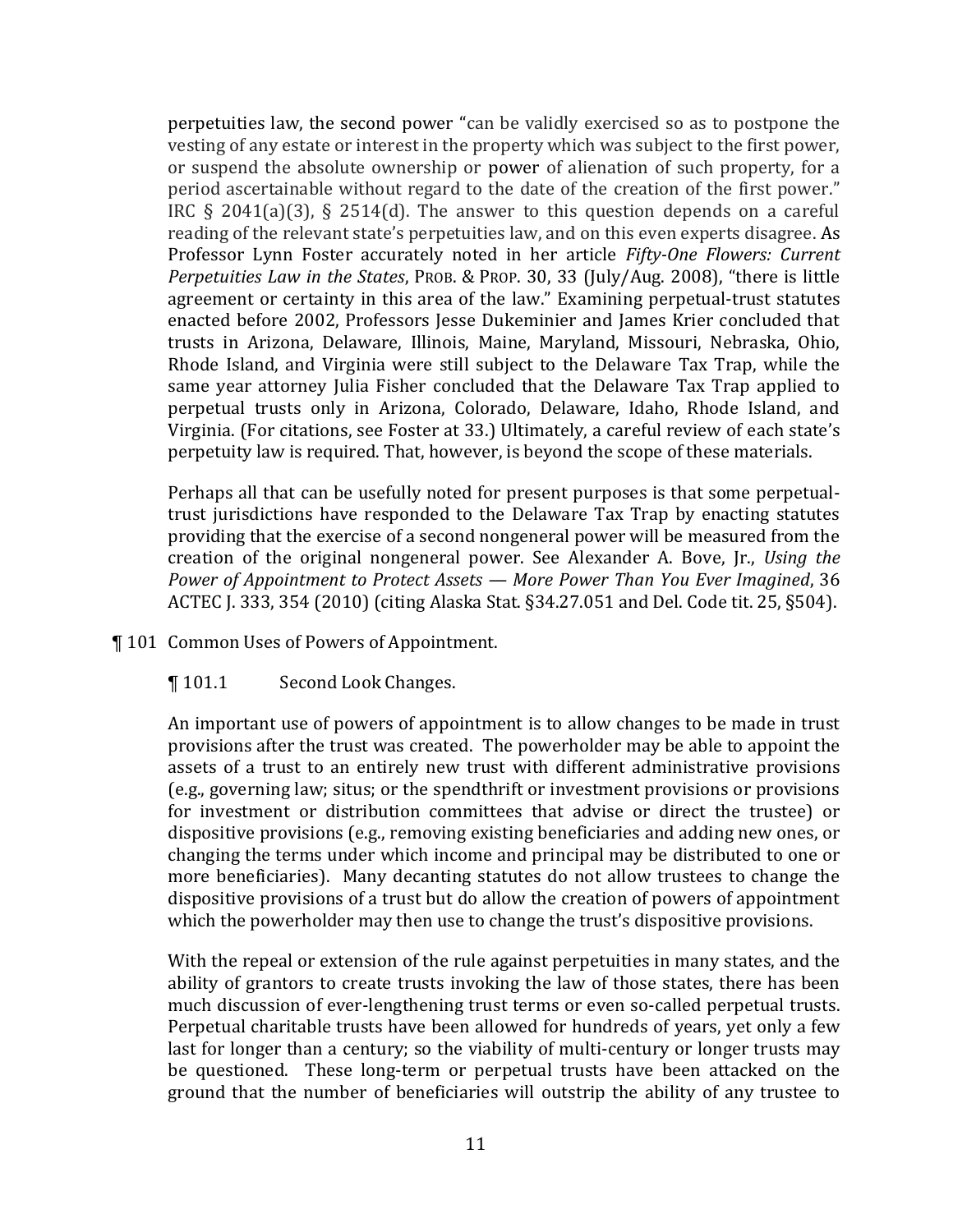perpetuities law, the second power "can be validly exercised so as to postpone the vesting of any estate or interest in the property which was subject to the first power, or suspend the absolute ownership or power of alienation of such property, for a period ascertainable without regard to the date of the creation of the first power." IRC § 2041(a)(3), § 2514(d). The answer to this question depends on a careful reading of the relevant state's perpetuities law, and on this even experts disagree. As Professor Lynn Foster accurately noted in her article *Fifty-One Flowers: Current Perpetuities Law in the States*, PROB. & PROP. 30, 33 (July/Aug. 2008), "there is little agreement or certainty in this area of the law." Examining perpetual-trust statutes enacted before 2002, Professors Jesse Dukeminier and James Krier concluded that trusts in Arizona, Delaware, Illinois, Maine, Maryland, Missouri, Nebraska, Ohio, Rhode Island, and Virginia were still subject to the Delaware Tax Trap, while the same year attorney Julia Fisher concluded that the Delaware Tax Trap applied to perpetual trusts only in Arizona, Colorado, Delaware, Idaho, Rhode Island, and Virginia. (For citations, see Foster at 33.) Ultimately, a careful review of each state's perpetuity law is required. That, however, is beyond the scope of these materials.

Perhaps all that can be usefully noted for present purposes is that some perpetual-trust jurisdictions have responded to the Delaware Tax Trap by enacting statutes providing that the exercise of a second nongeneral power will be measured from the creation of the original nongeneral power. See Alexander A. Bove, Jr., *Using the Power of Appointment to Protect Assets — More Power Than You Ever Imagined*, 36 ACTEC J. 333, 354 (2010) (citing Alaska Stat. §34.27.051 and Del. Code tit. 25, §504).

## ¶ 101 Common Uses of Powers of Appointment.

### ¶ 101.1 Second Look Changes.

An important use of powers of appointment is to allow changes to be made in trust provisions after the trust was created. The powerholder may be able to appoint the assets of a trust to an entirely new trust with different administrative provisions (e.g., governing law; situs; or the spendthrift or investment provisions or provisions for investment or distribution committees that advise or direct the trustee) or dispositive provisions (e.g., removing existing beneficiaries and adding new ones, or changing the terms under which income and principal may be distributed to one or more beneficiaries). Many decanting statutes do not allow trustees to change the dispositive provisions of a trust but do allow the creation of powers of appointment which the powerholder may then use to change the trust's dispositive provisions.

With the repeal or extension of the rule against perpetuities in many states, and the ability of grantors to create trusts invoking the law of those states, there has been much discussion of ever-lengthening trust terms or even so-called perpetual trusts. Perpetual charitable trusts have been allowed for hundreds of years, yet only a few last for longer than a century; so the viability of multi-century or longer trusts may be questioned. These long-term or perpetual trusts have been attacked on the ground that the number of beneficiaries will outstrip the ability of any trustee to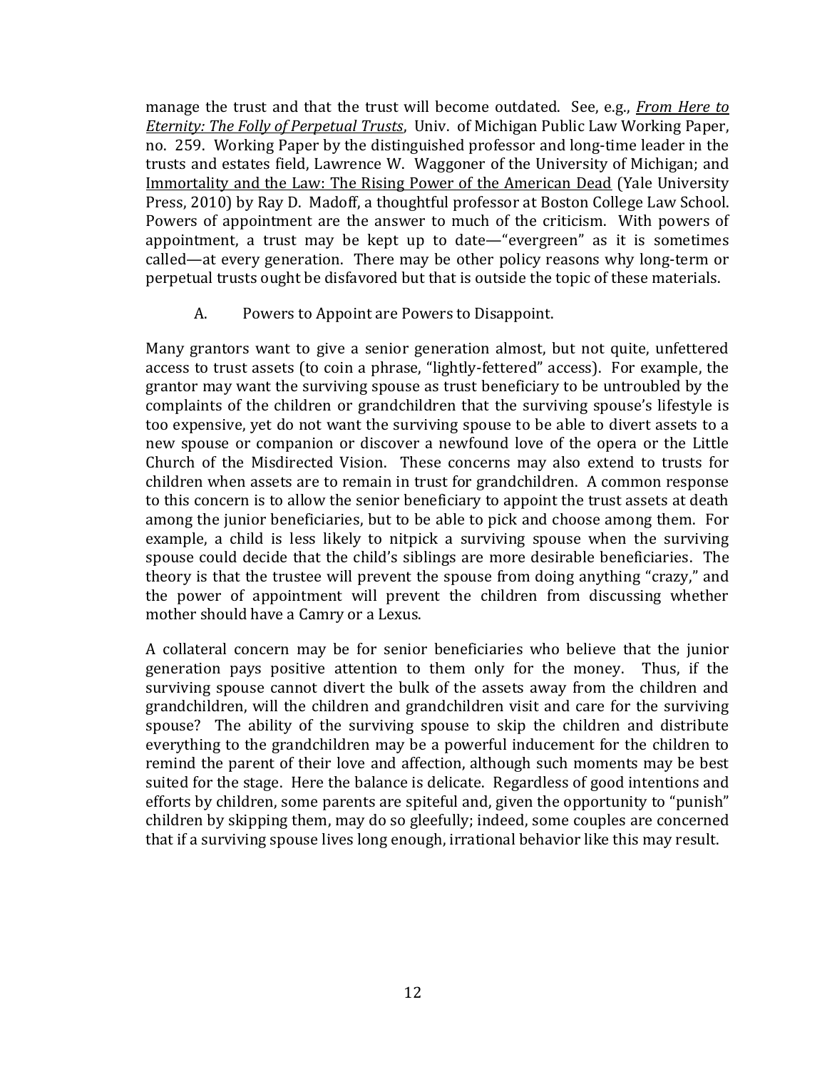manage the trust and that the trust will become outdated. See, e.g., ***From Here to Eternity: The Folly of Perpetual Trusts***, Univ. of Michigan Public Law Working Paper, no. 259. Working Paper by the distinguished professor and long-time leader in the trusts and estates field, Lawrence W. Waggoner of the University of Michigan; and Immortality and the Law: The Rising Power of the American Dead (Yale University Press, 2010) by Ray D. Madoff, a thoughtful professor at Boston College Law School. Powers of appointment are the answer to much of the criticism. With powers of appointment, a trust may be kept up to date—"evergreen" as it is sometimes called—at every generation. There may be other policy reasons why long-term or perpetual trusts ought be disfavored but that is outside the topic of these materials.

### A. Powers to Appoint are Powers to Disappoint.

Many grantors want to give a senior generation almost, but not quite, unfettered access to trust assets (to coin a phrase, "lightly-fettered" access). For example, the grantor may want the surviving spouse as trust beneficiary to be untroubled by the complaints of the children or grandchildren that the surviving spouse's lifestyle is too expensive, yet do not want the surviving spouse to be able to divert assets to a new spouse or companion or discover a newfound love of the opera or the Little Church of the Misdirected Vision. These concerns may also extend to trusts for children when assets are to remain in trust for grandchildren. A common response to this concern is to allow the senior beneficiary to appoint the trust assets at death among the junior beneficiaries, but to be able to pick and choose among them. For example, a child is less likely to nitpick a surviving spouse when the surviving spouse could decide that the child's siblings are more desirable beneficiaries. The theory is that the trustee will prevent the spouse from doing anything "crazy," and the power of appointment will prevent the children from discussing whether mother should have a Camry or a Lexus.

A collateral concern may be for senior beneficiaries who believe that the junior generation pays positive attention to them only for the money. Thus, if the surviving spouse cannot divert the bulk of the assets away from the children and grandchildren, will the children and grandchildren visit and care for the surviving spouse? The ability of the surviving spouse to skip the children and distribute everything to the grandchildren may be a powerful inducement for the children to remind the parent of their love and affection, although such moments may be best suited for the stage. Here the balance is delicate. Regardless of good intentions and efforts by children, some parents are spiteful and, given the opportunity to "punish" children by skipping them, may do so gleefully; indeed, some couples are concerned that if a surviving spouse lives long enough, irrational behavior like this may result.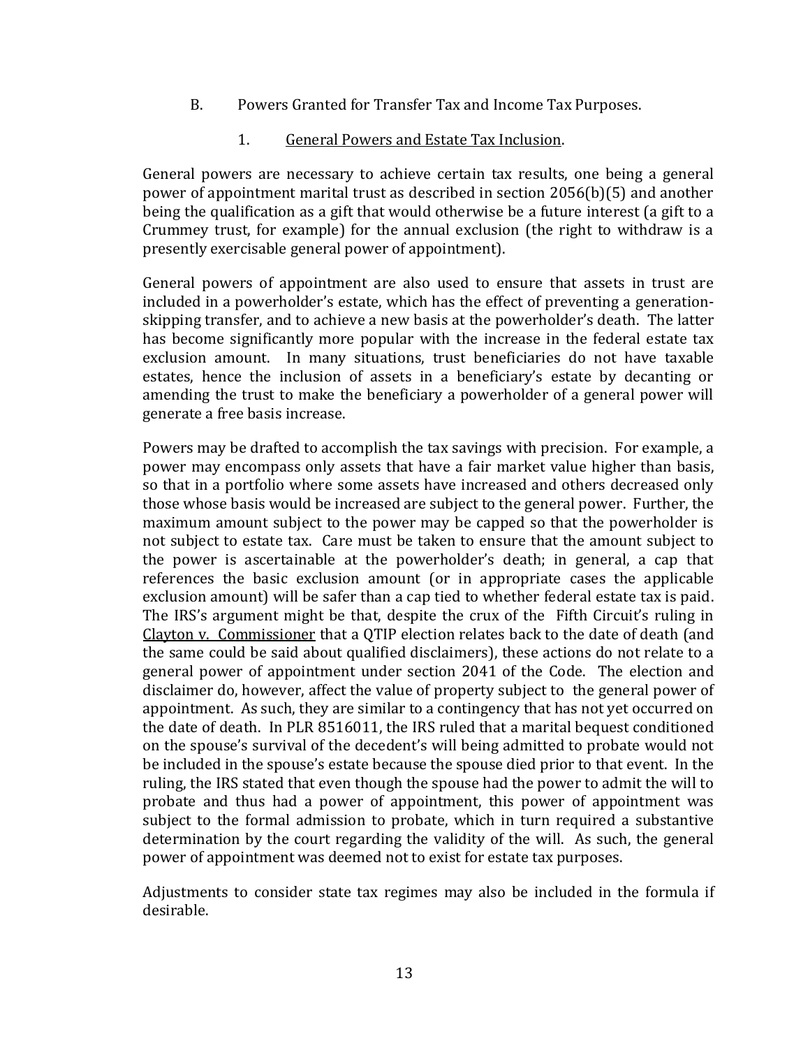### B. Powers Granted for Transfer Tax and Income Tax Purposes.

#### 1. General Powers and Estate Tax Inclusion.

General powers are necessary to achieve certain tax results, one being a general power of appointment marital trust as described in section 2056(b)(5) and another being the qualification as a gift that would otherwise be a future interest (a gift to a Crummey trust, for example) for the annual exclusion (the right to withdraw is a presently exercisable general power of appointment).

General powers of appointment are also used to ensure that assets in trust are included in a powerholder's estate, which has the effect of preventing a generation-skipping transfer, and to achieve a new basis at the powerholder's death. The latter has become significantly more popular with the increase in the federal estate tax exclusion amount. In many situations, trust beneficiaries do not have taxable estates, hence the inclusion of assets in a beneficiary's estate by decanting or amending the trust to make the beneficiary a powerholder of a general power will generate a free basis increase.

Powers may be drafted to accomplish the tax savings with precision. For example, a power may encompass only assets that have a fair market value higher than basis, so that in a portfolio where some assets have increased and others decreased only those whose basis would be increased are subject to the general power. Further, the maximum amount subject to the power may be capped so that the powerholder is not subject to estate tax. Care must be taken to ensure that the amount subject to the power is ascertainable at the powerholder's death; in general, a cap that references the basic exclusion amount (or in appropriate cases the applicable exclusion amount) will be safer than a cap tied to whether federal estate tax is paid. The IRS's argument might be that, despite the crux of the Fifth Circuit's ruling in Clayton v. Commissioner that a QTIP election relates back to the date of death (and the same could be said about qualified disclaimers), these actions do not relate to a general power of appointment under section 2041 of the Code. The election and disclaimer do, however, affect the value of property subject to the general power of appointment. As such, they are similar to a contingency that has not yet occurred on the date of death. In PLR 8516011, the IRS ruled that a marital bequest conditioned on the spouse's survival of the decedent's will being admitted to probate would not be included in the spouse's estate because the spouse died prior to that event. In the ruling, the IRS stated that even though the spouse had the power to admit the will to probate and thus had a power of appointment, this power of appointment was subject to the formal admission to probate, which in turn required a substantive determination by the court regarding the validity of the will. As such, the general power of appointment was deemed not to exist for estate tax purposes.

Adjustments to consider state tax regimes may also be included in the formula if desirable.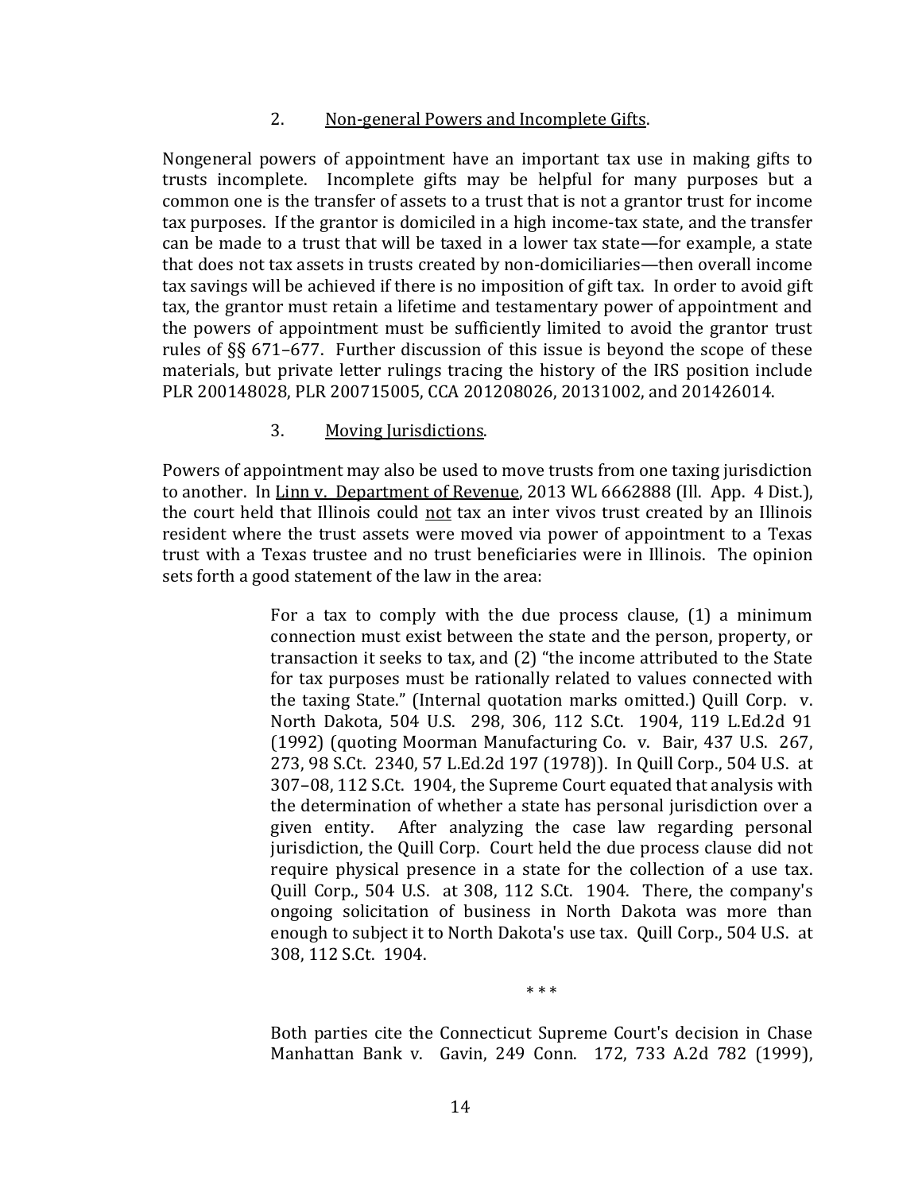### 2. Non-general Powers and Incomplete Gifts.

Nongeneral powers of appointment have an important tax use in making gifts to trusts incomplete. Incomplete gifts may be helpful for many purposes but a common one is the transfer of assets to a trust that is not a grantor trust for income tax purposes. If the grantor is domiciled in a high income-tax state, and the transfer can be made to a trust that will be taxed in a lower tax state—for example, a state that does not tax assets in trusts created by non-domiciliaries—then overall income tax savings will be achieved if there is no imposition of gift tax. In order to avoid gift tax, the grantor must retain a lifetime and testamentary power of appointment and the powers of appointment must be sufficiently limited to avoid the grantor trust rules of §§ 671–677. Further discussion of this issue is beyond the scope of these materials, but private letter rulings tracing the history of the IRS position include PLR 200148028, PLR 200715005, CCA 201208026, 20131002, and 201426014.

### 3. Moving Jurisdictions.

Powers of appointment may also be used to move trusts from one taxing jurisdiction to another. In Linn v. Department of Revenue, 2013 WL 6662888 (Ill. App. 4 Dist.), the court held that Illinois could not tax an inter vivos trust created by an Illinois resident where the trust assets were moved via power of appointment to a Texas trust with a Texas trustee and no trust beneficiaries were in Illinois. The opinion sets forth a good statement of the law in the area:

> For a tax to comply with the due process clause, (1) a minimum connection must exist between the state and the person, property, or transaction it seeks to tax, and (2) "the income attributed to the State for tax purposes must be rationally related to values connected with the taxing State." (Internal quotation marks omitted.) Quill Corp. v. North Dakota, 504 U.S. 298, 306, 112 S.Ct. 1904, 119 L.Ed.2d 91 (1992) (quoting Moorman Manufacturing Co. v. Bair, 437 U.S. 267, 273, 98 S.Ct. 2340, 57 L.Ed.2d 197 (1978)). In Quill Corp., 504 U.S. at 307–08, 112 S.Ct. 1904, the Supreme Court equated that analysis with the determination of whether a state has personal jurisdiction over a given entity. After analyzing the case law regarding personal jurisdiction, the Quill Corp. Court held the due process clause did not require physical presence in a state for the collection of a use tax. Quill Corp., 504 U.S. at 308, 112 S.Ct. 1904. There, the company's ongoing solicitation of business in North Dakota was more than enough to subject it to North Dakota's use tax. Quill Corp., 504 U.S. at 308, 112 S.Ct. 1904.
>
> \* \* \*
>
> Both parties cite the Connecticut Supreme Court's decision in Chase Manhattan Bank v. Gavin, 249 Conn. 172, 733 A.2d 782 (1999),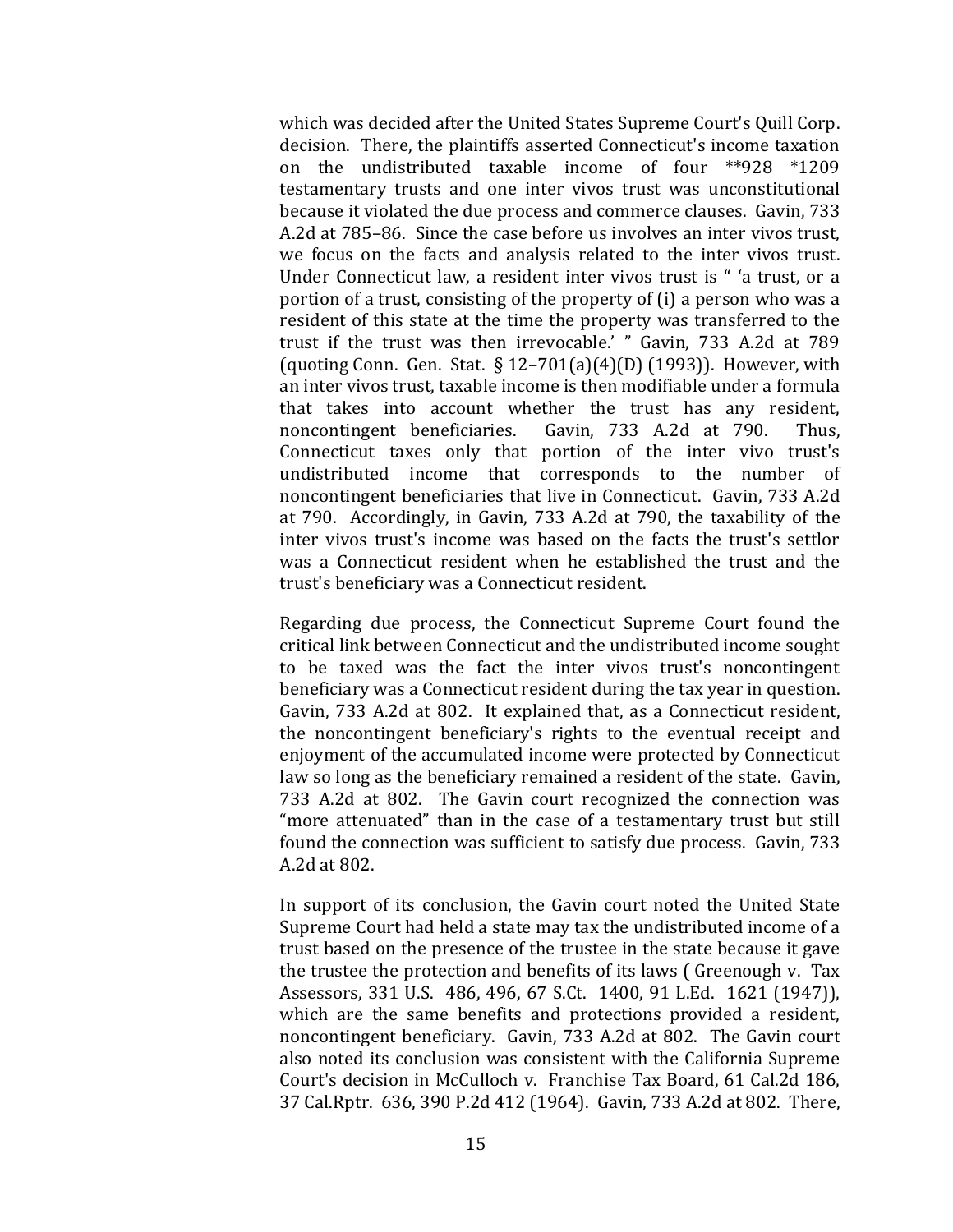which was decided after the United States Supreme Court's Quill Corp. decision. There, the plaintiffs asserted Connecticut's income taxation on the undistributed taxable income of four **928 *1209 testamentary trusts and one inter vivos trust was unconstitutional because it violated the due process and commerce clauses. Gavin, 733 A.2d at 785–86. Since the case before us involves an inter vivos trust, we focus on the facts and analysis related to the inter vivos trust. Under Connecticut law, a resident inter vivos trust is " 'a trust, or a portion of a trust, consisting of the property of (i) a person who was a resident of this state at the time the property was transferred to the trust if the trust was then irrevocable.' " Gavin, 733 A.2d at 789 (quoting Conn. Gen. Stat. § 12–701(a)(4)(D) (1993)). However, with an inter vivos trust, taxable income is then modifiable under a formula that takes into account whether the trust has any resident, noncontingent beneficiaries. Gavin, 733 A.2d at 790. Thus, Connecticut taxes only that portion of the inter vivo trust's undistributed income that corresponds to the number of noncontingent beneficiaries that live in Connecticut. Gavin, 733 A.2d at 790. Accordingly, in Gavin, 733 A.2d at 790, the taxability of the inter vivos trust's income was based on the facts the trust's settlor was a Connecticut resident when he established the trust and the trust's beneficiary was a Connecticut resident.

Regarding due process, the Connecticut Supreme Court found the critical link between Connecticut and the undistributed income sought to be taxed was the fact the inter vivos trust's noncontingent beneficiary was a Connecticut resident during the tax year in question. Gavin, 733 A.2d at 802. It explained that, as a Connecticut resident, the noncontingent beneficiary's rights to the eventual receipt and enjoyment of the accumulated income were protected by Connecticut law so long as the beneficiary remained a resident of the state. Gavin, 733 A.2d at 802. The Gavin court recognized the connection was "more attenuated" than in the case of a testamentary trust but still found the connection was sufficient to satisfy due process. Gavin, 733 A.2d at 802.

In support of its conclusion, the Gavin court noted the United State Supreme Court had held a state may tax the undistributed income of a trust based on the presence of the trustee in the state because it gave the trustee the protection and benefits of its laws ( Greenough v. Tax Assessors, 331 U.S. 486, 496, 67 S.Ct. 1400, 91 L.Ed. 1621 (1947)), which are the same benefits and protections provided a resident, noncontingent beneficiary. Gavin, 733 A.2d at 802. The Gavin court also noted its conclusion was consistent with the California Supreme Court's decision in McCulloch v. Franchise Tax Board, 61 Cal.2d 186, 37 Cal.Rptr. 636, 390 P.2d 412 (1964). Gavin, 733 A.2d at 802. There,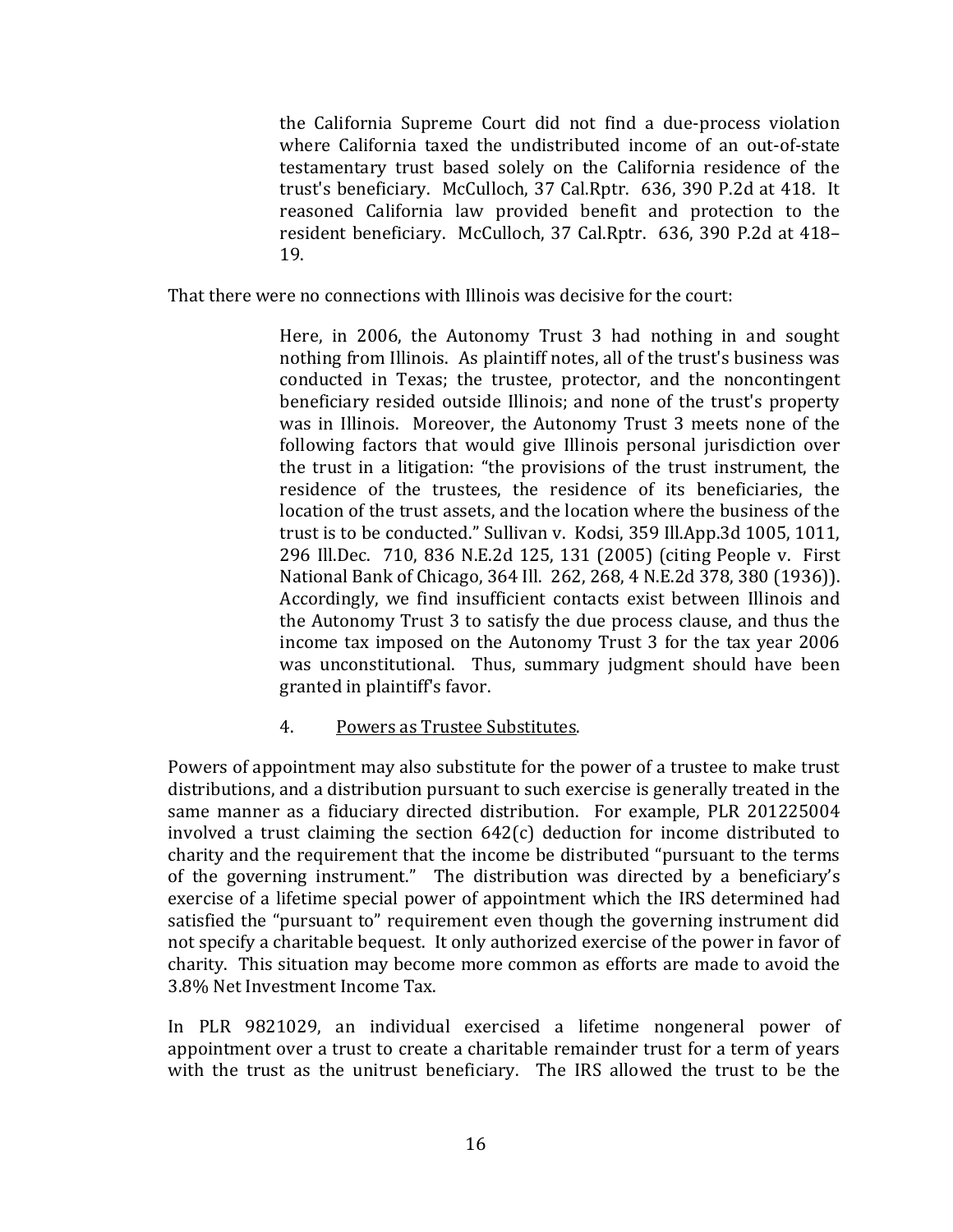> the California Supreme Court did not find a due-process violation where California taxed the undistributed income of an out-of-state testamentary trust based solely on the California residence of the trust's beneficiary. McCulloch, 37 Cal.Rptr. 636, 390 P.2d at 418. It reasoned California law provided benefit and protection to the resident beneficiary. McCulloch, 37 Cal.Rptr. 636, 390 P.2d at 418–19.

That there were no connections with Illinois was decisive for the court:

> Here, in 2006, the Autonomy Trust 3 had nothing in and sought nothing from Illinois. As plaintiff notes, all of the trust's business was conducted in Texas; the trustee, protector, and the noncontingent beneficiary resided outside Illinois; and none of the trust's property was in Illinois. Moreover, the Autonomy Trust 3 meets none of the following factors that would give Illinois personal jurisdiction over the trust in a litigation: "the provisions of the trust instrument, the residence of the trustees, the residence of its beneficiaries, the location of the trust assets, and the location where the business of the trust is to be conducted." Sullivan v. Kodsi, 359 Ill.App.3d 1005, 1011, 296 Ill.Dec. 710, 836 N.E.2d 125, 131 (2005) (citing People v. First National Bank of Chicago, 364 Ill. 262, 268, 4 N.E.2d 378, 380 (1936)). Accordingly, we find insufficient contacts exist between Illinois and the Autonomy Trust 3 to satisfy the due process clause, and thus the income tax imposed on the Autonomy Trust 3 for the tax year 2006 was unconstitutional. Thus, summary judgment should have been granted in plaintiff's favor.

4. Powers as Trustee Substitutes.

Powers of appointment may also substitute for the power of a trustee to make trust distributions, and a distribution pursuant to such exercise is generally treated in the same manner as a fiduciary directed distribution. For example, PLR 201225004 involved a trust claiming the section 642(c) deduction for income distributed to charity and the requirement that the income be distributed "pursuant to the terms of the governing instrument." The distribution was directed by a beneficiary's exercise of a lifetime special power of appointment which the IRS determined had satisfied the "pursuant to" requirement even though the governing instrument did not specify a charitable bequest. It only authorized exercise of the power in favor of charity. This situation may become more common as efforts are made to avoid the 3.8% Net Investment Income Tax.

In PLR 9821029, an individual exercised a lifetime nongeneral power of appointment over a trust to create a charitable remainder trust for a term of years with the trust as the unitrust beneficiary. The IRS allowed the trust to be the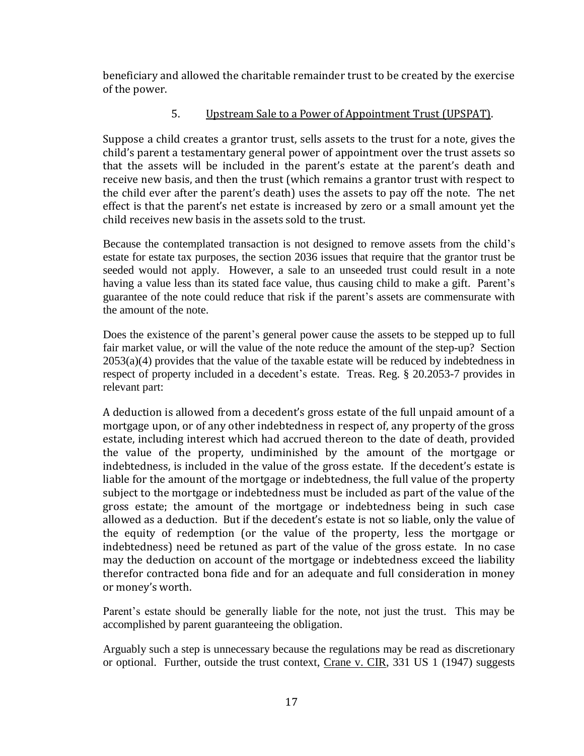beneficiary and allowed the charitable remainder trust to be created by the exercise of the power.

### 5. Upstream Sale to a Power of Appointment Trust (UPSPAT).

Suppose a child creates a grantor trust, sells assets to the trust for a note, gives the child's parent a testamentary general power of appointment over the trust assets so that the assets will be included in the parent's estate at the parent's death and receive new basis, and then the trust (which remains a grantor trust with respect to the child ever after the parent's death) uses the assets to pay off the note. The net effect is that the parent's net estate is increased by zero or a small amount yet the child receives new basis in the assets sold to the trust.

Because the contemplated transaction is not designed to remove assets from the child's estate for estate tax purposes, the section 2036 issues that require that the grantor trust be seeded would not apply. However, a sale to an unseeded trust could result in a note having a value less than its stated face value, thus causing child to make a gift. Parent's guarantee of the note could reduce that risk if the parent's assets are commensurate with the amount of the note.

Does the existence of the parent's general power cause the assets to be stepped up to full fair market value, or will the value of the note reduce the amount of the step-up? Section 2053(a)(4) provides that the value of the taxable estate will be reduced by indebtedness in respect of property included in a decedent's estate. Treas. Reg. § 20.2053-7 provides in relevant part:

> A deduction is allowed from a decedent's gross estate of the full unpaid amount of a mortgage upon, or of any other indebtedness in respect of, any property of the gross estate, including interest which had accrued thereon to the date of death, provided the value of the property, undiminished by the amount of the mortgage or indebtedness, is included in the value of the gross estate. If the decedent's estate is liable for the amount of the mortgage or indebtedness, the full value of the property subject to the mortgage or indebtedness must be included as part of the value of the gross estate; the amount of the mortgage or indebtedness being in such case allowed as a deduction. But if the decedent's estate is not so liable, only the value of the equity of redemption (or the value of the property, less the mortgage or indebtedness) need be retuned as part of the value of the gross estate. In no case may the deduction on account of the mortgage or indebtedness exceed the liability therefor contracted bona fide and for an adequate and full consideration in money or money's worth.

Parent's estate should be generally liable for the note, not just the trust. This may be accomplished by parent guaranteeing the obligation.

Arguably such a step is unnecessary because the regulations may be read as discretionary or optional. Further, outside the trust context, Crane v. CIR, 331 US 1 (1947) suggests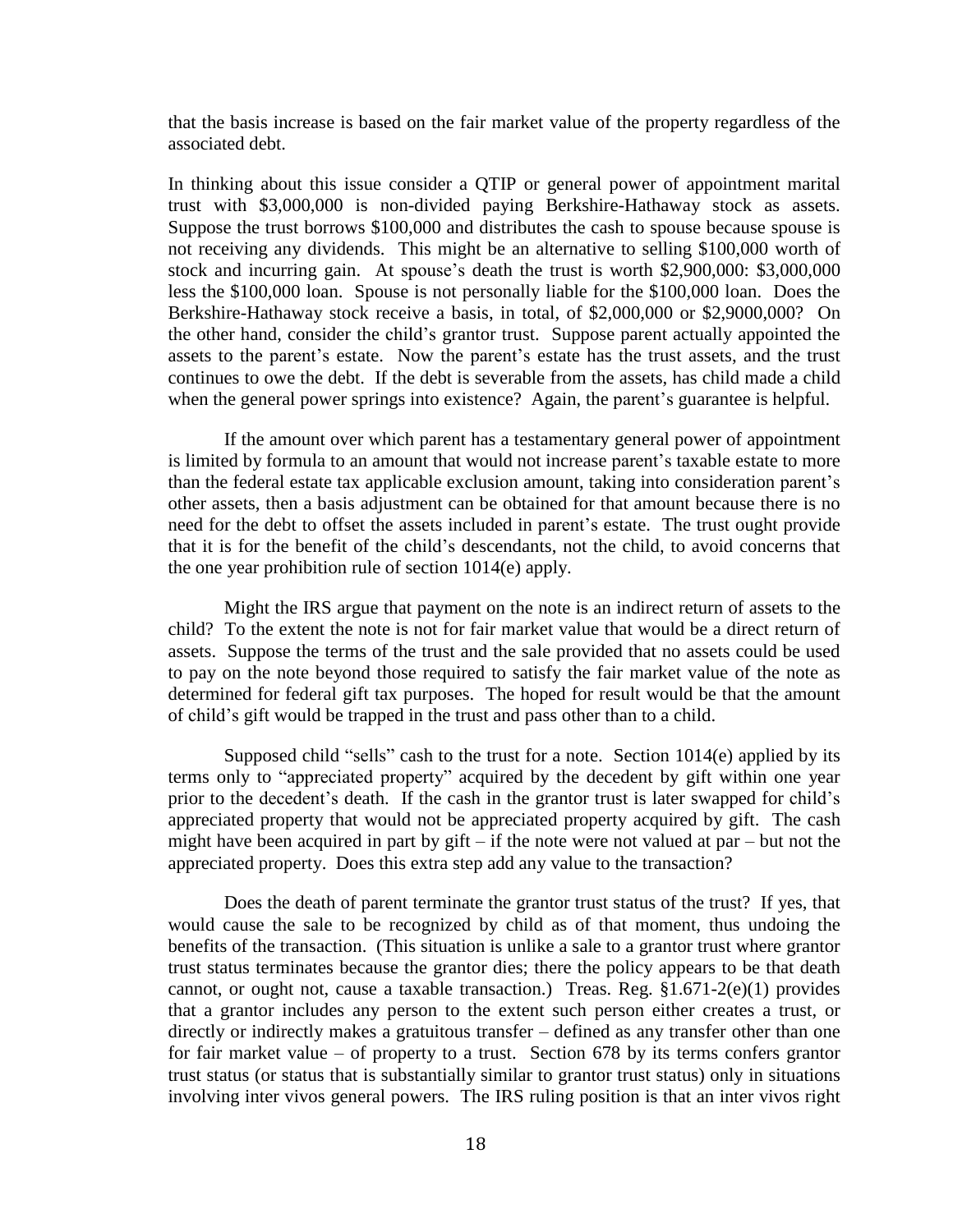that the basis increase is based on the fair market value of the property regardless of the associated debt.

In thinking about this issue consider a QTIP or general power of appointment marital trust with $3,000,000 is non-divided paying Berkshire-Hathaway stock as assets. Suppose the trust borrows $100,000 and distributes the cash to spouse because spouse is not receiving any dividends. This might be an alternative to selling $100,000 worth of stock and incurring gain. At spouse's death the trust is worth $2,900,000: $3,000,000 less the $100,000 loan. Spouse is not personally liable for the $100,000 loan. Does the Berkshire-Hathaway stock receive a basis, in total, of $2,000,000 or $2,9000,000? On the other hand, consider the child's grantor trust. Suppose parent actually appointed the assets to the parent's estate. Now the parent's estate has the trust assets, and the trust continues to owe the debt. If the debt is severable from the assets, has child made a child when the general power springs into existence? Again, the parent's guarantee is helpful.

If the amount over which parent has a testamentary general power of appointment is limited by formula to an amount that would not increase parent's taxable estate to more than the federal estate tax applicable exclusion amount, taking into consideration parent's other assets, then a basis adjustment can be obtained for that amount because there is no need for the debt to offset the assets included in parent's estate. The trust ought provide that it is for the benefit of the child's descendants, not the child, to avoid concerns that the one year prohibition rule of section 1014(e) apply.

Might the IRS argue that payment on the note is an indirect return of assets to the child? To the extent the note is not for fair market value that would be a direct return of assets. Suppose the terms of the trust and the sale provided that no assets could be used to pay on the note beyond those required to satisfy the fair market value of the note as determined for federal gift tax purposes. The hoped for result would be that the amount of child's gift would be trapped in the trust and pass other than to a child.

Supposed child "sells" cash to the trust for a note. Section 1014(e) applied by its terms only to "appreciated property" acquired by the decedent by gift within one year prior to the decedent's death. If the cash in the grantor trust is later swapped for child's appreciated property that would not be appreciated property acquired by gift. The cash might have been acquired in part by gift – if the note were not valued at par – but not the appreciated property. Does this extra step add any value to the transaction?

Does the death of parent terminate the grantor trust status of the trust? If yes, that would cause the sale to be recognized by child as of that moment, thus undoing the benefits of the transaction. (This situation is unlike a sale to a grantor trust where grantor trust status terminates because the grantor dies; there the policy appears to be that death cannot, or ought not, cause a taxable transaction.) Treas. Reg. §1.671-2(e)(1) provides that a grantor includes any person to the extent such person either creates a trust, or directly or indirectly makes a gratuitous transfer – defined as any transfer other than one for fair market value – of property to a trust. Section 678 by its terms confers grantor trust status (or status that is substantially similar to grantor trust status) only in situations involving inter vivos general powers. The IRS ruling position is that an inter vivos right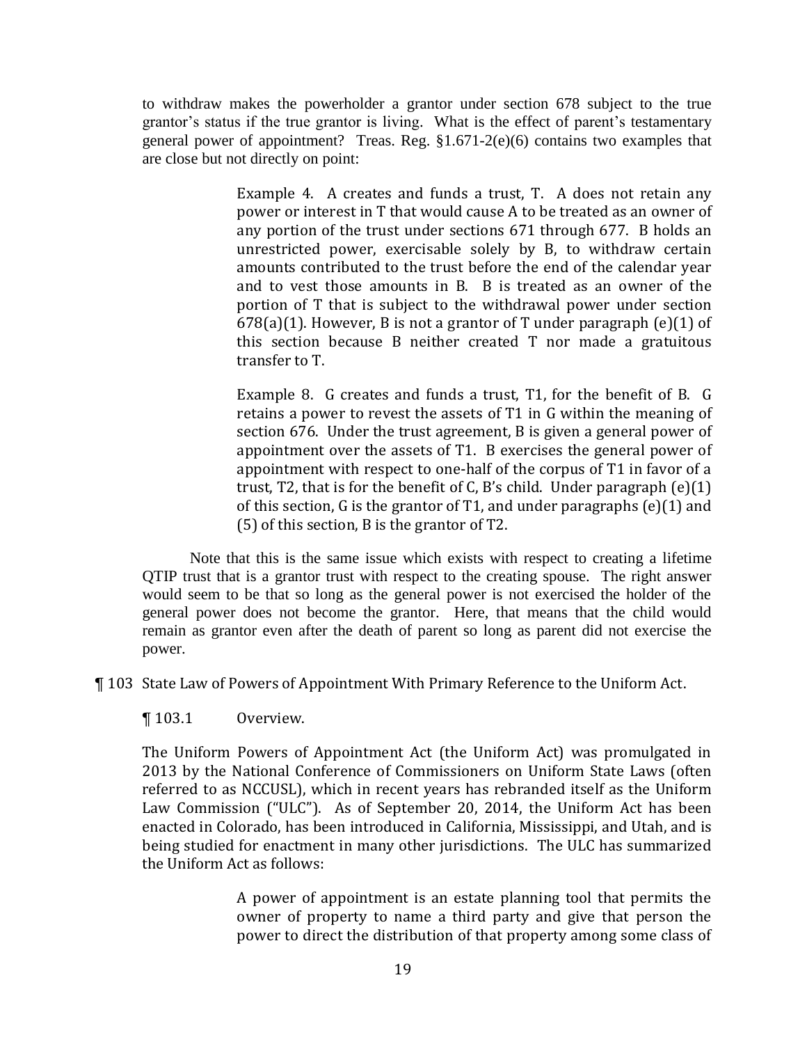to withdraw makes the powerholder a grantor under section 678 subject to the true grantor's status if the true grantor is living. What is the effect of parent's testamentary general power of appointment? Treas. Reg. §1.671-2(e)(6) contains two examples that are close but not directly on point:

> Example 4. A creates and funds a trust, T. A does not retain any power or interest in T that would cause A to be treated as an owner of any portion of the trust under sections 671 through 677. B holds an unrestricted power, exercisable solely by B, to withdraw certain amounts contributed to the trust before the end of the calendar year and to vest those amounts in B. B is treated as an owner of the portion of T that is subject to the withdrawal power under section 678(a)(1). However, B is not a grantor of T under paragraph (e)(1) of this section because B neither created T nor made a gratuitous transfer to T.
>
> Example 8. G creates and funds a trust, T1, for the benefit of B. G retains a power to revest the assets of T1 in G within the meaning of section 676. Under the trust agreement, B is given a general power of appointment over the assets of T1. B exercises the general power of appointment with respect to one-half of the corpus of T1 in favor of a trust, T2, that is for the benefit of C, B's child. Under paragraph (e)(1) of this section, G is the grantor of T1, and under paragraphs (e)(1) and (5) of this section, B is the grantor of T2.

Note that this is the same issue which exists with respect to creating a lifetime QTIP trust that is a grantor trust with respect to the creating spouse. The right answer would seem to be that so long as the general power is not exercised the holder of the general power does not become the grantor. Here, that means that the child would remain as grantor even after the death of parent so long as parent did not exercise the power.

## ¶ 103 State Law of Powers of Appointment With Primary Reference to the Uniform Act.

### ¶ 103.1 Overview.

The Uniform Powers of Appointment Act (the Uniform Act) was promulgated in 2013 by the National Conference of Commissioners on Uniform State Laws (often referred to as NCCUSL), which in recent years has rebranded itself as the Uniform Law Commission ("ULC"). As of September 20, 2014, the Uniform Act has been enacted in Colorado, has been introduced in California, Mississippi, and Utah, and is being studied for enactment in many other jurisdictions. The ULC has summarized the Uniform Act as follows:

> A power of appointment is an estate planning tool that permits the owner of property to name a third party and give that person the power to direct the distribution of that property among some class of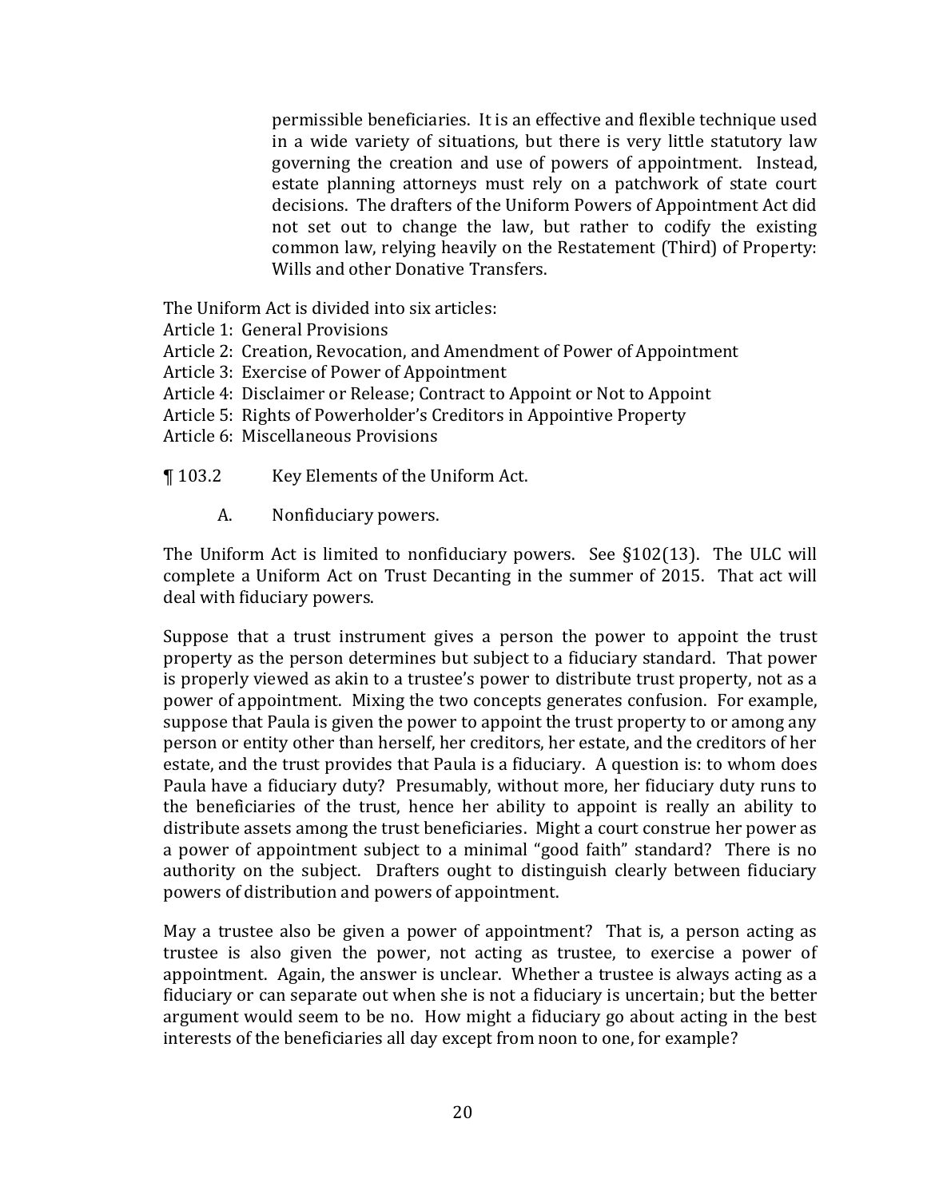permissible beneficiaries. It is an effective and flexible technique used in a wide variety of situations, but there is very little statutory law governing the creation and use of powers of appointment. Instead, estate planning attorneys must rely on a patchwork of state court decisions. The drafters of the Uniform Powers of Appointment Act did not set out to change the law, but rather to codify the existing common law, relying heavily on the Restatement (Third) of Property: Wills and other Donative Transfers.

The Uniform Act is divided into six articles:

- Article 1: General Provisions
- Article 2: Creation, Revocation, and Amendment of Power of Appointment
- Article 3: Exercise of Power of Appointment
- Article 4: Disclaimer or Release; Contract to Appoint or Not to Appoint
- Article 5: Rights of Powerholder's Creditors in Appointive Property
- Article 6: Miscellaneous Provisions

## ¶ 103.2 Key Elements of the Uniform Act.

### A. Nonfiduciary powers.

The Uniform Act is limited to nonfiduciary powers. See §102(13). The ULC will complete a Uniform Act on Trust Decanting in the summer of 2015. That act will deal with fiduciary powers.

Suppose that a trust instrument gives a person the power to appoint the trust property as the person determines but subject to a fiduciary standard. That power is properly viewed as akin to a trustee's power to distribute trust property, not as a power of appointment. Mixing the two concepts generates confusion. For example, suppose that Paula is given the power to appoint the trust property to or among any person or entity other than herself, her creditors, her estate, and the creditors of her estate, and the trust provides that Paula is a fiduciary. A question is: to whom does Paula have a fiduciary duty? Presumably, without more, her fiduciary duty runs to the beneficiaries of the trust, hence her ability to appoint is really an ability to distribute assets among the trust beneficiaries. Might a court construe her power as a power of appointment subject to a minimal "good faith" standard? There is no authority on the subject. Drafters ought to distinguish clearly between fiduciary powers of distribution and powers of appointment.

May a trustee also be given a power of appointment? That is, a person acting as trustee is also given the power, not acting as trustee, to exercise a power of appointment. Again, the answer is unclear. Whether a trustee is always acting as a fiduciary or can separate out when she is not a fiduciary is uncertain; but the better argument would seem to be no. How might a fiduciary go about acting in the best interests of the beneficiaries all day except from noon to one, for example?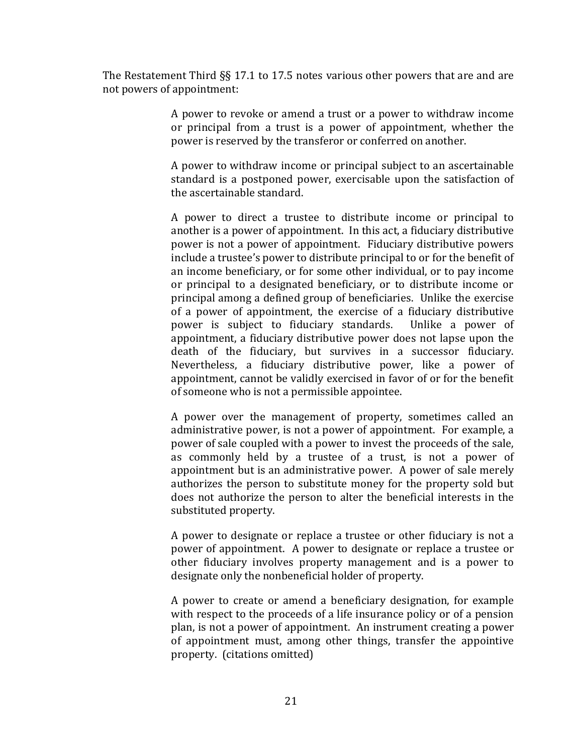The Restatement Third §§ 17.1 to 17.5 notes various other powers that are and are not powers of appointment:

> A power to revoke or amend a trust or a power to withdraw income or principal from a trust is a power of appointment, whether the power is reserved by the transferor or conferred on another.
>
> A power to withdraw income or principal subject to an ascertainable standard is a postponed power, exercisable upon the satisfaction of the ascertainable standard.
>
> A power to direct a trustee to distribute income or principal to another is a power of appointment. In this act, a fiduciary distributive power is not a power of appointment. Fiduciary distributive powers include a trustee's power to distribute principal to or for the benefit of an income beneficiary, or for some other individual, or to pay income or principal to a designated beneficiary, or to distribute income or principal among a defined group of beneficiaries. Unlike the exercise of a power of appointment, the exercise of a fiduciary distributive power is subject to fiduciary standards. Unlike a power of appointment, a fiduciary distributive power does not lapse upon the death of the fiduciary, but survives in a successor fiduciary. Nevertheless, a fiduciary distributive power, like a power of appointment, cannot be validly exercised in favor of or for the benefit of someone who is not a permissible appointee.
>
> A power over the management of property, sometimes called an administrative power, is not a power of appointment. For example, a power of sale coupled with a power to invest the proceeds of the sale, as commonly held by a trustee of a trust, is not a power of appointment but is an administrative power. A power of sale merely authorizes the person to substitute money for the property sold but does not authorize the person to alter the beneficial interests in the substituted property.
>
> A power to designate or replace a trustee or other fiduciary is not a power of appointment. A power to designate or replace a trustee or other fiduciary involves property management and is a power to designate only the nonbeneficial holder of property.
>
> A power to create or amend a beneficiary designation, for example with respect to the proceeds of a life insurance policy or of a pension plan, is not a power of appointment. An instrument creating a power of appointment must, among other things, transfer the appointive property. (citations omitted)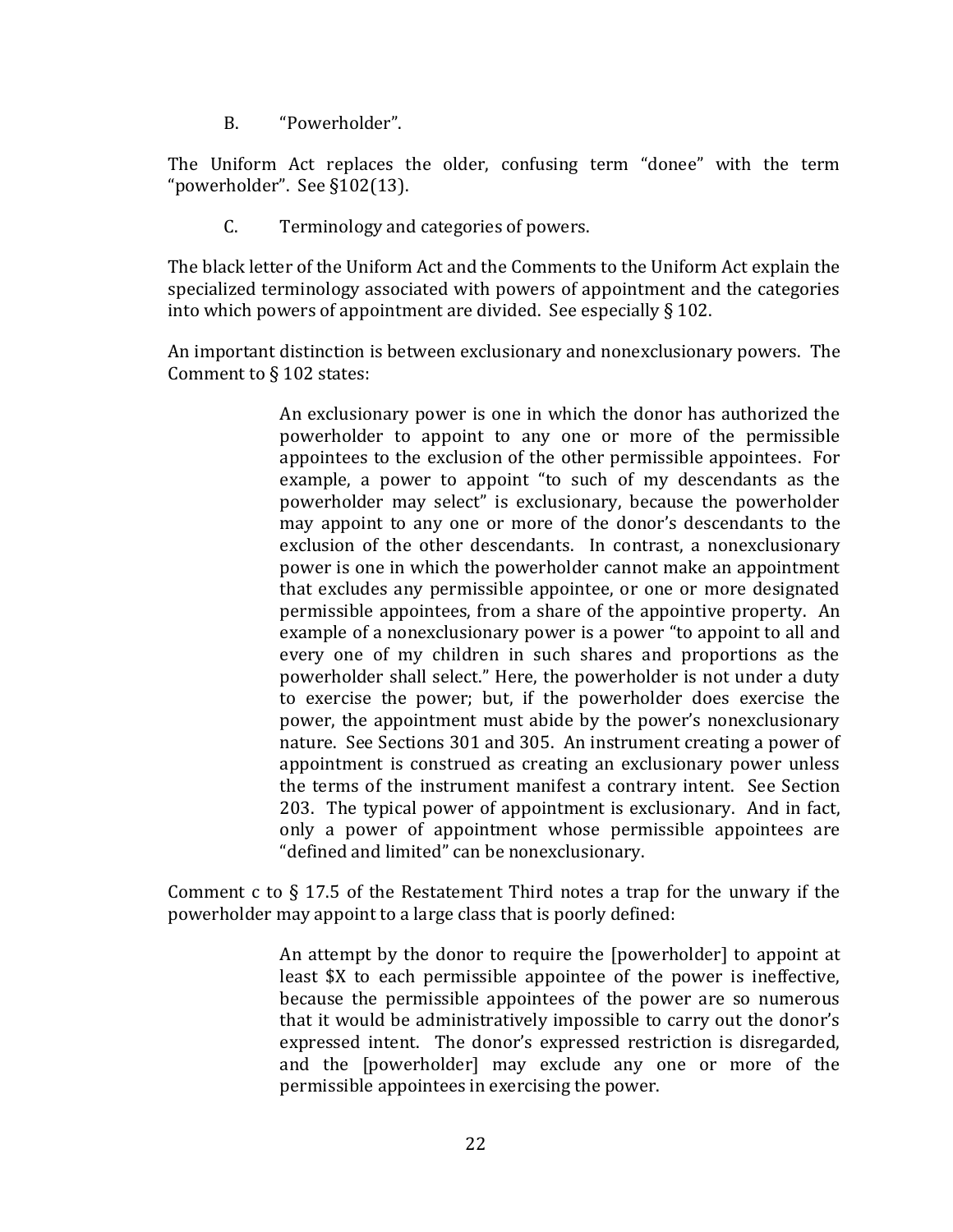B. "Powerholder".

The Uniform Act replaces the older, confusing term "donee" with the term "powerholder". See §102(13).

C. Terminology and categories of powers.

The black letter of the Uniform Act and the Comments to the Uniform Act explain the specialized terminology associated with powers of appointment and the categories into which powers of appointment are divided. See especially § 102.

An important distinction is between exclusionary and nonexclusionary powers. The Comment to § 102 states:

> An exclusionary power is one in which the donor has authorized the powerholder to appoint to any one or more of the permissible appointees to the exclusion of the other permissible appointees. For example, a power to appoint "to such of my descendants as the powerholder may select" is exclusionary, because the powerholder may appoint to any one or more of the donor's descendants to the exclusion of the other descendants. In contrast, a nonexclusionary power is one in which the powerholder cannot make an appointment that excludes any permissible appointee, or one or more designated permissible appointees, from a share of the appointive property. An example of a nonexclusionary power is a power "to appoint to all and every one of my children in such shares and proportions as the powerholder shall select." Here, the powerholder is not under a duty to exercise the power; but, if the powerholder does exercise the power, the appointment must abide by the power's nonexclusionary nature. See Sections 301 and 305. An instrument creating a power of appointment is construed as creating an exclusionary power unless the terms of the instrument manifest a contrary intent. See Section 203. The typical power of appointment is exclusionary. And in fact, only a power of appointment whose permissible appointees are "defined and limited" can be nonexclusionary.

Comment c to § 17.5 of the Restatement Third notes a trap for the unwary if the powerholder may appoint to a large class that is poorly defined:

> An attempt by the donor to require the [powerholder] to appoint at least $X to each permissible appointee of the power is ineffective, because the permissible appointees of the power are so numerous that it would be administratively impossible to carry out the donor's expressed intent. The donor's expressed restriction is disregarded, and the [powerholder] may exclude any one or more of the permissible appointees in exercising the power.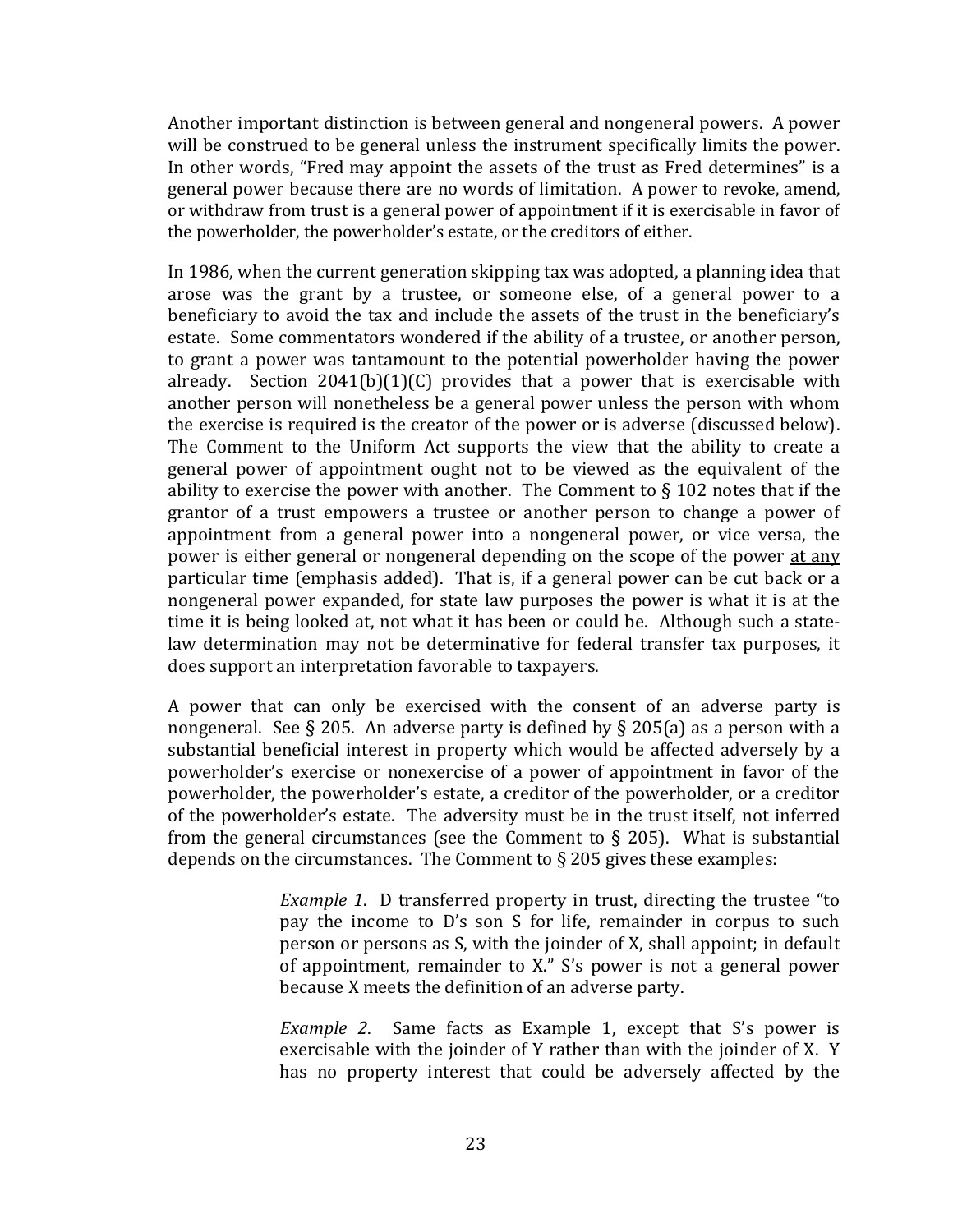Another important distinction is between general and nongeneral powers. A power will be construed to be general unless the instrument specifically limits the power. In other words, "Fred may appoint the assets of the trust as Fred determines" is a general power because there are no words of limitation. A power to revoke, amend, or withdraw from trust is a general power of appointment if it is exercisable in favor of the powerholder, the powerholder's estate, or the creditors of either.

In 1986, when the current generation skipping tax was adopted, a planning idea that arose was the grant by a trustee, or someone else, of a general power to a beneficiary to avoid the tax and include the assets of the trust in the beneficiary's estate. Some commentators wondered if the ability of a trustee, or another person, to grant a power was tantamount to the potential powerholder having the power already. Section 2041(b)(1)(C) provides that a power that is exercisable with another person will nonetheless be a general power unless the person with whom the exercise is required is the creator of the power or is adverse (discussed below). The Comment to the Uniform Act supports the view that the ability to create a general power of appointment ought not to be viewed as the equivalent of the ability to exercise the power with another. The Comment to § 102 notes that if the grantor of a trust empowers a trustee or another person to change a power of appointment from a general power into a nongeneral power, or vice versa, the power is either general or nongeneral depending on the scope of the power <u>at any particular time</u> (emphasis added). That is, if a general power can be cut back or a nongeneral power expanded, for state law purposes the power is what it is at the time it is being looked at, not what it has been or could be. Although such a state-law determination may not be determinative for federal transfer tax purposes, it does support an interpretation favorable to taxpayers.

A power that can only be exercised with the consent of an adverse party is nongeneral. See § 205. An adverse party is defined by § 205(a) as a person with a substantial beneficial interest in property which would be affected adversely by a powerholder's exercise or nonexercise of a power of appointment in favor of the powerholder, the powerholder's estate, a creditor of the powerholder, or a creditor of the powerholder's estate. The adversity must be in the trust itself, not inferred from the general circumstances (see the Comment to § 205). What is substantial depends on the circumstances. The Comment to § 205 gives these examples:

> *Example 1*. D transferred property in trust, directing the trustee "to pay the income to D's son S for life, remainder in corpus to such person or persons as S, with the joinder of X, shall appoint; in default of appointment, remainder to X." S's power is not a general power because X meets the definition of an adverse party.
>
> *Example 2*. Same facts as Example 1, except that S's power is exercisable with the joinder of Y rather than with the joinder of X. Y has no property interest that could be adversely affected by the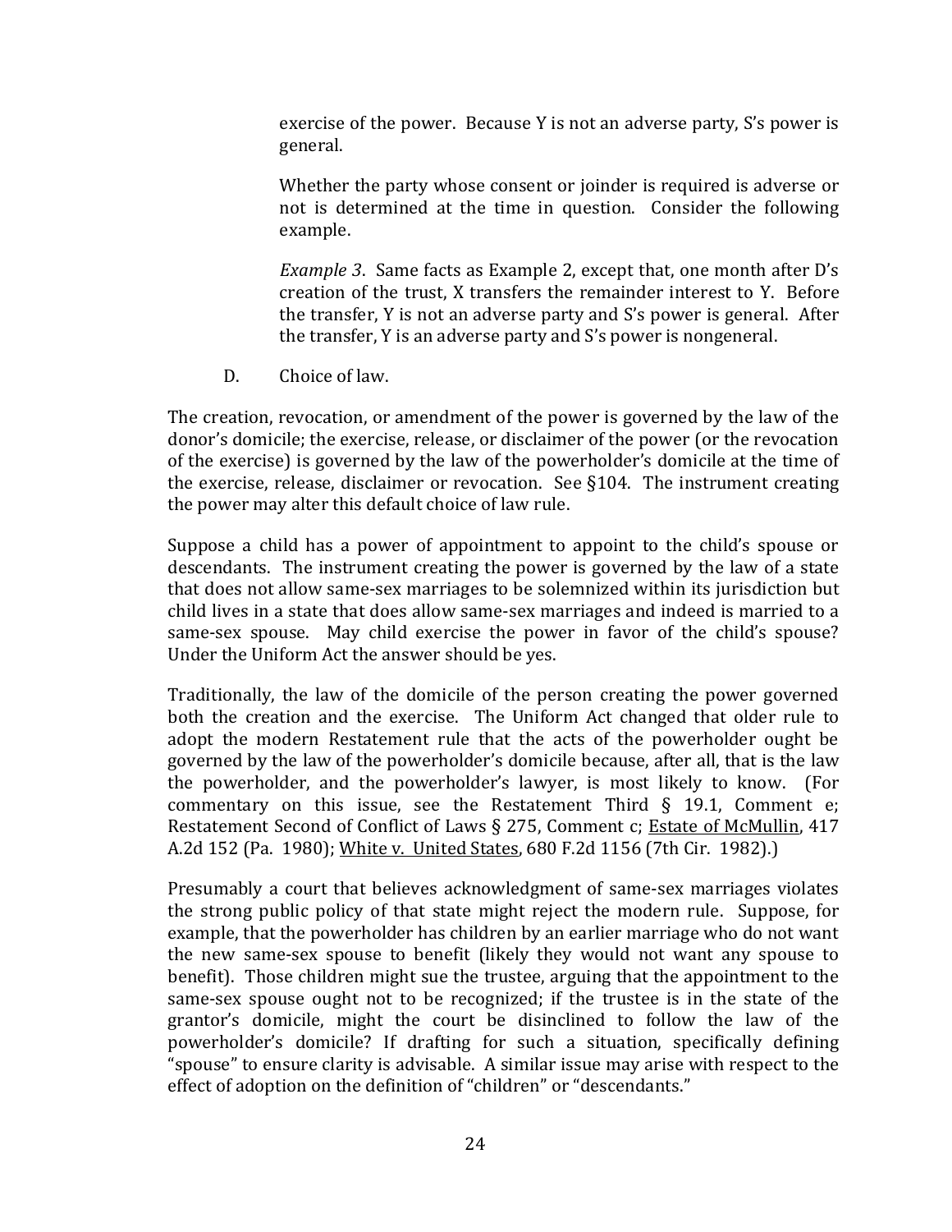exercise of the power. Because Y is not an adverse party, S's power is general.

Whether the party whose consent or joinder is required is adverse or not is determined at the time in question. Consider the following example.

*Example 3*. Same facts as Example 2, except that, one month after D's creation of the trust, X transfers the remainder interest to Y. Before the transfer, Y is not an adverse party and S's power is general. After the transfer, Y is an adverse party and S's power is nongeneral.

D. Choice of law.

The creation, revocation, or amendment of the power is governed by the law of the donor's domicile; the exercise, release, or disclaimer of the power (or the revocation of the exercise) is governed by the law of the powerholder's domicile at the time of the exercise, release, disclaimer or revocation. See §104. The instrument creating the power may alter this default choice of law rule.

Suppose a child has a power of appointment to appoint to the child's spouse or descendants. The instrument creating the power is governed by the law of a state that does not allow same-sex marriages to be solemnized within its jurisdiction but child lives in a state that does allow same-sex marriages and indeed is married to a same-sex spouse. May child exercise the power in favor of the child's spouse? Under the Uniform Act the answer should be yes.

Traditionally, the law of the domicile of the person creating the power governed both the creation and the exercise. The Uniform Act changed that older rule to adopt the modern Restatement rule that the acts of the powerholder ought be governed by the law of the powerholder's domicile because, after all, that is the law the powerholder, and the powerholder's lawyer, is most likely to know. (For commentary on this issue, see the Restatement Third § 19.1, Comment e; Restatement Second of Conflict of Laws § 275, Comment c; Estate of McMullin, 417 A.2d 152 (Pa. 1980); White v. United States, 680 F.2d 1156 (7th Cir. 1982).)

Presumably a court that believes acknowledgment of same-sex marriages violates the strong public policy of that state might reject the modern rule. Suppose, for example, that the powerholder has children by an earlier marriage who do not want the new same-sex spouse to benefit (likely they would not want any spouse to benefit). Those children might sue the trustee, arguing that the appointment to the same-sex spouse ought not to be recognized; if the trustee is in the state of the grantor's domicile, might the court be disinclined to follow the law of the powerholder's domicile? If drafting for such a situation, specifically defining "spouse" to ensure clarity is advisable. A similar issue may arise with respect to the effect of adoption on the definition of "children" or "descendants."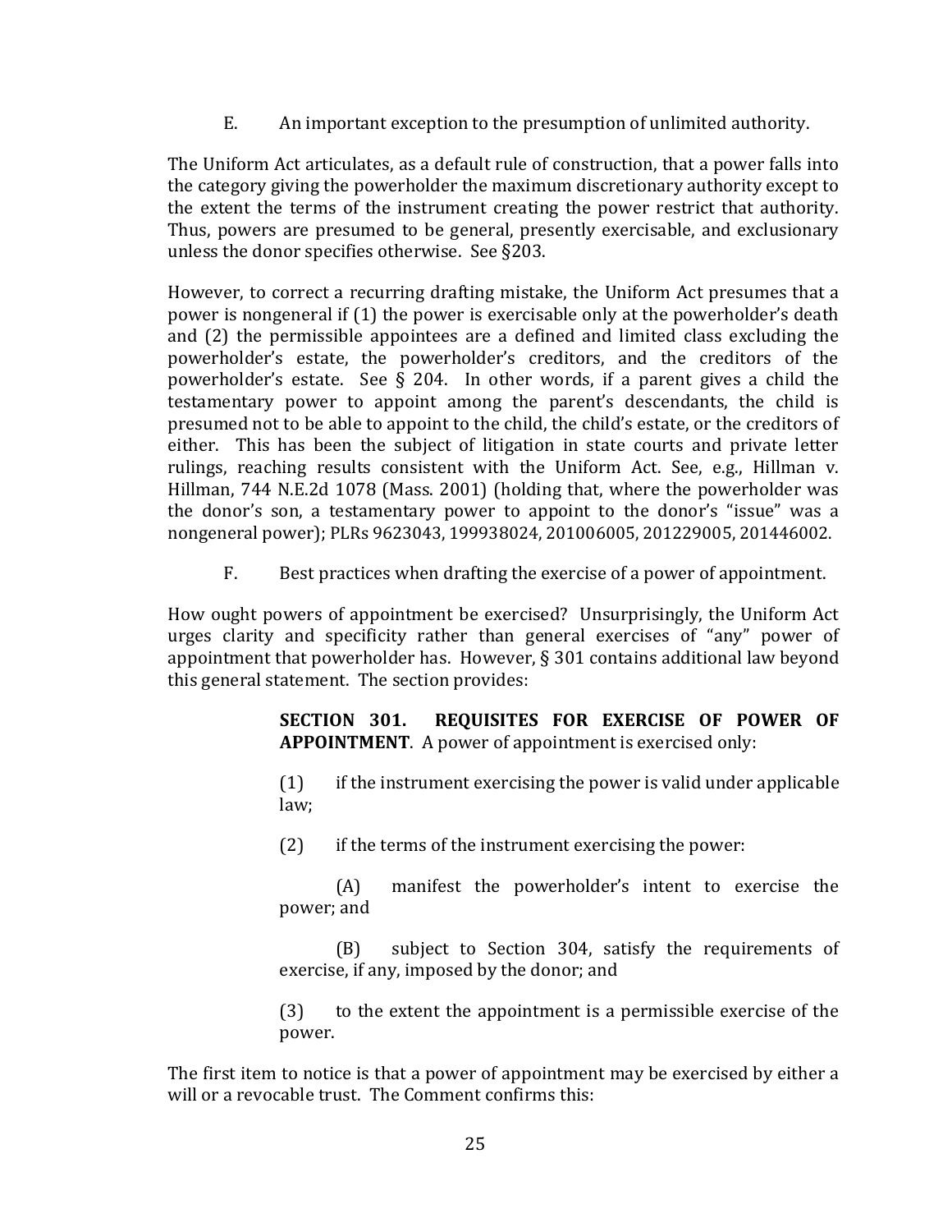E. An important exception to the presumption of unlimited authority.

The Uniform Act articulates, as a default rule of construction, that a power falls into the category giving the powerholder the maximum discretionary authority except to the extent the terms of the instrument creating the power restrict that authority. Thus, powers are presumed to be general, presently exercisable, and exclusionary unless the donor specifies otherwise. See §203.

However, to correct a recurring drafting mistake, the Uniform Act presumes that a power is nongeneral if (1) the power is exercisable only at the powerholder's death and (2) the permissible appointees are a defined and limited class excluding the powerholder's estate, the powerholder's creditors, and the creditors of the powerholder's estate. See § 204. In other words, if a parent gives a child the testamentary power to appoint among the parent's descendants, the child is presumed not to be able to appoint to the child, the child's estate, or the creditors of either. This has been the subject of litigation in state courts and private letter rulings, reaching results consistent with the Uniform Act. See, e.g., Hillman v. Hillman, 744 N.E.2d 1078 (Mass. 2001) (holding that, where the powerholder was the donor's son, a testamentary power to appoint to the donor's "issue" was a nongeneral power); PLRs 9623043, 199938024, 201006005, 201229005, 201446002.

F. Best practices when drafting the exercise of a power of appointment.

How ought powers of appointment be exercised? Unsurprisingly, the Uniform Act urges clarity and specificity rather than general exercises of "any" power of appointment that powerholder has. However, § 301 contains additional law beyond this general statement. The section provides:

> **SECTION 301. REQUISITES FOR EXERCISE OF POWER OF APPOINTMENT**. A power of appointment is exercised only:
>
> (1) if the instrument exercising the power is valid under applicable law;
>
> (2) if the terms of the instrument exercising the power:
>
> (A) manifest the powerholder's intent to exercise the power; and
>
> (B) subject to Section 304, satisfy the requirements of exercise, if any, imposed by the donor; and
>
> (3) to the extent the appointment is a permissible exercise of the power.

The first item to notice is that a power of appointment may be exercised by either a will or a revocable trust. The Comment confirms this: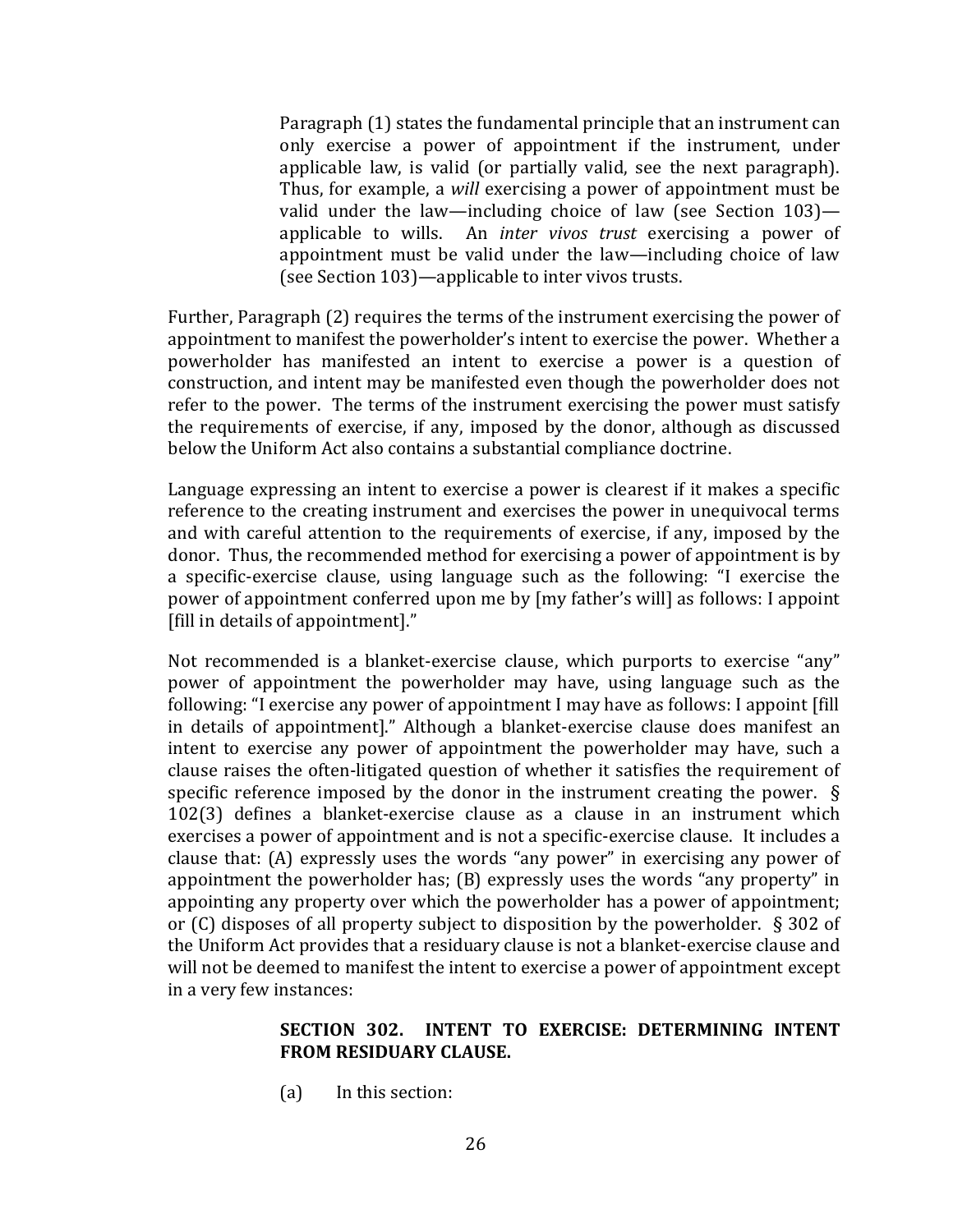> Paragraph (1) states the fundamental principle that an instrument can only exercise a power of appointment if the instrument, under applicable law, is valid (or partially valid, see the next paragraph). Thus, for example, a *will* exercising a power of appointment must be valid under the law—including choice of law (see Section 103)—applicable to wills. An *inter vivos trust* exercising a power of appointment must be valid under the law—including choice of law (see Section 103)—applicable to inter vivos trusts.

Further, Paragraph (2) requires the terms of the instrument exercising the power of appointment to manifest the powerholder's intent to exercise the power. Whether a powerholder has manifested an intent to exercise a power is a question of construction, and intent may be manifested even though the powerholder does not refer to the power. The terms of the instrument exercising the power must satisfy the requirements of exercise, if any, imposed by the donor, although as discussed below the Uniform Act also contains a substantial compliance doctrine.

Language expressing an intent to exercise a power is clearest if it makes a specific reference to the creating instrument and exercises the power in unequivocal terms and with careful attention to the requirements of exercise, if any, imposed by the donor. Thus, the recommended method for exercising a power of appointment is by a specific-exercise clause, using language such as the following: "I exercise the power of appointment conferred upon me by [my father's will] as follows: I appoint [fill in details of appointment]."

Not recommended is a blanket-exercise clause, which purports to exercise "any" power of appointment the powerholder may have, using language such as the following: "I exercise any power of appointment I may have as follows: I appoint [fill in details of appointment]." Although a blanket-exercise clause does manifest an intent to exercise any power of appointment the powerholder may have, such a clause raises the often-litigated question of whether it satisfies the requirement of specific reference imposed by the donor in the instrument creating the power. § 102(3) defines a blanket-exercise clause as a clause in an instrument which exercises a power of appointment and is not a specific-exercise clause. It includes a clause that: (A) expressly uses the words "any power" in exercising any power of appointment the powerholder has; (B) expressly uses the words "any property" in appointing any property over which the powerholder has a power of appointment; or (C) disposes of all property subject to disposition by the powerholder. § 302 of the Uniform Act provides that a residuary clause is not a blanket-exercise clause and will not be deemed to manifest the intent to exercise a power of appointment except in a very few instances:

> **SECTION 302. INTENT TO EXERCISE: DETERMINING INTENT FROM RESIDUARY CLAUSE.**
>
> (a) In this section: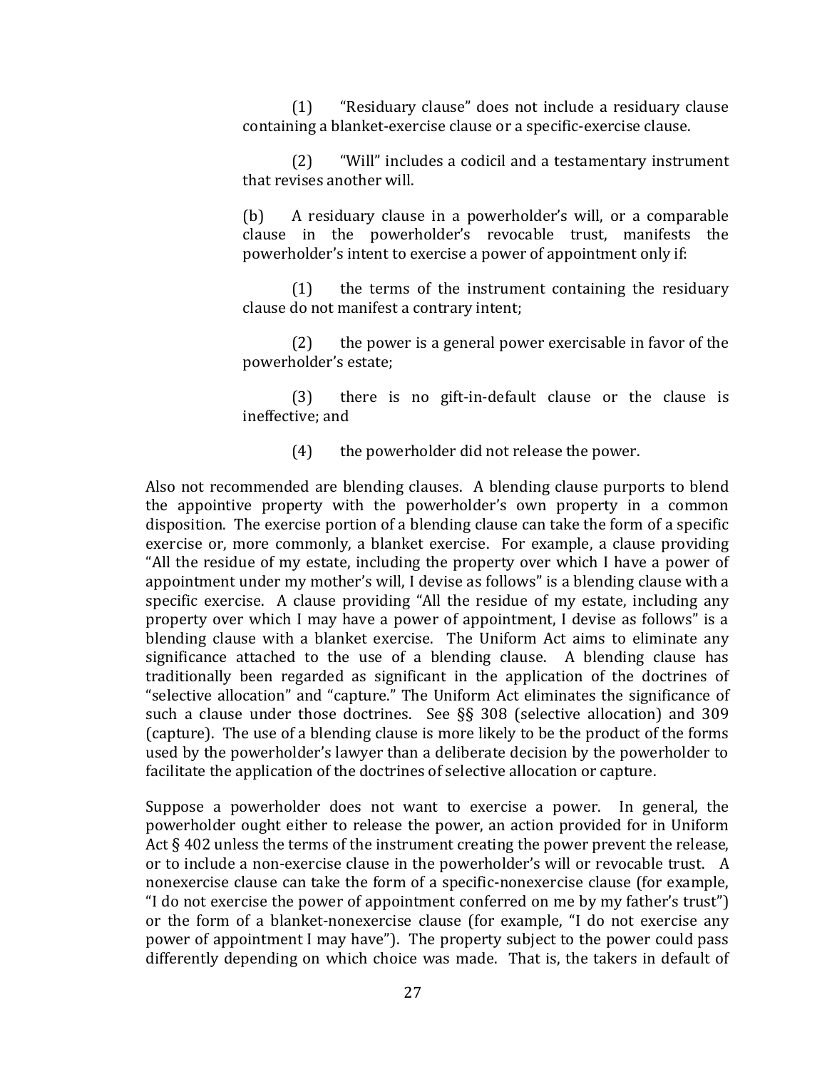(1) "Residuary clause" does not include a residuary clause containing a blanket-exercise clause or a specific-exercise clause.

(2) "Will" includes a codicil and a testamentary instrument that revises another will.

(b) A residuary clause in a powerholder's will, or a comparable clause in the powerholder's revocable trust, manifests the powerholder's intent to exercise a power of appointment only if:

(1) the terms of the instrument containing the residuary clause do not manifest a contrary intent;

(2) the power is a general power exercisable in favor of the powerholder's estate;

(3) there is no gift-in-default clause or the clause is ineffective; and

(4) the powerholder did not release the power.

Also not recommended are blending clauses. A blending clause purports to blend the appointive property with the powerholder's own property in a common disposition. The exercise portion of a blending clause can take the form of a specific exercise or, more commonly, a blanket exercise. For example, a clause providing "All the residue of my estate, including the property over which I have a power of appointment under my mother's will, I devise as follows" is a blending clause with a specific exercise. A clause providing "All the residue of my estate, including any property over which I may have a power of appointment, I devise as follows" is a blending clause with a blanket exercise. The Uniform Act aims to eliminate any significance attached to the use of a blending clause. A blending clause has traditionally been regarded as significant in the application of the doctrines of "selective allocation" and "capture." The Uniform Act eliminates the significance of such a clause under those doctrines. See §§ 308 (selective allocation) and 309 (capture). The use of a blending clause is more likely to be the product of the forms used by the powerholder's lawyer than a deliberate decision by the powerholder to facilitate the application of the doctrines of selective allocation or capture.

Suppose a powerholder does not want to exercise a power. In general, the powerholder ought either to release the power, an action provided for in Uniform Act § 402 unless the terms of the instrument creating the power prevent the release, or to include a non-exercise clause in the powerholder's will or revocable trust. A nonexercise clause can take the form of a specific-nonexercise clause (for example, "I do not exercise the power of appointment conferred on me by my father's trust") or the form of a blanket-nonexercise clause (for example, "I do not exercise any power of appointment I may have"). The property subject to the power could pass differently depending on which choice was made. That is, the takers in default of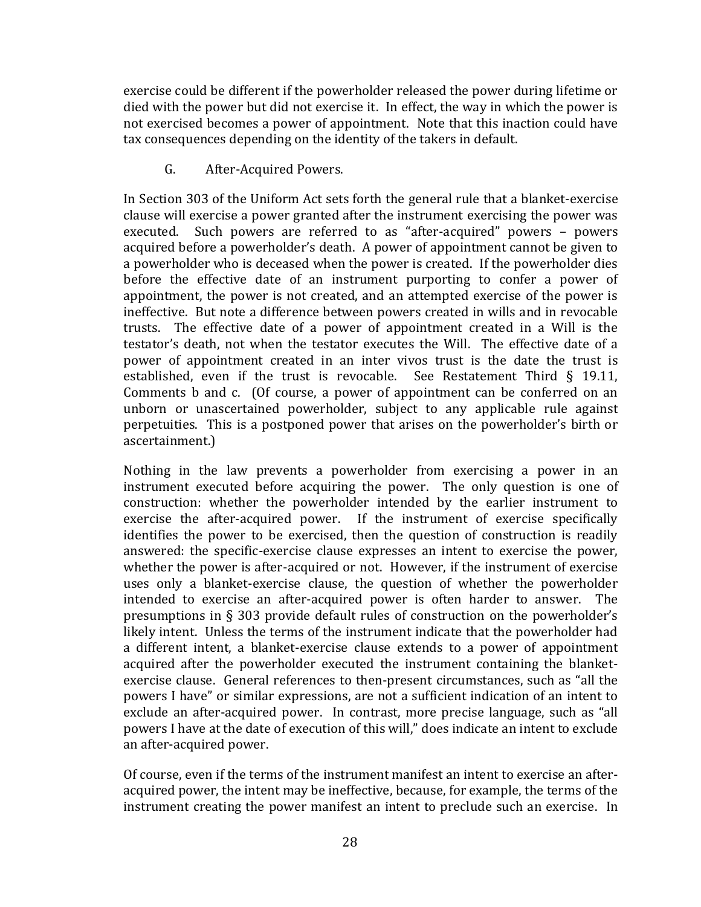exercise could be different if the powerholder released the power during lifetime or died with the power but did not exercise it. In effect, the way in which the power is not exercised becomes a power of appointment. Note that this inaction could have tax consequences depending on the identity of the takers in default.

### G. After-Acquired Powers.

In Section 303 of the Uniform Act sets forth the general rule that a blanket-exercise clause will exercise a power granted after the instrument exercising the power was executed. Such powers are referred to as "after-acquired" powers – powers acquired before a powerholder's death. A power of appointment cannot be given to a powerholder who is deceased when the power is created. If the powerholder dies before the effective date of an instrument purporting to confer a power of appointment, the power is not created, and an attempted exercise of the power is ineffective. But note a difference between powers created in wills and in revocable trusts. The effective date of a power of appointment created in a Will is the testator's death, not when the testator executes the Will. The effective date of a power of appointment created in an inter vivos trust is the date the trust is established, even if the trust is revocable. See Restatement Third § 19.11, Comments b and c. (Of course, a power of appointment can be conferred on an unborn or unascertained powerholder, subject to any applicable rule against perpetuities. This is a postponed power that arises on the powerholder's birth or ascertainment.)

Nothing in the law prevents a powerholder from exercising a power in an instrument executed before acquiring the power. The only question is one of construction: whether the powerholder intended by the earlier instrument to exercise the after-acquired power. If the instrument of exercise specifically identifies the power to be exercised, then the question of construction is readily answered: the specific-exercise clause expresses an intent to exercise the power, whether the power is after-acquired or not. However, if the instrument of exercise uses only a blanket-exercise clause, the question of whether the powerholder intended to exercise an after-acquired power is often harder to answer. The presumptions in § 303 provide default rules of construction on the powerholder's likely intent. Unless the terms of the instrument indicate that the powerholder had a different intent, a blanket-exercise clause extends to a power of appointment acquired after the powerholder executed the instrument containing the blanket-exercise clause. General references to then-present circumstances, such as "all the powers I have" or similar expressions, are not a sufficient indication of an intent to exclude an after-acquired power. In contrast, more precise language, such as "all powers I have at the date of execution of this will," does indicate an intent to exclude an after-acquired power.

Of course, even if the terms of the instrument manifest an intent to exercise an after-acquired power, the intent may be ineffective, because, for example, the terms of the instrument creating the power manifest an intent to preclude such an exercise. In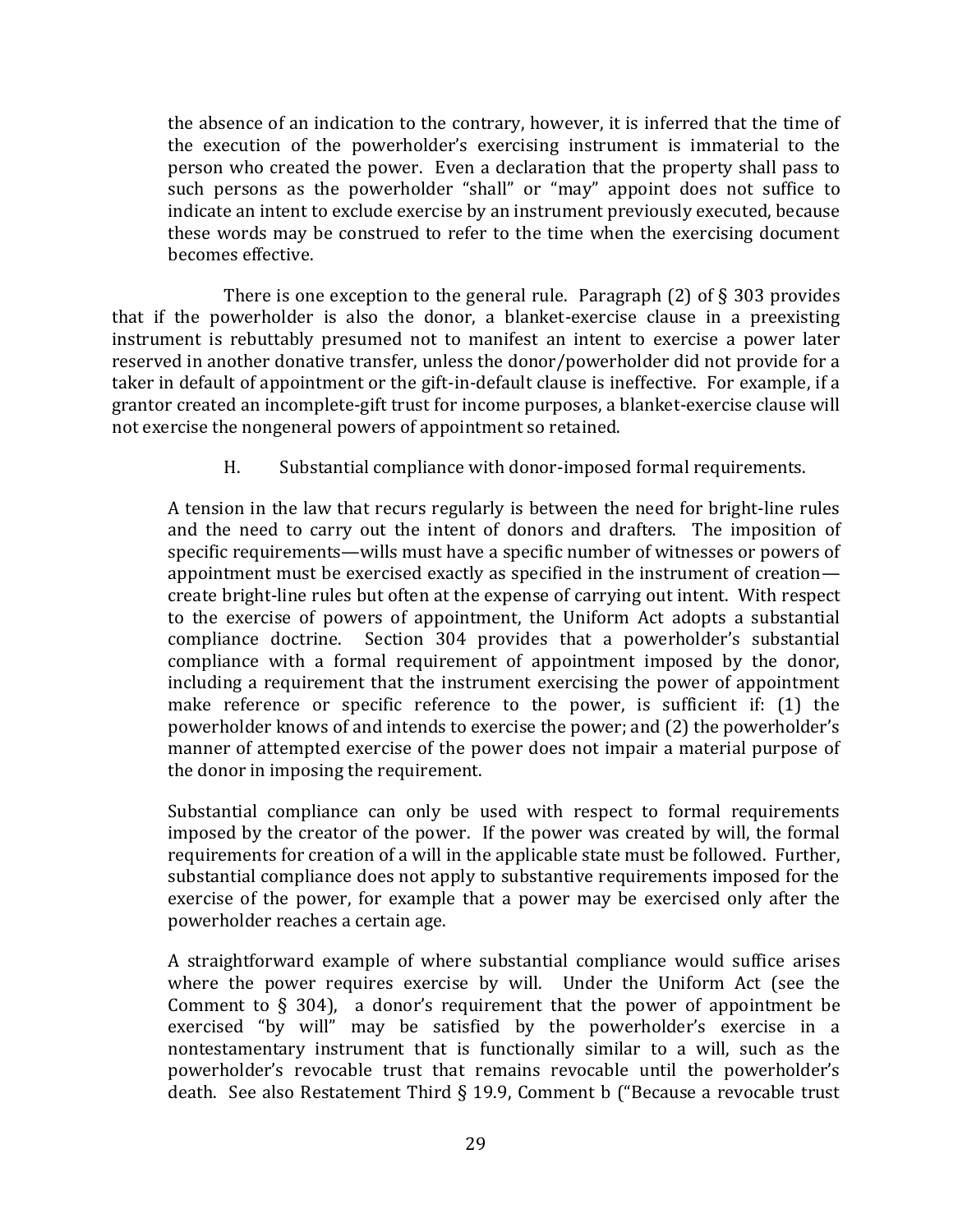the absence of an indication to the contrary, however, it is inferred that the time of the execution of the powerholder's exercising instrument is immaterial to the person who created the power. Even a declaration that the property shall pass to such persons as the powerholder "shall" or "may" appoint does not suffice to indicate an intent to exclude exercise by an instrument previously executed, because these words may be construed to refer to the time when the exercising document becomes effective.

There is one exception to the general rule. Paragraph (2) of § 303 provides that if the powerholder is also the donor, a blanket-exercise clause in a preexisting instrument is rebuttably presumed not to manifest an intent to exercise a power later reserved in another donative transfer, unless the donor/powerholder did not provide for a taker in default of appointment or the gift-in-default clause is ineffective. For example, if a grantor created an incomplete-gift trust for income purposes, a blanket-exercise clause will not exercise the nongeneral powers of appointment so retained.

### H. Substantial compliance with donor-imposed formal requirements.

A tension in the law that recurs regularly is between the need for bright-line rules and the need to carry out the intent of donors and drafters. The imposition of specific requirements—wills must have a specific number of witnesses or powers of appointment must be exercised exactly as specified in the instrument of creation—create bright-line rules but often at the expense of carrying out intent. With respect to the exercise of powers of appointment, the Uniform Act adopts a substantial compliance doctrine. Section 304 provides that a powerholder's substantial compliance with a formal requirement of appointment imposed by the donor, including a requirement that the instrument exercising the power of appointment make reference or specific reference to the power, is sufficient if: (1) the powerholder knows of and intends to exercise the power; and (2) the powerholder's manner of attempted exercise of the power does not impair a material purpose of the donor in imposing the requirement.

Substantial compliance can only be used with respect to formal requirements imposed by the creator of the power. If the power was created by will, the formal requirements for creation of a will in the applicable state must be followed. Further, substantial compliance does not apply to substantive requirements imposed for the exercise of the power, for example that a power may be exercised only after the powerholder reaches a certain age.

A straightforward example of where substantial compliance would suffice arises where the power requires exercise by will. Under the Uniform Act (see the Comment to § 304), a donor's requirement that the power of appointment be exercised "by will" may be satisfied by the powerholder's exercise in a nontestamentary instrument that is functionally similar to a will, such as the powerholder's revocable trust that remains revocable until the powerholder's death. See also Restatement Third § 19.9, Comment b ("Because a revocable trust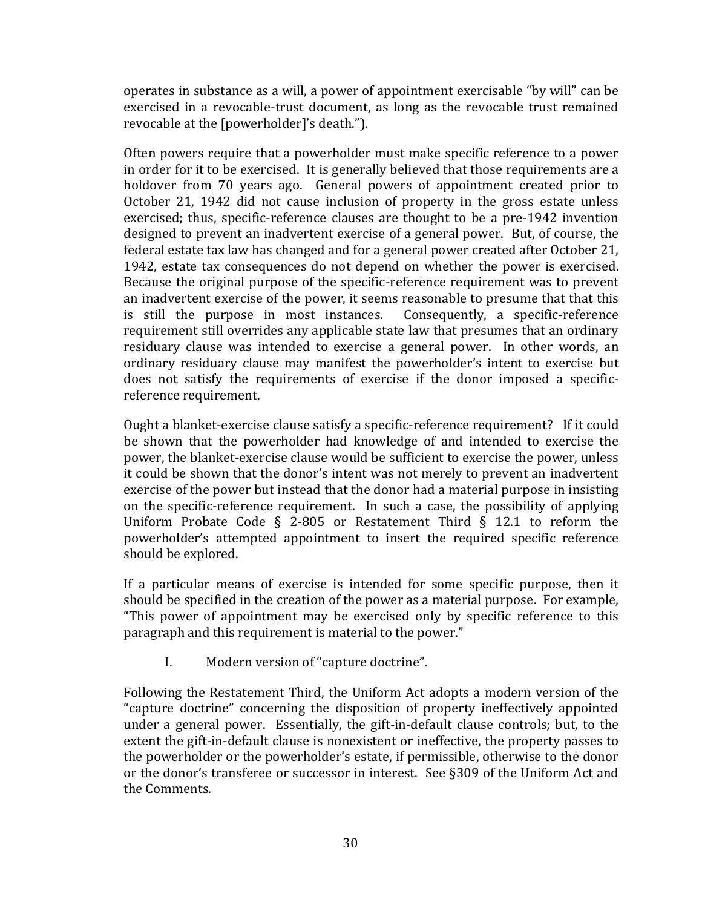operates in substance as a will, a power of appointment exercisable "by will" can be exercised in a revocable-trust document, as long as the revocable trust remained revocable at the [powerholder]'s death.").

Often powers require that a powerholder must make specific reference to a power in order for it to be exercised. It is generally believed that those requirements are a holdover from 70 years ago. General powers of appointment created prior to October 21, 1942 did not cause inclusion of property in the gross estate unless exercised; thus, specific-reference clauses are thought to be a pre-1942 invention designed to prevent an inadvertent exercise of a general power. But, of course, the federal estate tax law has changed and for a general power created after October 21, 1942, estate tax consequences do not depend on whether the power is exercised. Because the original purpose of the specific-reference requirement was to prevent an inadvertent exercise of the power, it seems reasonable to presume that that this is still the purpose in most instances. Consequently, a specific-reference requirement still overrides any applicable state law that presumes that an ordinary residuary clause was intended to exercise a general power. In other words, an ordinary residuary clause may manifest the powerholder's intent to exercise but does not satisfy the requirements of exercise if the donor imposed a specific-reference requirement.

Ought a blanket-exercise clause satisfy a specific-reference requirement? If it could be shown that the powerholder had knowledge of and intended to exercise the power, the blanket-exercise clause would be sufficient to exercise the power, unless it could be shown that the donor's intent was not merely to prevent an inadvertent exercise of the power but instead that the donor had a material purpose in insisting on the specific-reference requirement. In such a case, the possibility of applying Uniform Probate Code § 2-805 or Restatement Third § 12.1 to reform the powerholder's attempted appointment to insert the required specific reference should be explored.

If a particular means of exercise is intended for some specific purpose, then it should be specified in the creation of the power as a material purpose. For example, "This power of appointment may be exercised only by specific reference to this paragraph and this requirement is material to the power."

### I. Modern version of "capture doctrine".

Following the Restatement Third, the Uniform Act adopts a modern version of the "capture doctrine" concerning the disposition of property ineffectively appointed under a general power. Essentially, the gift-in-default clause controls; but, to the extent the gift-in-default clause is nonexistent or ineffective, the property passes to the powerholder or the powerholder's estate, if permissible, otherwise to the donor or the donor's transferee or successor in interest. See §309 of the Uniform Act and the Comments.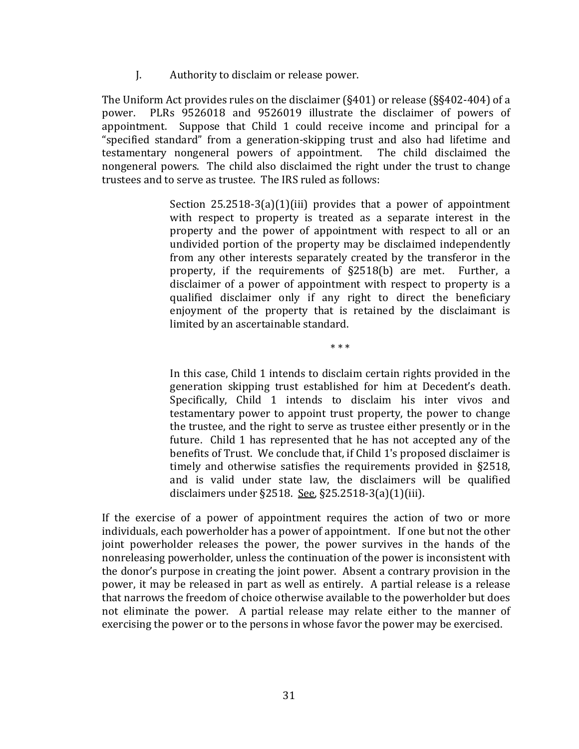J. Authority to disclaim or release power.

The Uniform Act provides rules on the disclaimer (§401) or release (§§402-404) of a power. PLRs 9526018 and 9526019 illustrate the disclaimer of powers of appointment. Suppose that Child 1 could receive income and principal for a "specified standard" from a generation-skipping trust and also had lifetime and testamentary nongeneral powers of appointment. The child disclaimed the nongeneral powers. The child also disclaimed the right under the trust to change trustees and to serve as trustee. The IRS ruled as follows:

> Section 25.2518-3(a)(1)(iii) provides that a power of appointment with respect to property is treated as a separate interest in the property and the power of appointment with respect to all or an undivided portion of the property may be disclaimed independently from any other interests separately created by the transferor in the property, if the requirements of §2518(b) are met. Further, a disclaimer of a power of appointment with respect to property is a qualified disclaimer only if any right to direct the beneficiary enjoyment of the property that is retained by the disclaimant is limited by an ascertainable standard.
>
> \* \* \*
>
> In this case, Child 1 intends to disclaim certain rights provided in the generation skipping trust established for him at Decedent's death. Specifically, Child 1 intends to disclaim his inter vivos and testamentary power to appoint trust property, the power to change the trustee, and the right to serve as trustee either presently or in the future. Child 1 has represented that he has not accepted any of the benefits of Trust. We conclude that, if Child 1's proposed disclaimer is timely and otherwise satisfies the requirements provided in §2518, and is valid under state law, the disclaimers will be qualified disclaimers under §2518. See, §25.2518-3(a)(1)(iii).

If the exercise of a power of appointment requires the action of two or more individuals, each powerholder has a power of appointment. If one but not the other joint powerholder releases the power, the power survives in the hands of the nonreleasing powerholder, unless the continuation of the power is inconsistent with the donor's purpose in creating the joint power. Absent a contrary provision in the power, it may be released in part as well as entirely. A partial release is a release that narrows the freedom of choice otherwise available to the powerholder but does not eliminate the power. A partial release may relate either to the manner of exercising the power or to the persons in whose favor the power may be exercised.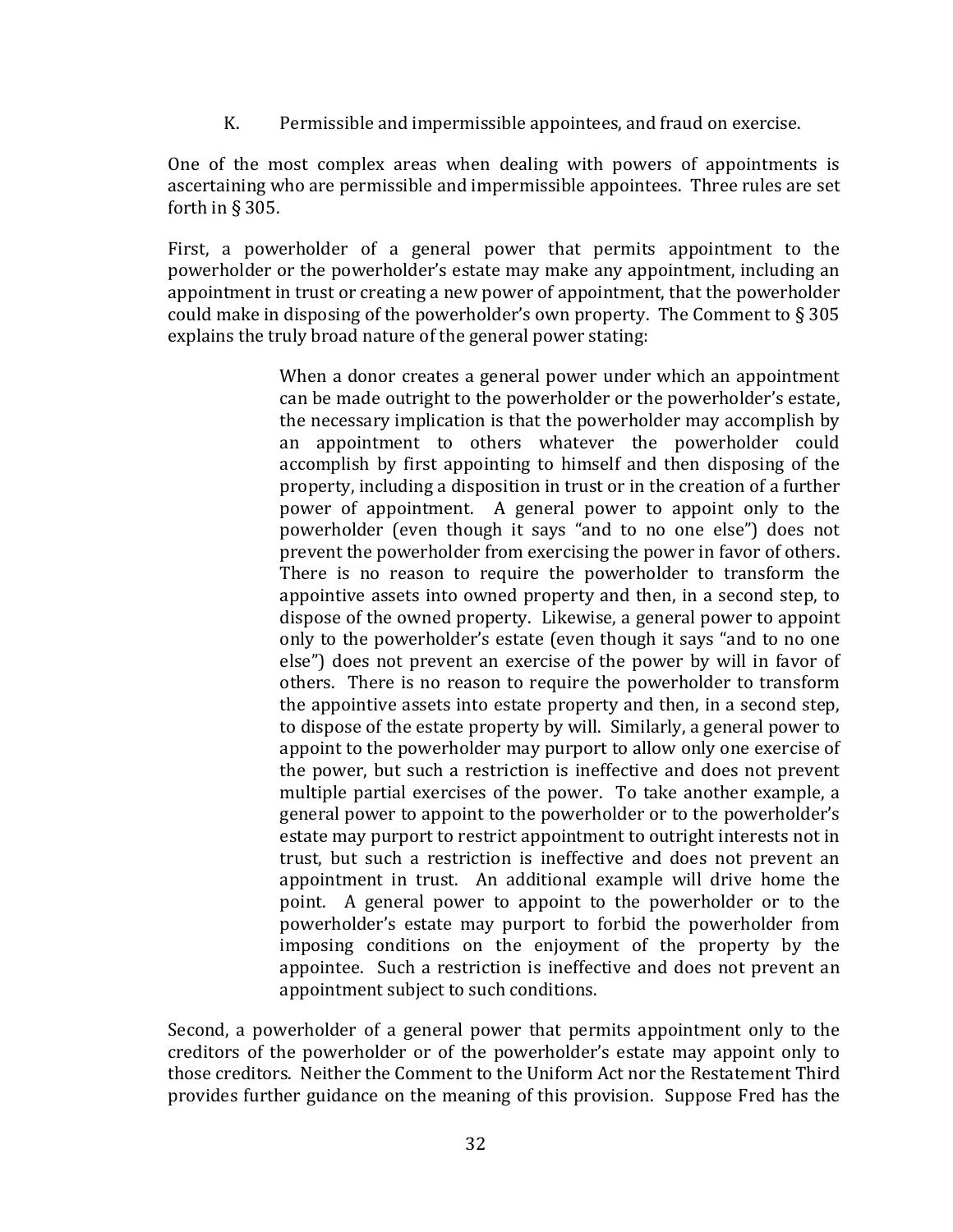K. Permissible and impermissible appointees, and fraud on exercise.

One of the most complex areas when dealing with powers of appointments is ascertaining who are permissible and impermissible appointees. Three rules are set forth in § 305.

First, a powerholder of a general power that permits appointment to the powerholder or the powerholder's estate may make any appointment, including an appointment in trust or creating a new power of appointment, that the powerholder could make in disposing of the powerholder's own property. The Comment to § 305 explains the truly broad nature of the general power stating:

> When a donor creates a general power under which an appointment can be made outright to the powerholder or the powerholder's estate, the necessary implication is that the powerholder may accomplish by an appointment to others whatever the powerholder could accomplish by first appointing to himself and then disposing of the property, including a disposition in trust or in the creation of a further power of appointment. A general power to appoint only to the powerholder (even though it says "and to no one else") does not prevent the powerholder from exercising the power in favor of others. There is no reason to require the powerholder to transform the appointive assets into owned property and then, in a second step, to dispose of the owned property. Likewise, a general power to appoint only to the powerholder's estate (even though it says "and to no one else") does not prevent an exercise of the power by will in favor of others. There is no reason to require the powerholder to transform the appointive assets into estate property and then, in a second step, to dispose of the estate property by will. Similarly, a general power to appoint to the powerholder may purport to allow only one exercise of the power, but such a restriction is ineffective and does not prevent multiple partial exercises of the power. To take another example, a general power to appoint to the powerholder or to the powerholder's estate may purport to restrict appointment to outright interests not in trust, but such a restriction is ineffective and does not prevent an appointment in trust. An additional example will drive home the point. A general power to appoint to the powerholder or to the powerholder's estate may purport to forbid the powerholder from imposing conditions on the enjoyment of the property by the appointee. Such a restriction is ineffective and does not prevent an appointment subject to such conditions.

Second, a powerholder of a general power that permits appointment only to the creditors of the powerholder or of the powerholder's estate may appoint only to those creditors. Neither the Comment to the Uniform Act nor the Restatement Third provides further guidance on the meaning of this provision. Suppose Fred has the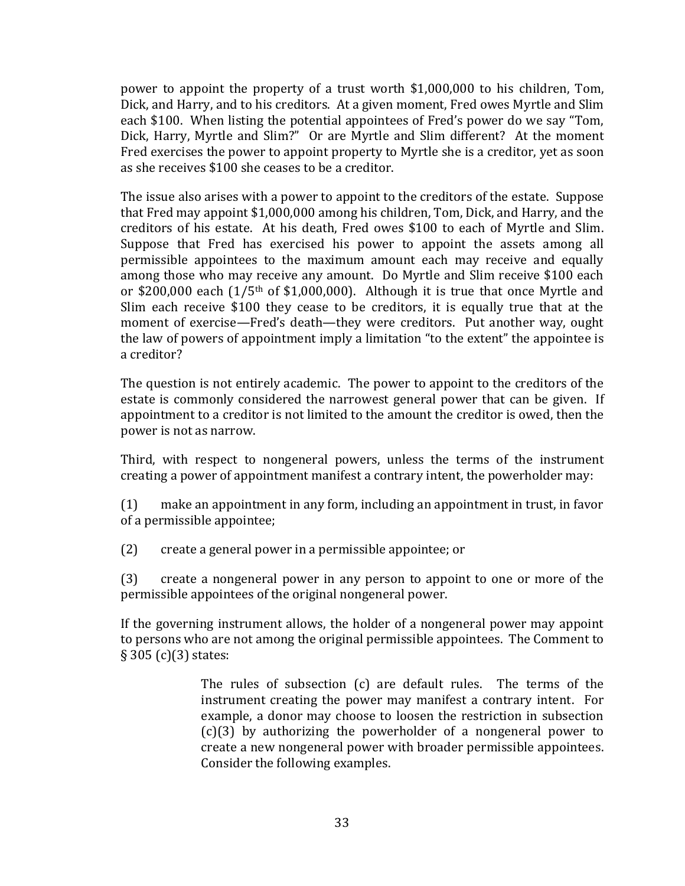power to appoint the property of a trust worth $1,000,000 to his children, Tom, Dick, and Harry, and to his creditors. At a given moment, Fred owes Myrtle and Slim each $100. When listing the potential appointees of Fred's power do we say "Tom, Dick, Harry, Myrtle and Slim?" Or are Myrtle and Slim different? At the moment Fred exercises the power to appoint property to Myrtle she is a creditor, yet as soon as she receives $100 she ceases to be a creditor.

The issue also arises with a power to appoint to the creditors of the estate. Suppose that Fred may appoint $1,000,000 among his children, Tom, Dick, and Harry, and the creditors of his estate. At his death, Fred owes $100 to each of Myrtle and Slim. Suppose that Fred has exercised his power to appoint the assets among all permissible appointees to the maximum amount each may receive and equally among those who may receive any amount. Do Myrtle and Slim receive $100 each or $200,000 each (1/5th of $1,000,000). Although it is true that once Myrtle and Slim each receive $100 they cease to be creditors, it is equally true that at the moment of exercise—Fred's death—they were creditors. Put another way, ought the law of powers of appointment imply a limitation "to the extent" the appointee is a creditor?

The question is not entirely academic. The power to appoint to the creditors of the estate is commonly considered the narrowest general power that can be given. If appointment to a creditor is not limited to the amount the creditor is owed, then the power is not as narrow.

Third, with respect to nongeneral powers, unless the terms of the instrument creating a power of appointment manifest a contrary intent, the powerholder may:

(1) make an appointment in any form, including an appointment in trust, in favor of a permissible appointee;

(2) create a general power in a permissible appointee; or

(3) create a nongeneral power in any person to appoint to one or more of the permissible appointees of the original nongeneral power.

If the governing instrument allows, the holder of a nongeneral power may appoint to persons who are not among the original permissible appointees. The Comment to § 305 (c)(3) states:

> The rules of subsection (c) are default rules. The terms of the instrument creating the power may manifest a contrary intent. For example, a donor may choose to loosen the restriction in subsection (c)(3) by authorizing the powerholder of a nongeneral power to create a new nongeneral power with broader permissible appointees. Consider the following examples.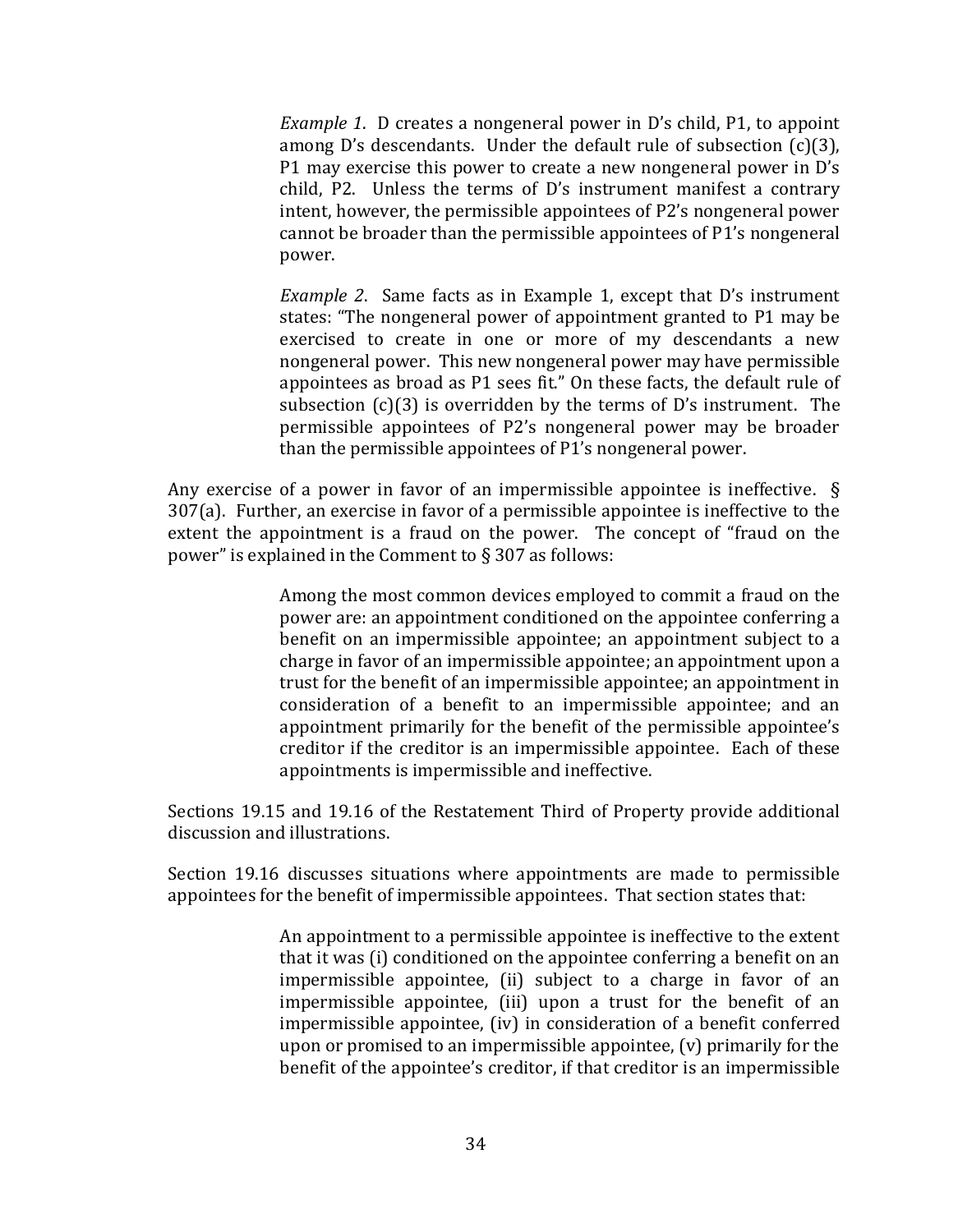> *Example 1*. D creates a nongeneral power in D's child, P1, to appoint among D's descendants. Under the default rule of subsection (c)(3), P1 may exercise this power to create a new nongeneral power in D's child, P2. Unless the terms of D's instrument manifest a contrary intent, however, the permissible appointees of P2's nongeneral power cannot be broader than the permissible appointees of P1's nongeneral power.
>
> *Example 2*. Same facts as in Example 1, except that D's instrument states: "The nongeneral power of appointment granted to P1 may be exercised to create in one or more of my descendants a new nongeneral power. This new nongeneral power may have permissible appointees as broad as P1 sees fit." On these facts, the default rule of subsection (c)(3) is overridden by the terms of D's instrument. The permissible appointees of P2's nongeneral power may be broader than the permissible appointees of P1's nongeneral power.

Any exercise of a power in favor of an impermissible appointee is ineffective. § 307(a). Further, an exercise in favor of a permissible appointee is ineffective to the extent the appointment is a fraud on the power. The concept of "fraud on the power" is explained in the Comment to § 307 as follows:

> Among the most common devices employed to commit a fraud on the power are: an appointment conditioned on the appointee conferring a benefit on an impermissible appointee; an appointment subject to a charge in favor of an impermissible appointee; an appointment upon a trust for the benefit of an impermissible appointee; an appointment in consideration of a benefit to an impermissible appointee; and an appointment primarily for the benefit of the permissible appointee's creditor if the creditor is an impermissible appointee. Each of these appointments is impermissible and ineffective.

Sections 19.15 and 19.16 of the Restatement Third of Property provide additional discussion and illustrations.

Section 19.16 discusses situations where appointments are made to permissible appointees for the benefit of impermissible appointees. That section states that:

> An appointment to a permissible appointee is ineffective to the extent that it was (i) conditioned on the appointee conferring a benefit on an impermissible appointee, (ii) subject to a charge in favor of an impermissible appointee, (iii) upon a trust for the benefit of an impermissible appointee, (iv) in consideration of a benefit conferred upon or promised to an impermissible appointee, (v) primarily for the benefit of the appointee's creditor, if that creditor is an impermissible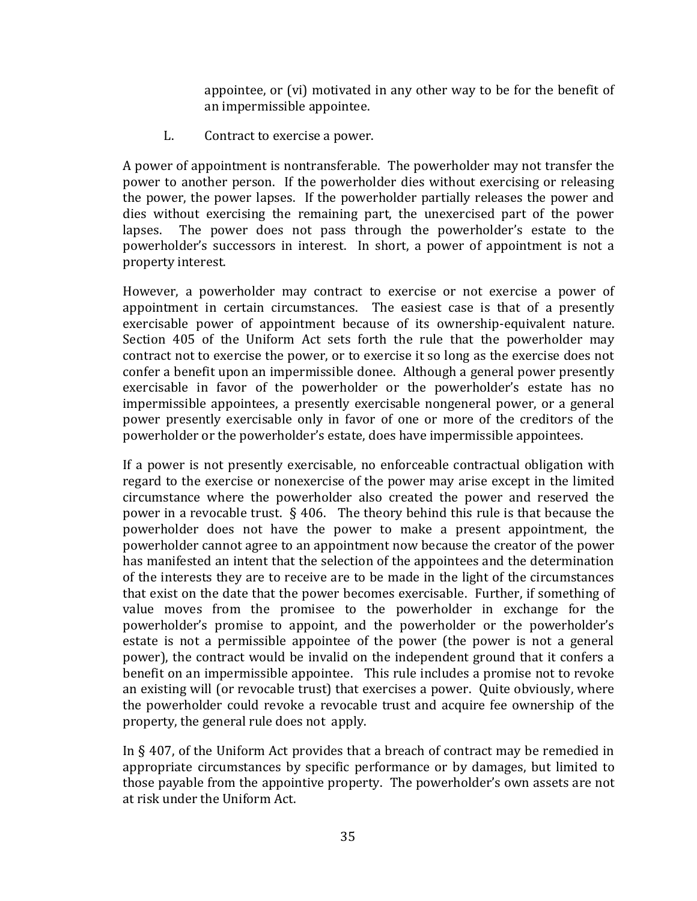appointee, or (vi) motivated in any other way to be for the benefit of an impermissible appointee.

L. Contract to exercise a power.

A power of appointment is nontransferable. The powerholder may not transfer the power to another person. If the powerholder dies without exercising or releasing the power, the power lapses. If the powerholder partially releases the power and dies without exercising the remaining part, the unexercised part of the power lapses. The power does not pass through the powerholder's estate to the powerholder's successors in interest. In short, a power of appointment is not a property interest.

However, a powerholder may contract to exercise or not exercise a power of appointment in certain circumstances. The easiest case is that of a presently exercisable power of appointment because of its ownership-equivalent nature. Section 405 of the Uniform Act sets forth the rule that the powerholder may contract not to exercise the power, or to exercise it so long as the exercise does not confer a benefit upon an impermissible donee. Although a general power presently exercisable in favor of the powerholder or the powerholder's estate has no impermissible appointees, a presently exercisable nongeneral power, or a general power presently exercisable only in favor of one or more of the creditors of the powerholder or the powerholder's estate, does have impermissible appointees.

If a power is not presently exercisable, no enforceable contractual obligation with regard to the exercise or nonexercise of the power may arise except in the limited circumstance where the powerholder also created the power and reserved the power in a revocable trust. § 406. The theory behind this rule is that because the powerholder does not have the power to make a present appointment, the powerholder cannot agree to an appointment now because the creator of the power has manifested an intent that the selection of the appointees and the determination of the interests they are to receive are to be made in the light of the circumstances that exist on the date that the power becomes exercisable. Further, if something of value moves from the promisee to the powerholder in exchange for the powerholder's promise to appoint, and the powerholder or the powerholder's estate is not a permissible appointee of the power (the power is not a general power), the contract would be invalid on the independent ground that it confers a benefit on an impermissible appointee. This rule includes a promise not to revoke an existing will (or revocable trust) that exercises a power. Quite obviously, where the powerholder could revoke a revocable trust and acquire fee ownership of the property, the general rule does not apply.

In § 407, of the Uniform Act provides that a breach of contract may be remedied in appropriate circumstances by specific performance or by damages, but limited to those payable from the appointive property. The powerholder's own assets are not at risk under the Uniform Act.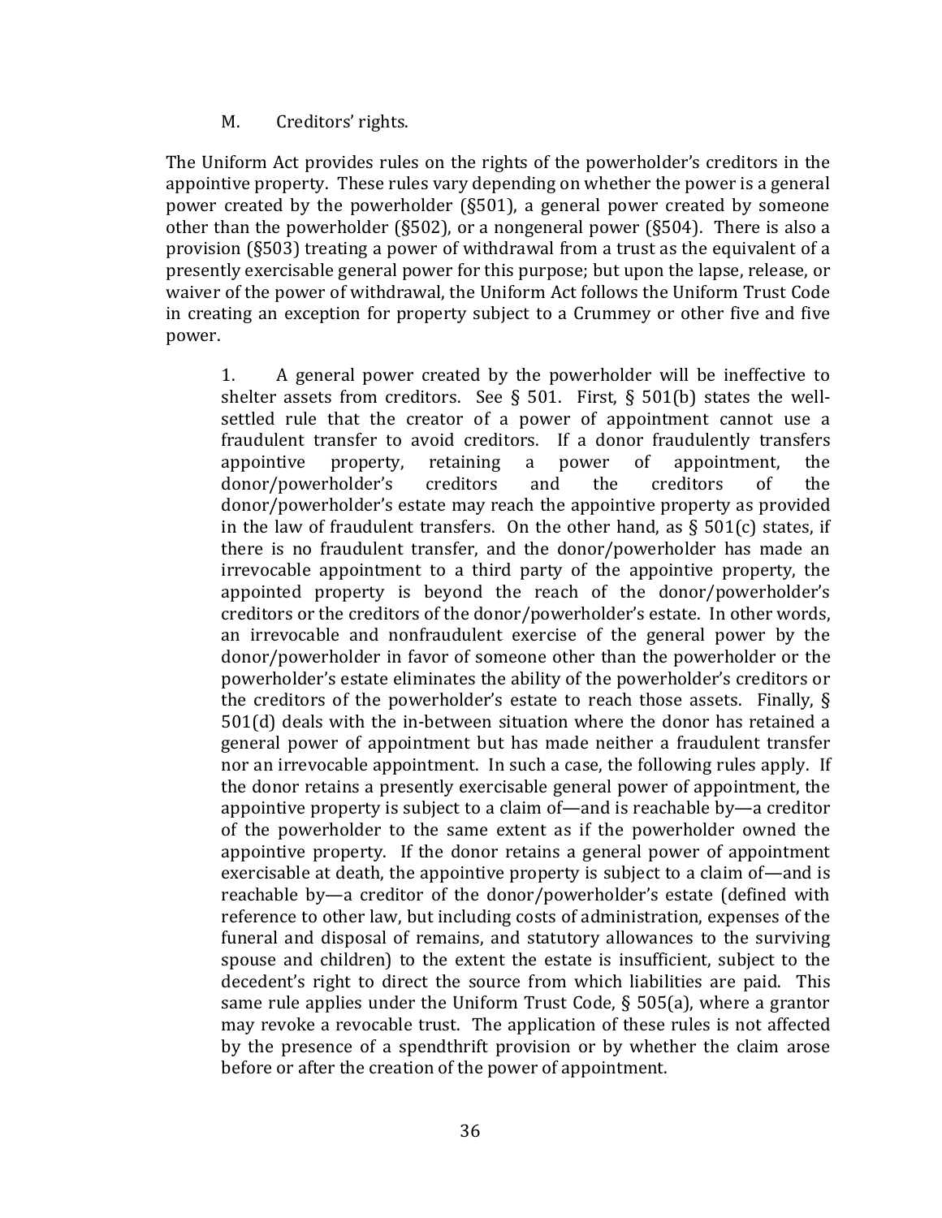M. Creditors' rights.

The Uniform Act provides rules on the rights of the powerholder's creditors in the appointive property. These rules vary depending on whether the power is a general power created by the powerholder (§501), a general power created by someone other than the powerholder (§502), or a nongeneral power (§504). There is also a provision (§503) treating a power of withdrawal from a trust as the equivalent of a presently exercisable general power for this purpose; but upon the lapse, release, or waiver of the power of withdrawal, the Uniform Act follows the Uniform Trust Code in creating an exception for property subject to a Crummey or other five and five power.

1. A general power created by the powerholder will be ineffective to shelter assets from creditors. See § 501. First, § 501(b) states the well-settled rule that the creator of a power of appointment cannot use a fraudulent transfer to avoid creditors. If a donor fraudulently transfers appointive property, retaining a power of appointment, the donor/powerholder's creditors and the creditors of the donor/powerholder's estate may reach the appointive property as provided in the law of fraudulent transfers. On the other hand, as § 501(c) states, if there is no fraudulent transfer, and the donor/powerholder has made an irrevocable appointment to a third party of the appointive property, the appointed property is beyond the reach of the donor/powerholder's creditors or the creditors of the donor/powerholder's estate. In other words, an irrevocable and nonfraudulent exercise of the general power by the donor/powerholder in favor of someone other than the powerholder or the powerholder's estate eliminates the ability of the powerholder's creditors or the creditors of the powerholder's estate to reach those assets. Finally, § 501(d) deals with the in-between situation where the donor has retained a general power of appointment but has made neither a fraudulent transfer nor an irrevocable appointment. In such a case, the following rules apply. If the donor retains a presently exercisable general power of appointment, the appointive property is subject to a claim of—and is reachable by—a creditor of the powerholder to the same extent as if the powerholder owned the appointive property. If the donor retains a general power of appointment exercisable at death, the appointive property is subject to a claim of—and is reachable by—a creditor of the donor/powerholder's estate (defined with reference to other law, but including costs of administration, expenses of the funeral and disposal of remains, and statutory allowances to the surviving spouse and children) to the extent the estate is insufficient, subject to the decedent's right to direct the source from which liabilities are paid. This same rule applies under the Uniform Trust Code, § 505(a), where a grantor may revoke a revocable trust. The application of these rules is not affected by the presence of a spendthrift provision or by whether the claim arose before or after the creation of the power of appointment.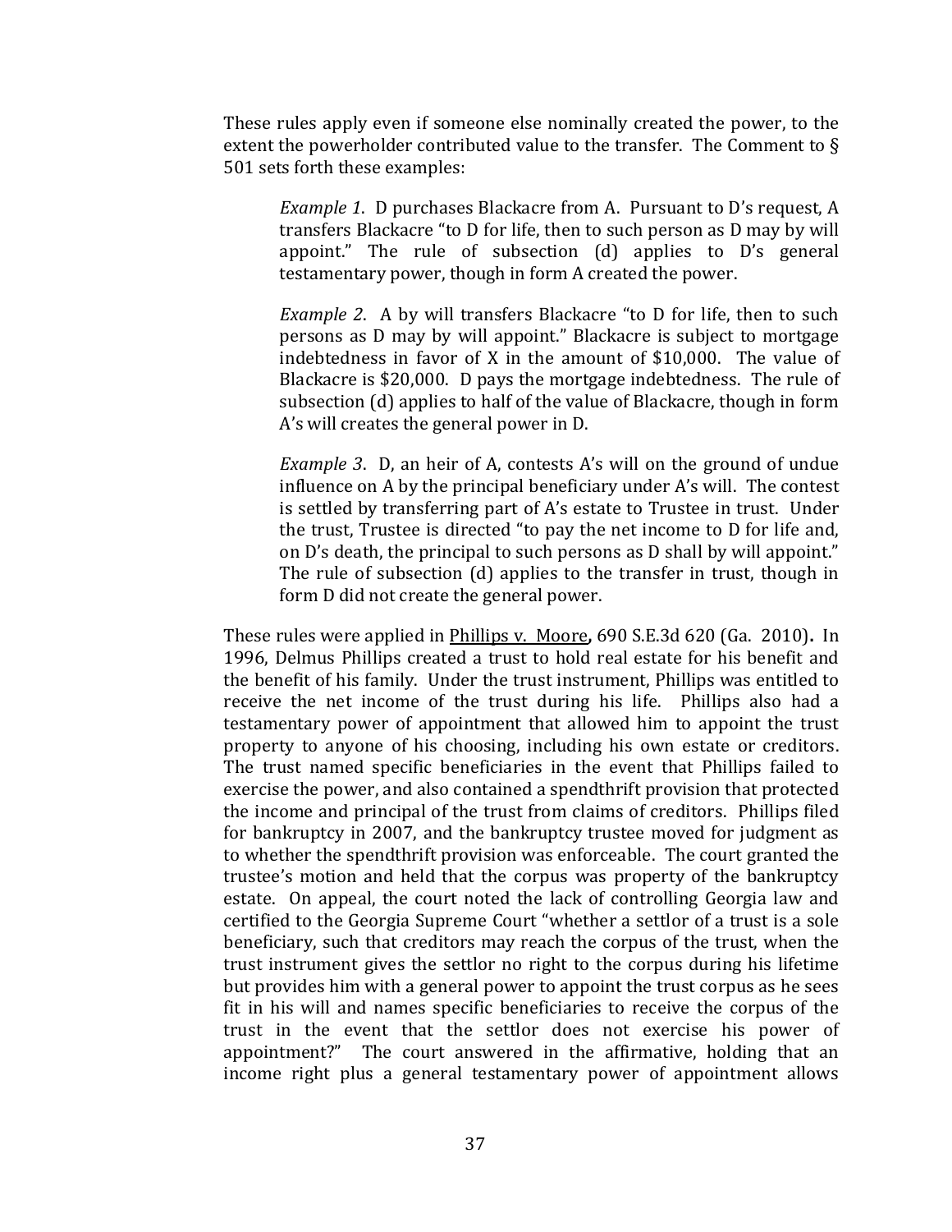These rules apply even if someone else nominally created the power, to the extent the powerholder contributed value to the transfer. The Comment to § 501 sets forth these examples:

> *Example 1*. D purchases Blackacre from A. Pursuant to D's request, A transfers Blackacre "to D for life, then to such person as D may by will appoint." The rule of subsection (d) applies to D's general testamentary power, though in form A created the power.
>
> *Example 2*. A by will transfers Blackacre "to D for life, then to such persons as D may by will appoint." Blackacre is subject to mortgage indebtedness in favor of X in the amount of $10,000. The value of Blackacre is $20,000. D pays the mortgage indebtedness. The rule of subsection (d) applies to half of the value of Blackacre, though in form A's will creates the general power in D.
>
> *Example 3*. D, an heir of A, contests A's will on the ground of undue influence on A by the principal beneficiary under A's will. The contest is settled by transferring part of A's estate to Trustee in trust. Under the trust, Trustee is directed "to pay the net income to D for life and, on D's death, the principal to such persons as D shall by will appoint." The rule of subsection (d) applies to the transfer in trust, though in form D did not create the general power.

These rules were applied in <u>Phillips v. Moore</u>**,** 690 S.E.3d 620 (Ga. 2010)**.** In 1996, Delmus Phillips created a trust to hold real estate for his benefit and the benefit of his family. Under the trust instrument, Phillips was entitled to receive the net income of the trust during his life. Phillips also had a testamentary power of appointment that allowed him to appoint the trust property to anyone of his choosing, including his own estate or creditors. The trust named specific beneficiaries in the event that Phillips failed to exercise the power, and also contained a spendthrift provision that protected the income and principal of the trust from claims of creditors. Phillips filed for bankruptcy in 2007, and the bankruptcy trustee moved for judgment as to whether the spendthrift provision was enforceable. The court granted the trustee's motion and held that the corpus was property of the bankruptcy estate. On appeal, the court noted the lack of controlling Georgia law and certified to the Georgia Supreme Court "whether a settlor of a trust is a sole beneficiary, such that creditors may reach the corpus of the trust, when the trust instrument gives the settlor no right to the corpus during his lifetime but provides him with a general power to appoint the trust corpus as he sees fit in his will and names specific beneficiaries to receive the corpus of the trust in the event that the settlor does not exercise his power of appointment?" The court answered in the affirmative, holding that an income right plus a general testamentary power of appointment allows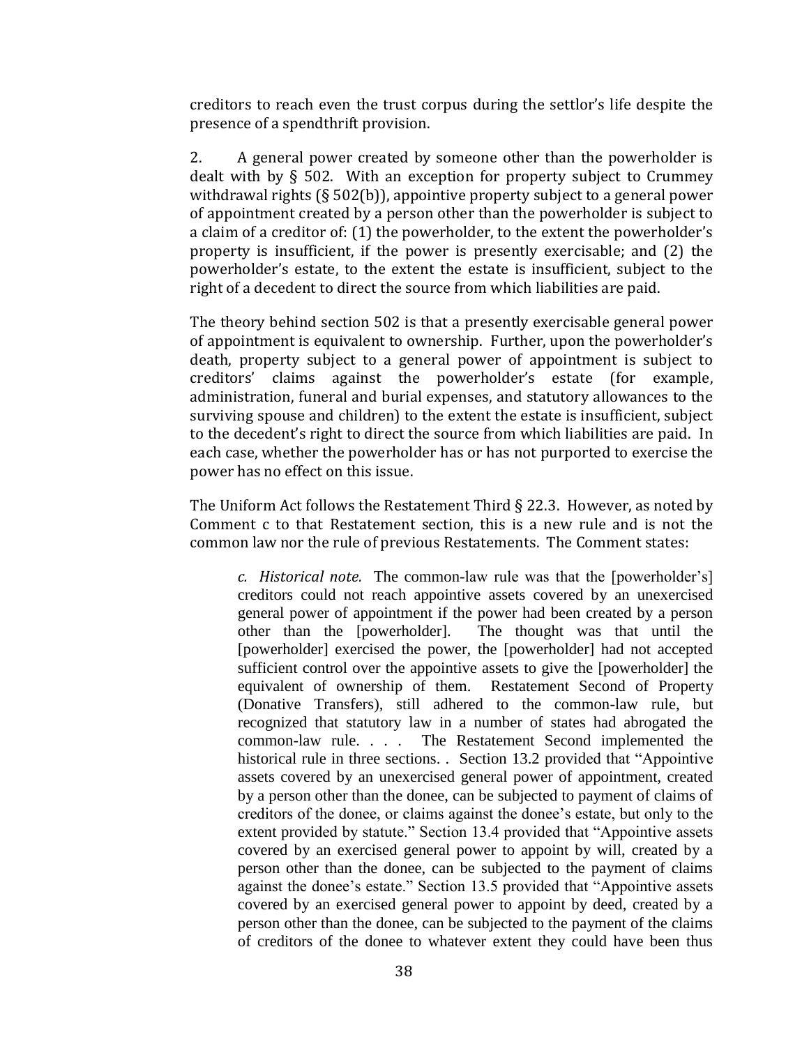creditors to reach even the trust corpus during the settlor's life despite the presence of a spendthrift provision.

2. A general power created by someone other than the powerholder is dealt with by § 502. With an exception for property subject to Crummey withdrawal rights (§ 502(b)), appointive property subject to a general power of appointment created by a person other than the powerholder is subject to a claim of a creditor of: (1) the powerholder, to the extent the powerholder's property is insufficient, if the power is presently exercisable; and (2) the powerholder's estate, to the extent the estate is insufficient, subject to the right of a decedent to direct the source from which liabilities are paid.

The theory behind section 502 is that a presently exercisable general power of appointment is equivalent to ownership. Further, upon the powerholder's death, property subject to a general power of appointment is subject to creditors' claims against the powerholder's estate (for example, administration, funeral and burial expenses, and statutory allowances to the surviving spouse and children) to the extent the estate is insufficient, subject to the decedent's right to direct the source from which liabilities are paid. In each case, whether the powerholder has or has not purported to exercise the power has no effect on this issue.

The Uniform Act follows the Restatement Third § 22.3. However, as noted by Comment c to that Restatement section, this is a new rule and is not the common law nor the rule of previous Restatements. The Comment states:

> *c. Historical note.* The common-law rule was that the [powerholder's] creditors could not reach appointive assets covered by an unexercised general power of appointment if the power had been created by a person other than the [powerholder]. The thought was that until the [powerholder] exercised the power, the [powerholder] had not accepted sufficient control over the appointive assets to give the [powerholder] the equivalent of ownership of them. Restatement Second of Property (Donative Transfers), still adhered to the common-law rule, but recognized that statutory law in a number of states had abrogated the common-law rule. . . . The Restatement Second implemented the historical rule in three sections. . Section 13.2 provided that "Appointive assets covered by an unexercised general power of appointment, created by a person other than the donee, can be subjected to payment of claims of creditors of the donee, or claims against the donee's estate, but only to the extent provided by statute." Section 13.4 provided that "Appointive assets covered by an exercised general power to appoint by will, created by a person other than the donee, can be subjected to the payment of claims against the donee's estate." Section 13.5 provided that "Appointive assets covered by an exercised general power to appoint by deed, created by a person other than the donee, can be subjected to the payment of the claims of creditors of the donee to whatever extent they could have been thus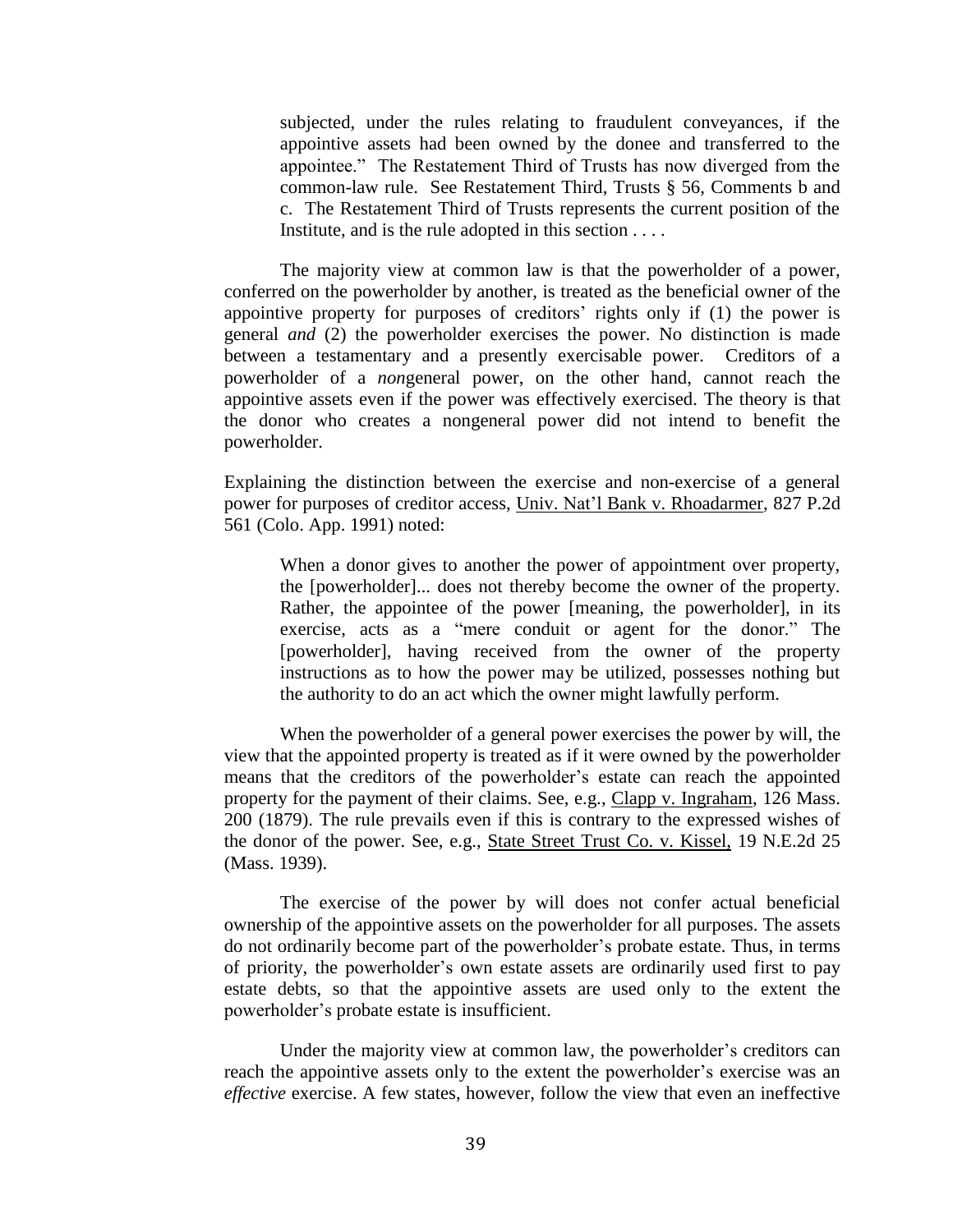> subjected, under the rules relating to fraudulent conveyances, if the appointive assets had been owned by the donee and transferred to the appointee." The Restatement Third of Trusts has now diverged from the common-law rule. See Restatement Third, Trusts § 56, Comments b and c. The Restatement Third of Trusts represents the current position of the Institute, and is the rule adopted in this section . . . .

The majority view at common law is that the powerholder of a power, conferred on the powerholder by another, is treated as the beneficial owner of the appointive property for purposes of creditors' rights only if (1) the power is general *and* (2) the powerholder exercises the power. No distinction is made between a testamentary and a presently exercisable power. Creditors of a powerholder of a *non*general power, on the other hand, cannot reach the appointive assets even if the power was effectively exercised. The theory is that the donor who creates a nongeneral power did not intend to benefit the powerholder.

Explaining the distinction between the exercise and non-exercise of a general power for purposes of creditor access, Univ. Nat'l Bank v. Rhoadarmer, 827 P.2d 561 (Colo. App. 1991) noted:

> When a donor gives to another the power of appointment over property, the [powerholder]... does not thereby become the owner of the property. Rather, the appointee of the power [meaning, the powerholder], in its exercise, acts as a "mere conduit or agent for the donor." The [powerholder], having received from the owner of the property instructions as to how the power may be utilized, possesses nothing but the authority to do an act which the owner might lawfully perform.

When the powerholder of a general power exercises the power by will, the view that the appointed property is treated as if it were owned by the powerholder means that the creditors of the powerholder's estate can reach the appointed property for the payment of their claims. See, e.g., Clapp v. Ingraham, 126 Mass. 200 (1879). The rule prevails even if this is contrary to the expressed wishes of the donor of the power. See, e.g., State Street Trust Co. v. Kissel, 19 N.E.2d 25 (Mass. 1939).

The exercise of the power by will does not confer actual beneficial ownership of the appointive assets on the powerholder for all purposes. The assets do not ordinarily become part of the powerholder's probate estate. Thus, in terms of priority, the powerholder's own estate assets are ordinarily used first to pay estate debts, so that the appointive assets are used only to the extent the powerholder's probate estate is insufficient.

Under the majority view at common law, the powerholder's creditors can reach the appointive assets only to the extent the powerholder's exercise was an *effective* exercise. A few states, however, follow the view that even an ineffective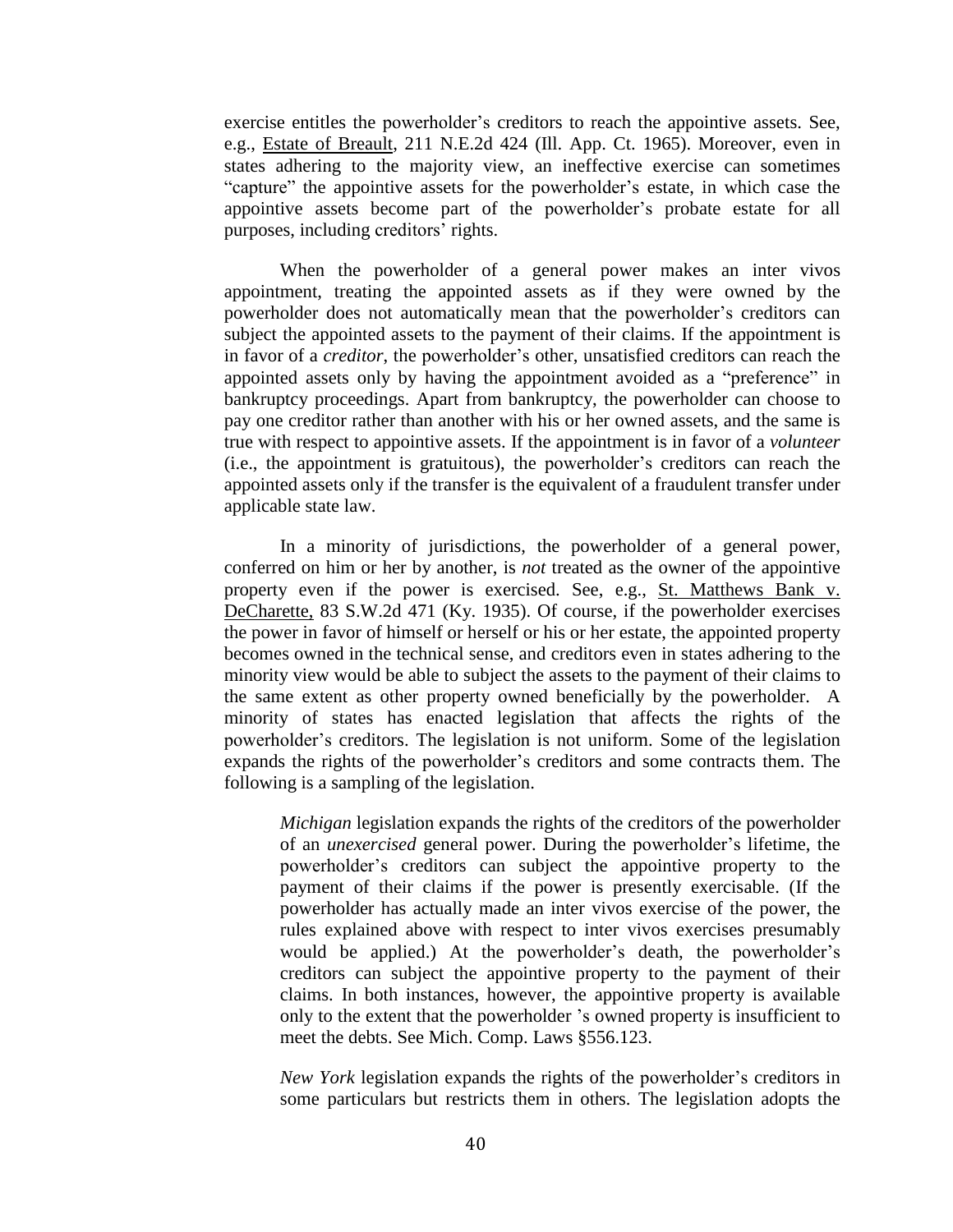exercise entitles the powerholder's creditors to reach the appointive assets. See, e.g., Estate of Breault, 211 N.E.2d 424 (Ill. App. Ct. 1965). Moreover, even in states adhering to the majority view, an ineffective exercise can sometimes "capture" the appointive assets for the powerholder's estate, in which case the appointive assets become part of the powerholder's probate estate for all purposes, including creditors' rights.

When the powerholder of a general power makes an inter vivos appointment, treating the appointed assets as if they were owned by the powerholder does not automatically mean that the powerholder's creditors can subject the appointed assets to the payment of their claims. If the appointment is in favor of a *creditor*, the powerholder's other, unsatisfied creditors can reach the appointed assets only by having the appointment avoided as a "preference" in bankruptcy proceedings. Apart from bankruptcy, the powerholder can choose to pay one creditor rather than another with his or her owned assets, and the same is true with respect to appointive assets. If the appointment is in favor of a *volunteer* (i.e., the appointment is gratuitous), the powerholder's creditors can reach the appointed assets only if the transfer is the equivalent of a fraudulent transfer under applicable state law.

In a minority of jurisdictions, the powerholder of a general power, conferred on him or her by another, is *not* treated as the owner of the appointive property even if the power is exercised. See, e.g., St. Matthews Bank v. DeCharette, 83 S.W.2d 471 (Ky. 1935). Of course, if the powerholder exercises the power in favor of himself or herself or his or her estate, the appointed property becomes owned in the technical sense, and creditors even in states adhering to the minority view would be able to subject the assets to the payment of their claims to the same extent as other property owned beneficially by the powerholder. A minority of states has enacted legislation that affects the rights of the powerholder's creditors. The legislation is not uniform. Some of the legislation expands the rights of the powerholder's creditors and some contracts them. The following is a sampling of the legislation.

> *Michigan* legislation expands the rights of the creditors of the powerholder of an *unexercised* general power. During the powerholder's lifetime, the powerholder's creditors can subject the appointive property to the payment of their claims if the power is presently exercisable. (If the powerholder has actually made an inter vivos exercise of the power, the rules explained above with respect to inter vivos exercises presumably would be applied.) At the powerholder's death, the powerholder's creditors can subject the appointive property to the payment of their claims. In both instances, however, the appointive property is available only to the extent that the powerholder 's owned property is insufficient to meet the debts. See Mich. Comp. Laws §556.123.
>
> *New York* legislation expands the rights of the powerholder's creditors in some particulars but restricts them in others. The legislation adopts the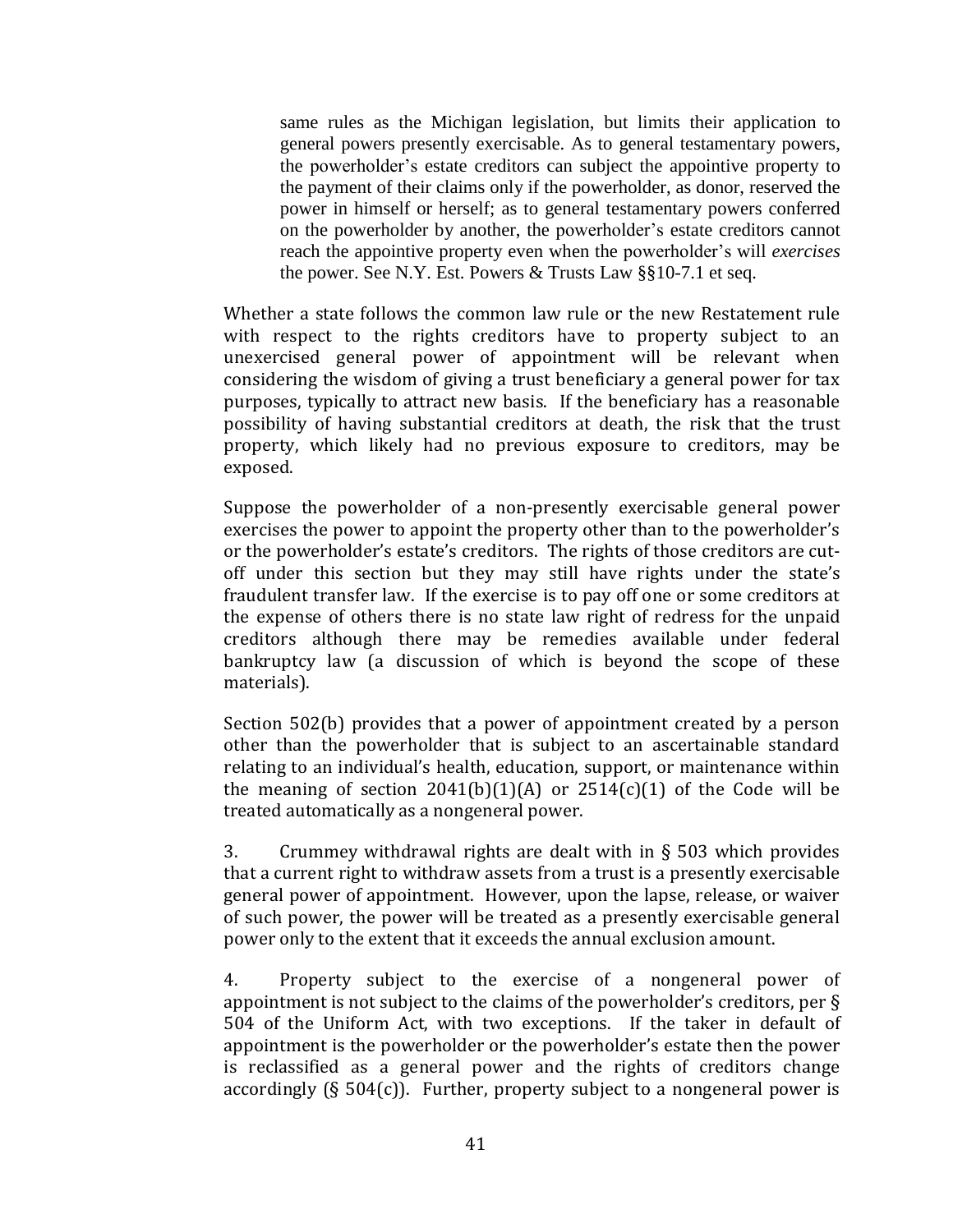> same rules as the Michigan legislation, but limits their application to general powers presently exercisable. As to general testamentary powers, the powerholder's estate creditors can subject the appointive property to the payment of their claims only if the powerholder, as donor, reserved the power in himself or herself; as to general testamentary powers conferred on the powerholder by another, the powerholder's estate creditors cannot reach the appointive property even when the powerholder's will *exercises* the power. See N.Y. Est. Powers & Trusts Law §§10-7.1 et seq.

Whether a state follows the common law rule or the new Restatement rule with respect to the rights creditors have to property subject to an unexercised general power of appointment will be relevant when considering the wisdom of giving a trust beneficiary a general power for tax purposes, typically to attract new basis. If the beneficiary has a reasonable possibility of having substantial creditors at death, the risk that the trust property, which likely had no previous exposure to creditors, may be exposed.

Suppose the powerholder of a non-presently exercisable general power exercises the power to appoint the property other than to the powerholder's or the powerholder's estate's creditors. The rights of those creditors are cut-off under this section but they may still have rights under the state's fraudulent transfer law. If the exercise is to pay off one or some creditors at the expense of others there is no state law right of redress for the unpaid creditors although there may be remedies available under federal bankruptcy law (a discussion of which is beyond the scope of these materials).

Section 502(b) provides that a power of appointment created by a person other than the powerholder that is subject to an ascertainable standard relating to an individual's health, education, support, or maintenance within the meaning of section 2041(b)(1)(A) or 2514(c)(1) of the Code will be treated automatically as a nongeneral power.

3. Crummey withdrawal rights are dealt with in § 503 which provides that a current right to withdraw assets from a trust is a presently exercisable general power of appointment. However, upon the lapse, release, or waiver of such power, the power will be treated as a presently exercisable general power only to the extent that it exceeds the annual exclusion amount.

4. Property subject to the exercise of a nongeneral power of appointment is not subject to the claims of the powerholder's creditors, per § 504 of the Uniform Act, with two exceptions. If the taker in default of appointment is the powerholder or the powerholder's estate then the power is reclassified as a general power and the rights of creditors change accordingly (§ 504(c)). Further, property subject to a nongeneral power is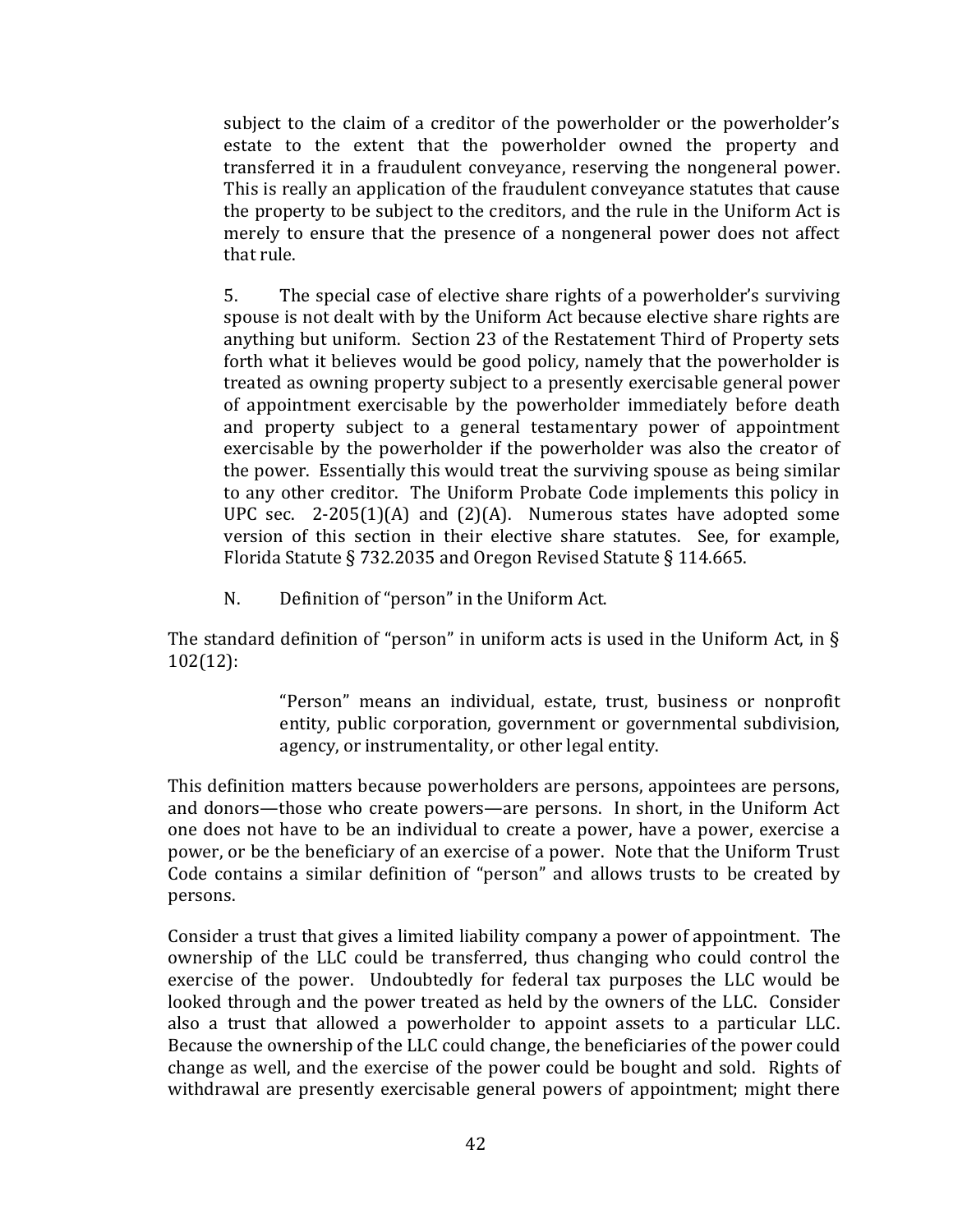subject to the claim of a creditor of the powerholder or the powerholder's estate to the extent that the powerholder owned the property and transferred it in a fraudulent conveyance, reserving the nongeneral power. This is really an application of the fraudulent conveyance statutes that cause the property to be subject to the creditors, and the rule in the Uniform Act is merely to ensure that the presence of a nongeneral power does not affect that rule.

5. The special case of elective share rights of a powerholder's surviving spouse is not dealt with by the Uniform Act because elective share rights are anything but uniform. Section 23 of the Restatement Third of Property sets forth what it believes would be good policy, namely that the powerholder is treated as owning property subject to a presently exercisable general power of appointment exercisable by the powerholder immediately before death and property subject to a general testamentary power of appointment exercisable by the powerholder if the powerholder was also the creator of the power. Essentially this would treat the surviving spouse as being similar to any other creditor. The Uniform Probate Code implements this policy in UPC sec. 2-205(1)(A) and (2)(A). Numerous states have adopted some version of this section in their elective share statutes. See, for example, Florida Statute § 732.2035 and Oregon Revised Statute § 114.665.

N. Definition of "person" in the Uniform Act.

The standard definition of "person" in uniform acts is used in the Uniform Act, in § 102(12):

> "Person" means an individual, estate, trust, business or nonprofit entity, public corporation, government or governmental subdivision, agency, or instrumentality, or other legal entity.

This definition matters because powerholders are persons, appointees are persons, and donors—those who create powers—are persons. In short, in the Uniform Act one does not have to be an individual to create a power, have a power, exercise a power, or be the beneficiary of an exercise of a power. Note that the Uniform Trust Code contains a similar definition of "person" and allows trusts to be created by persons.

Consider a trust that gives a limited liability company a power of appointment. The ownership of the LLC could be transferred, thus changing who could control the exercise of the power. Undoubtedly for federal tax purposes the LLC would be looked through and the power treated as held by the owners of the LLC. Consider also a trust that allowed a powerholder to appoint assets to a particular LLC. Because the ownership of the LLC could change, the beneficiaries of the power could change as well, and the exercise of the power could be bought and sold. Rights of withdrawal are presently exercisable general powers of appointment; might there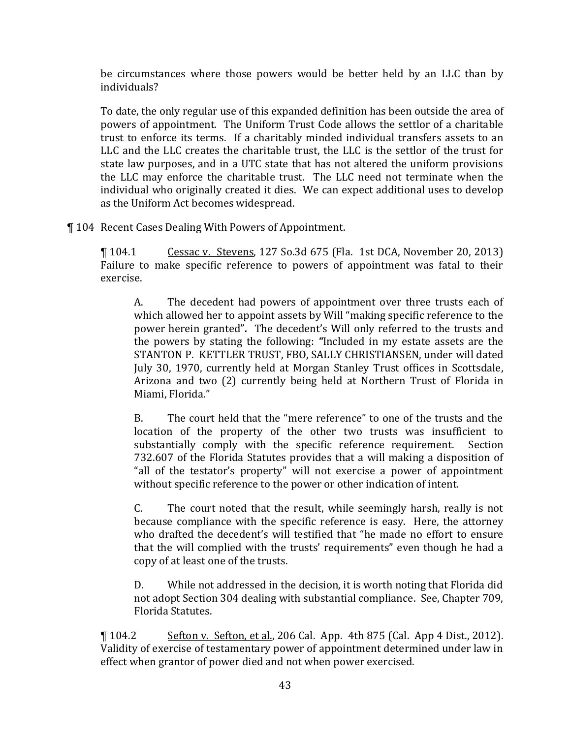be circumstances where those powers would be better held by an LLC than by individuals?

To date, the only regular use of this expanded definition has been outside the area of powers of appointment. The Uniform Trust Code allows the settlor of a charitable trust to enforce its terms. If a charitably minded individual transfers assets to an LLC and the LLC creates the charitable trust, the LLC is the settlor of the trust for state law purposes, and in a UTC state that has not altered the uniform provisions the LLC may enforce the charitable trust. The LLC need not terminate when the individual who originally created it dies. We can expect additional uses to develop as the Uniform Act becomes widespread.

¶ 104 Recent Cases Dealing With Powers of Appointment.

¶ 104.1 Cessac v. Stevens, 127 So.3d 675 (Fla. 1st DCA, November 20, 2013) Failure to make specific reference to powers of appointment was fatal to their exercise.

A. The decedent had powers of appointment over three trusts each of which allowed her to appoint assets by Will "making specific reference to the power herein granted"*.* The decedent's Will only referred to the trusts and the powers by stating the following: *"*Included in my estate assets are the STANTON P. KETTLER TRUST, FBO, SALLY CHRISTIANSEN, under will dated July 30, 1970, currently held at Morgan Stanley Trust offices in Scottsdale, Arizona and two (2) currently being held at Northern Trust of Florida in Miami, Florida."

B. The court held that the "mere reference" to one of the trusts and the location of the property of the other two trusts was insufficient to substantially comply with the specific reference requirement. Section 732.607 of the Florida Statutes provides that a will making a disposition of "all of the testator's property" will not exercise a power of appointment without specific reference to the power or other indication of intent.

C. The court noted that the result, while seemingly harsh, really is not because compliance with the specific reference is easy. Here, the attorney who drafted the decedent's will testified that "he made no effort to ensure that the will complied with the trusts' requirements" even though he had a copy of at least one of the trusts.

D. While not addressed in the decision, it is worth noting that Florida did not adopt Section 304 dealing with substantial compliance. See, Chapter 709, Florida Statutes.

¶ 104.2 Sefton v. Sefton, et al., 206 Cal. App. 4th 875 (Cal. App 4 Dist., 2012). Validity of exercise of testamentary power of appointment determined under law in effect when grantor of power died and not when power exercised.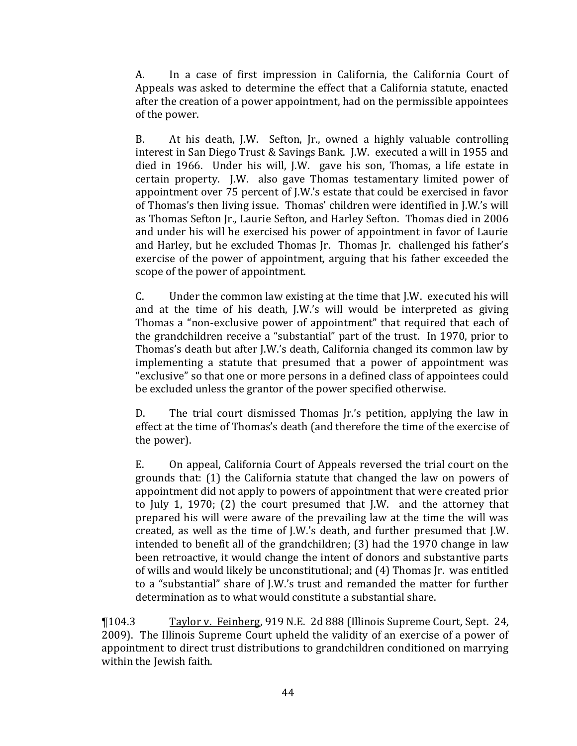A. In a case of first impression in California, the California Court of Appeals was asked to determine the effect that a California statute, enacted after the creation of a power appointment, had on the permissible appointees of the power.

B. At his death, J.W. Sefton, Jr., owned a highly valuable controlling interest in San Diego Trust & Savings Bank. J.W. executed a will in 1955 and died in 1966. Under his will, J.W. gave his son, Thomas, a life estate in certain property. J.W. also gave Thomas testamentary limited power of appointment over 75 percent of J.W.'s estate that could be exercised in favor of Thomas's then living issue. Thomas' children were identified in J.W.'s will as Thomas Sefton Jr., Laurie Sefton, and Harley Sefton. Thomas died in 2006 and under his will he exercised his power of appointment in favor of Laurie and Harley, but he excluded Thomas Jr. Thomas Jr. challenged his father's exercise of the power of appointment, arguing that his father exceeded the scope of the power of appointment.

C. Under the common law existing at the time that J.W. executed his will and at the time of his death, J.W.'s will would be interpreted as giving Thomas a "non-exclusive power of appointment" that required that each of the grandchildren receive a "substantial" part of the trust. In 1970, prior to Thomas's death but after J.W.'s death, California changed its common law by implementing a statute that presumed that a power of appointment was "exclusive" so that one or more persons in a defined class of appointees could be excluded unless the grantor of the power specified otherwise.

D. The trial court dismissed Thomas Jr.'s petition, applying the law in effect at the time of Thomas's death (and therefore the time of the exercise of the power).

E. On appeal, California Court of Appeals reversed the trial court on the grounds that: (1) the California statute that changed the law on powers of appointment did not apply to powers of appointment that were created prior to July 1, 1970; (2) the court presumed that J.W. and the attorney that prepared his will were aware of the prevailing law at the time the will was created, as well as the time of J.W.'s death, and further presumed that J.W. intended to benefit all of the grandchildren; (3) had the 1970 change in law been retroactive, it would change the intent of donors and substantive parts of wills and would likely be unconstitutional; and (4) Thomas Jr. was entitled to a "substantial" share of J.W.'s trust and remanded the matter for further determination as to what would constitute a substantial share.

¶104.3 Taylor v. Feinberg, 919 N.E. 2d 888 (Illinois Supreme Court, Sept. 24, 2009). The Illinois Supreme Court upheld the validity of an exercise of a power of appointment to direct trust distributions to grandchildren conditioned on marrying within the Jewish faith.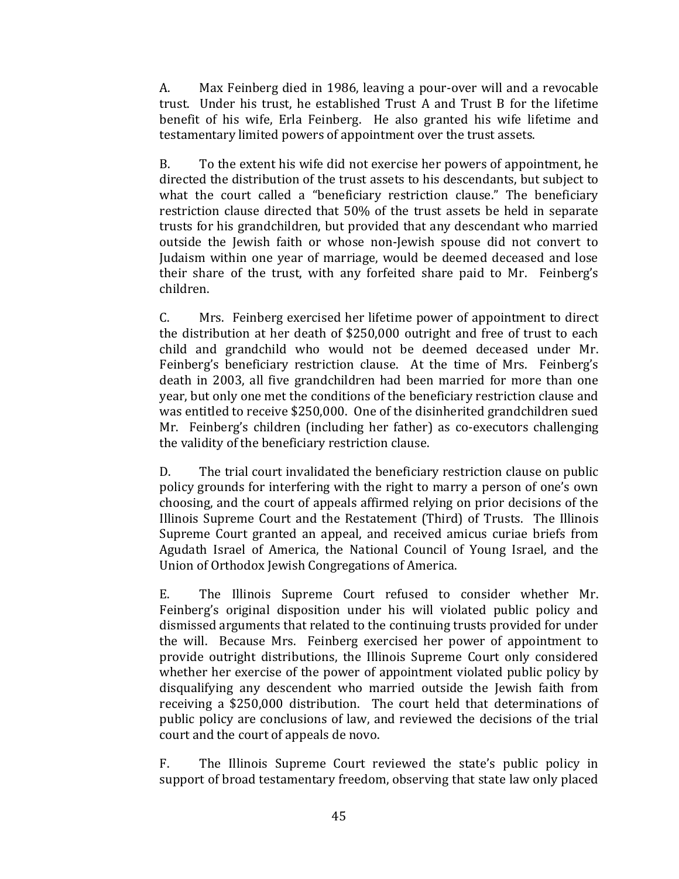A. Max Feinberg died in 1986, leaving a pour-over will and a revocable trust. Under his trust, he established Trust A and Trust B for the lifetime benefit of his wife, Erla Feinberg. He also granted his wife lifetime and testamentary limited powers of appointment over the trust assets.

B. To the extent his wife did not exercise her powers of appointment, he directed the distribution of the trust assets to his descendants, but subject to what the court called a "beneficiary restriction clause." The beneficiary restriction clause directed that 50% of the trust assets be held in separate trusts for his grandchildren, but provided that any descendant who married outside the Jewish faith or whose non-Jewish spouse did not convert to Judaism within one year of marriage, would be deemed deceased and lose their share of the trust, with any forfeited share paid to Mr. Feinberg's children.

C. Mrs. Feinberg exercised her lifetime power of appointment to direct the distribution at her death of $250,000 outright and free of trust to each child and grandchild who would not be deemed deceased under Mr. Feinberg's beneficiary restriction clause. At the time of Mrs. Feinberg's death in 2003, all five grandchildren had been married for more than one year, but only one met the conditions of the beneficiary restriction clause and was entitled to receive $250,000. One of the disinherited grandchildren sued Mr. Feinberg's children (including her father) as co-executors challenging the validity of the beneficiary restriction clause.

D. The trial court invalidated the beneficiary restriction clause on public policy grounds for interfering with the right to marry a person of one's own choosing, and the court of appeals affirmed relying on prior decisions of the Illinois Supreme Court and the Restatement (Third) of Trusts. The Illinois Supreme Court granted an appeal, and received amicus curiae briefs from Agudath Israel of America, the National Council of Young Israel, and the Union of Orthodox Jewish Congregations of America.

E. The Illinois Supreme Court refused to consider whether Mr. Feinberg's original disposition under his will violated public policy and dismissed arguments that related to the continuing trusts provided for under the will. Because Mrs. Feinberg exercised her power of appointment to provide outright distributions, the Illinois Supreme Court only considered whether her exercise of the power of appointment violated public policy by disqualifying any descendent who married outside the Jewish faith from receiving a $250,000 distribution. The court held that determinations of public policy are conclusions of law, and reviewed the decisions of the trial court and the court of appeals de novo.

F. The Illinois Supreme Court reviewed the state's public policy in support of broad testamentary freedom, observing that state law only placed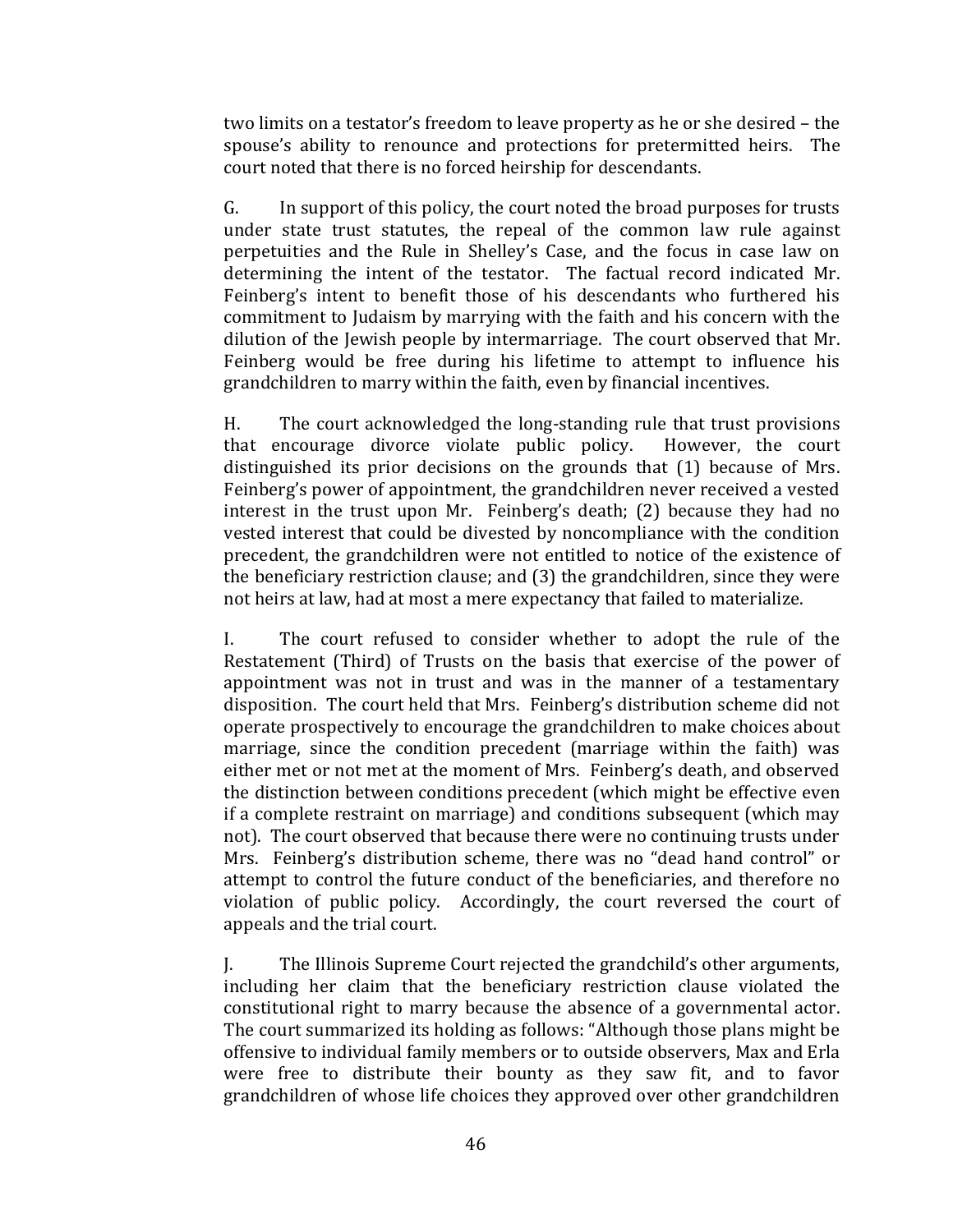two limits on a testator's freedom to leave property as he or she desired – the spouse's ability to renounce and protections for pretermitted heirs. The court noted that there is no forced heirship for descendants.

G. In support of this policy, the court noted the broad purposes for trusts under state trust statutes, the repeal of the common law rule against perpetuities and the Rule in Shelley's Case, and the focus in case law on determining the intent of the testator. The factual record indicated Mr. Feinberg's intent to benefit those of his descendants who furthered his commitment to Judaism by marrying with the faith and his concern with the dilution of the Jewish people by intermarriage. The court observed that Mr. Feinberg would be free during his lifetime to attempt to influence his grandchildren to marry within the faith, even by financial incentives.

H. The court acknowledged the long-standing rule that trust provisions that encourage divorce violate public policy. However, the court distinguished its prior decisions on the grounds that (1) because of Mrs. Feinberg's power of appointment, the grandchildren never received a vested interest in the trust upon Mr. Feinberg's death; (2) because they had no vested interest that could be divested by noncompliance with the condition precedent, the grandchildren were not entitled to notice of the existence of the beneficiary restriction clause; and (3) the grandchildren, since they were not heirs at law, had at most a mere expectancy that failed to materialize.

I. The court refused to consider whether to adopt the rule of the Restatement (Third) of Trusts on the basis that exercise of the power of appointment was not in trust and was in the manner of a testamentary disposition. The court held that Mrs. Feinberg's distribution scheme did not operate prospectively to encourage the grandchildren to make choices about marriage, since the condition precedent (marriage within the faith) was either met or not met at the moment of Mrs. Feinberg's death, and observed the distinction between conditions precedent (which might be effective even if a complete restraint on marriage) and conditions subsequent (which may not). The court observed that because there were no continuing trusts under Mrs. Feinberg's distribution scheme, there was no "dead hand control" or attempt to control the future conduct of the beneficiaries, and therefore no violation of public policy. Accordingly, the court reversed the court of appeals and the trial court.

J. The Illinois Supreme Court rejected the grandchild's other arguments, including her claim that the beneficiary restriction clause violated the constitutional right to marry because the absence of a governmental actor. The court summarized its holding as follows: "Although those plans might be offensive to individual family members or to outside observers, Max and Erla were free to distribute their bounty as they saw fit, and to favor grandchildren of whose life choices they approved over other grandchildren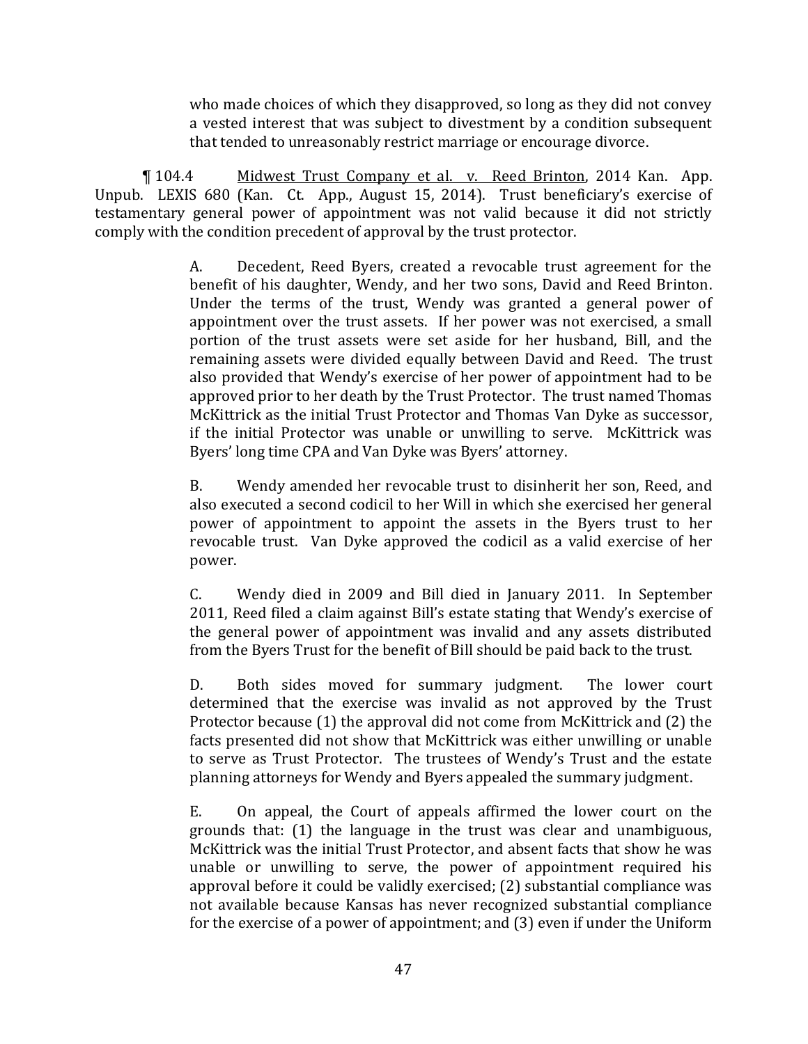who made choices of which they disapproved, so long as they did not convey a vested interest that was subject to divestment by a condition subsequent that tended to unreasonably restrict marriage or encourage divorce.

¶ 104.4 Midwest Trust Company et al. v. Reed Brinton, 2014 Kan. App. Unpub. LEXIS 680 (Kan. Ct. App., August 15, 2014). Trust beneficiary's exercise of testamentary general power of appointment was not valid because it did not strictly comply with the condition precedent of approval by the trust protector.

> A. Decedent, Reed Byers, created a revocable trust agreement for the benefit of his daughter, Wendy, and her two sons, David and Reed Brinton. Under the terms of the trust, Wendy was granted a general power of appointment over the trust assets. If her power was not exercised, a small portion of the trust assets were set aside for her husband, Bill, and the remaining assets were divided equally between David and Reed. The trust also provided that Wendy's exercise of her power of appointment had to be approved prior to her death by the Trust Protector. The trust named Thomas McKittrick as the initial Trust Protector and Thomas Van Dyke as successor, if the initial Protector was unable or unwilling to serve. McKittrick was Byers' long time CPA and Van Dyke was Byers' attorney.
>
> B. Wendy amended her revocable trust to disinherit her son, Reed, and also executed a second codicil to her Will in which she exercised her general power of appointment to appoint the assets in the Byers trust to her revocable trust. Van Dyke approved the codicil as a valid exercise of her power.
>
> C. Wendy died in 2009 and Bill died in January 2011. In September 2011, Reed filed a claim against Bill's estate stating that Wendy's exercise of the general power of appointment was invalid and any assets distributed from the Byers Trust for the benefit of Bill should be paid back to the trust.
>
> D. Both sides moved for summary judgment. The lower court determined that the exercise was invalid as not approved by the Trust Protector because (1) the approval did not come from McKittrick and (2) the facts presented did not show that McKittrick was either unwilling or unable to serve as Trust Protector. The trustees of Wendy's Trust and the estate planning attorneys for Wendy and Byers appealed the summary judgment.
>
> E. On appeal, the Court of appeals affirmed the lower court on the grounds that: (1) the language in the trust was clear and unambiguous, McKittrick was the initial Trust Protector, and absent facts that show he was unable or unwilling to serve, the power of appointment required his approval before it could be validly exercised; (2) substantial compliance was not available because Kansas has never recognized substantial compliance for the exercise of a power of appointment; and (3) even if under the Uniform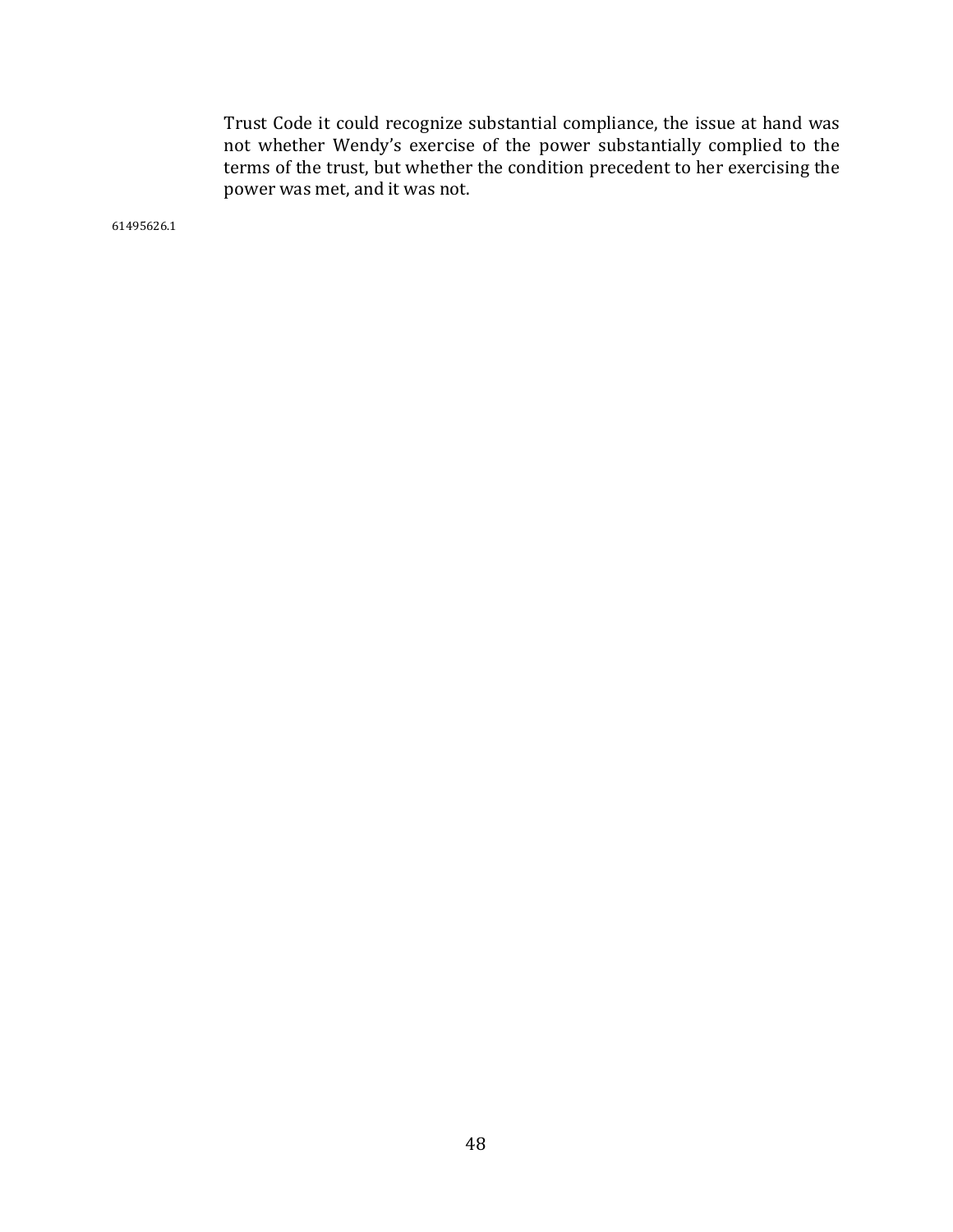Trust Code it could recognize substantial compliance, the issue at hand was not whether Wendy's exercise of the power substantially complied to the terms of the trust, but whether the condition precedent to her exercising the power was met, and it was not.

61495626.1